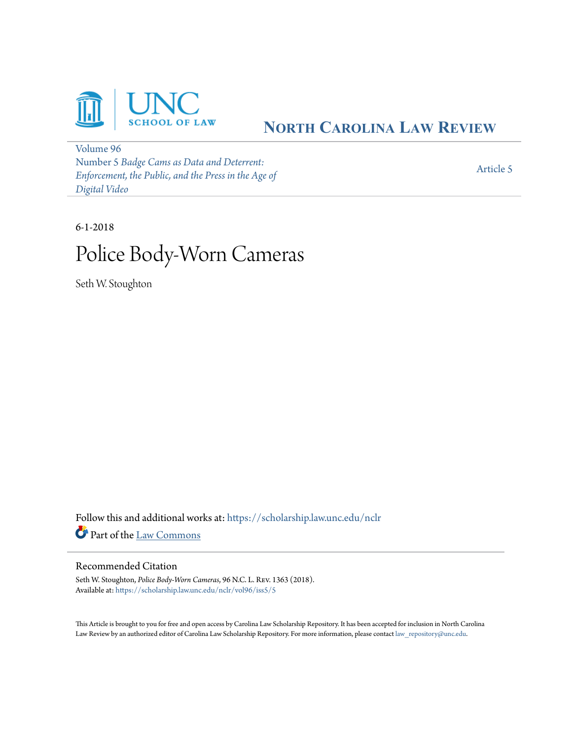UNC SCHOOL OF LAW

NORTH CAROLINA LAW REVIEW

Volume 96
Number 5 *Badge Cams as Data and Deterrent: Enforcement, the Public, and the Press in the Age of Digital Video*

Article 5

6-1-2018

# Police Body-Worn Cameras

Seth W. Stoughton

Follow this and additional works at: https://scholarship.law.unc.edu/nclr

Part of the Law Commons

## Recommended Citation

Seth W. Stoughton, *Police Body-Worn Cameras*, 96 N.C. L. REV. 1363 (2018).
Available at: https://scholarship.law.unc.edu/nclr/vol96/iss5/5

This Article is brought to you for free and open access by Carolina Law Scholarship Repository. It has been accepted for inclusion in North Carolina Law Review by an authorized editor of Carolina Law Scholarship Repository. For more information, please contact law_repository@unc.edu.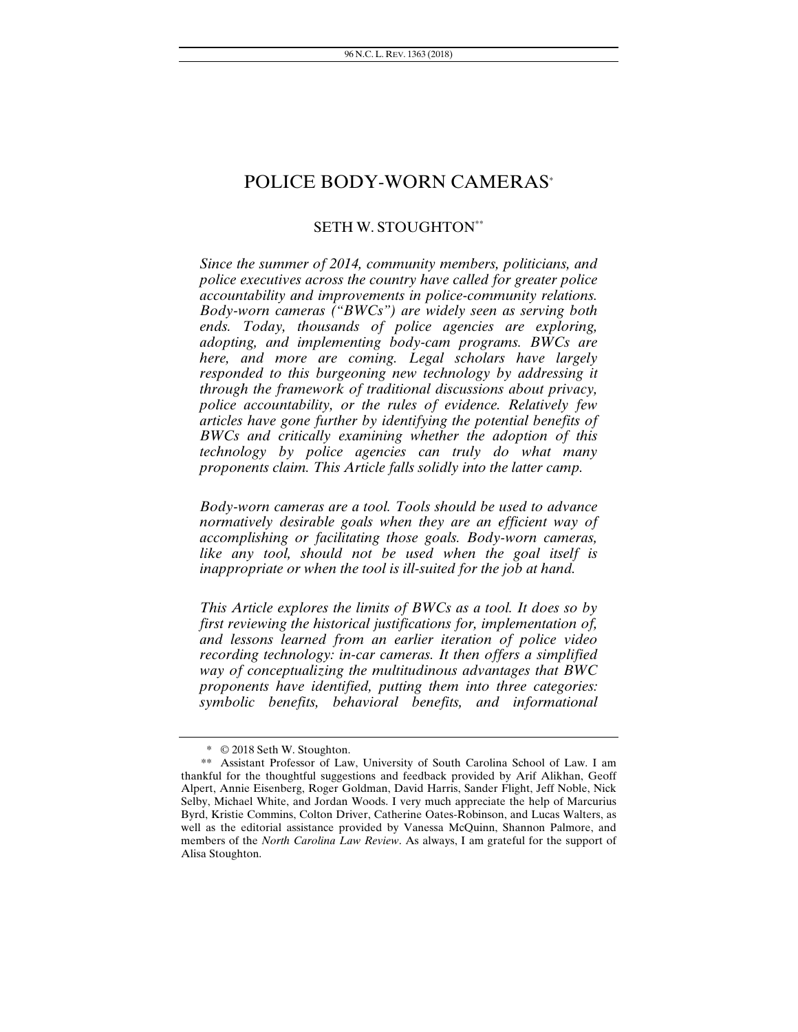# POLICE BODY-WORN CAMERAS[*]

## SETH W. STOUGHTON[**]

*Since the summer of 2014, community members, politicians, and police executives across the country have called for greater police accountability and improvements in police-community relations. Body-worn cameras ("BWCs") are widely seen as serving both ends. Today, thousands of police agencies are exploring, adopting, and implementing body-cam programs. BWCs are here, and more are coming. Legal scholars have largely responded to this burgeoning new technology by addressing it through the framework of traditional discussions about privacy, police accountability, or the rules of evidence. Relatively few articles have gone further by identifying the potential benefits of BWCs and critically examining whether the adoption of this technology by police agencies can truly do what many proponents claim. This Article falls solidly into the latter camp.*

*Body-worn cameras are a tool. Tools should be used to advance normatively desirable goals when they are an efficient way of accomplishing or facilitating those goals. Body-worn cameras, like any tool, should not be used when the goal itself is inappropriate or when the tool is ill-suited for the job at hand.*

*This Article explores the limits of BWCs as a tool. It does so by first reviewing the historical justifications for, implementation of, and lessons learned from an earlier iteration of police video recording technology: in-car cameras. It then offers a simplified way of conceptualizing the multitudinous advantages that BWC proponents have identified, putting them into three categories: symbolic benefits, behavioral benefits, and informational*

---

\* © 2018 Seth W. Stoughton.

\*\* Assistant Professor of Law, University of South Carolina School of Law. I am thankful for the thoughtful suggestions and feedback provided by Arif Alikhan, Geoff Alpert, Annie Eisenberg, Roger Goldman, David Harris, Sander Flight, Jeff Noble, Nick Selby, Michael White, and Jordan Woods. I very much appreciate the help of Marcurius Byrd, Kristie Commins, Colton Driver, Catherine Oates-Robinson, and Lucas Walters, as well as the editorial assistance provided by Vanessa McQuinn, Shannon Palmore, and members of the *North Carolina Law Review*. As always, I am grateful for the support of Alisa Stoughton.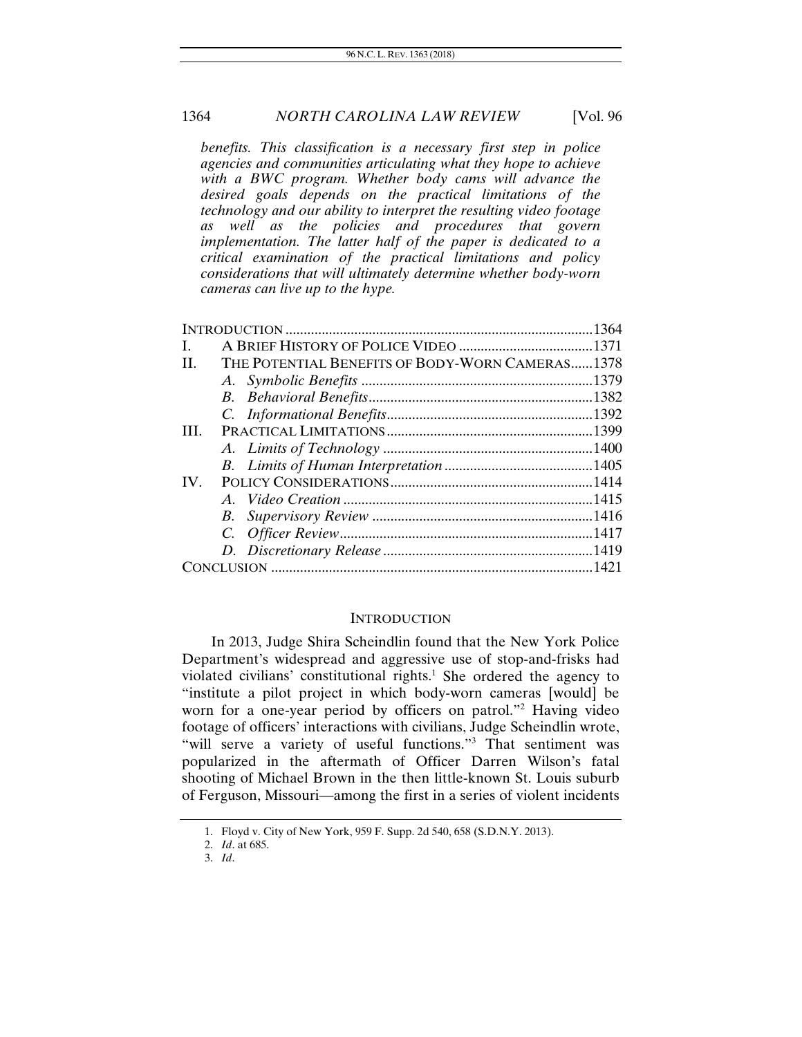*benefits. This classification is a necessary first step in police agencies and communities articulating what they hope to achieve with a BWC program. Whether body cams will advance the desired goals depends on the practical limitations of the technology and our ability to interpret the resulting video footage as well as the policies and procedures that govern implementation. The latter half of the paper is dedicated to a critical examination of the practical limitations and policy considerations that will ultimately determine whether body-worn cameras can live up to the hype.*

| | | |
|---|---|---|
| INTRODUCTION | | 1364 |
| I. | A BRIEF HISTORY OF POLICE VIDEO | 1371 |
| II. | THE POTENTIAL BENEFITS OF BODY-WORN CAMERAS | 1378 |
| | *A. Symbolic Benefits* | 1379 |
| | *B. Behavioral Benefits* | 1382 |
| | *C. Informational Benefits* | 1392 |
| III. | PRACTICAL LIMITATIONS | 1399 |
| | *A. Limits of Technology* | 1400 |
| | *B. Limits of Human Interpretation* | 1405 |
| IV. | POLICY CONSIDERATIONS | 1414 |
| | *A. Video Creation* | 1415 |
| | *B. Supervisory Review* | 1416 |
| | *C. Officer Review* | 1417 |
| | *D. Discretionary Release* | 1419 |
| CONCLUSION | | 1421 |

## INTRODUCTION

In 2013, Judge Shira Scheindlin found that the New York Police Department's widespread and aggressive use of stop-and-frisks had violated civilians' constitutional rights.[1] She ordered the agency to "institute a pilot project in which body-worn cameras [would] be worn for a one-year period by officers on patrol."[2] Having video footage of officers' interactions with civilians, Judge Scheindlin wrote, "will serve a variety of useful functions."[3] That sentiment was popularized in the aftermath of Officer Darren Wilson's fatal shooting of Michael Brown in the then little-known St. Louis suburb of Ferguson, Missouri—among the first in a series of violent incidents

1. Floyd v. City of New York, 959 F. Supp. 2d 540, 658 (S.D.N.Y. 2013).

2. *Id*. at 685.

3. *Id*.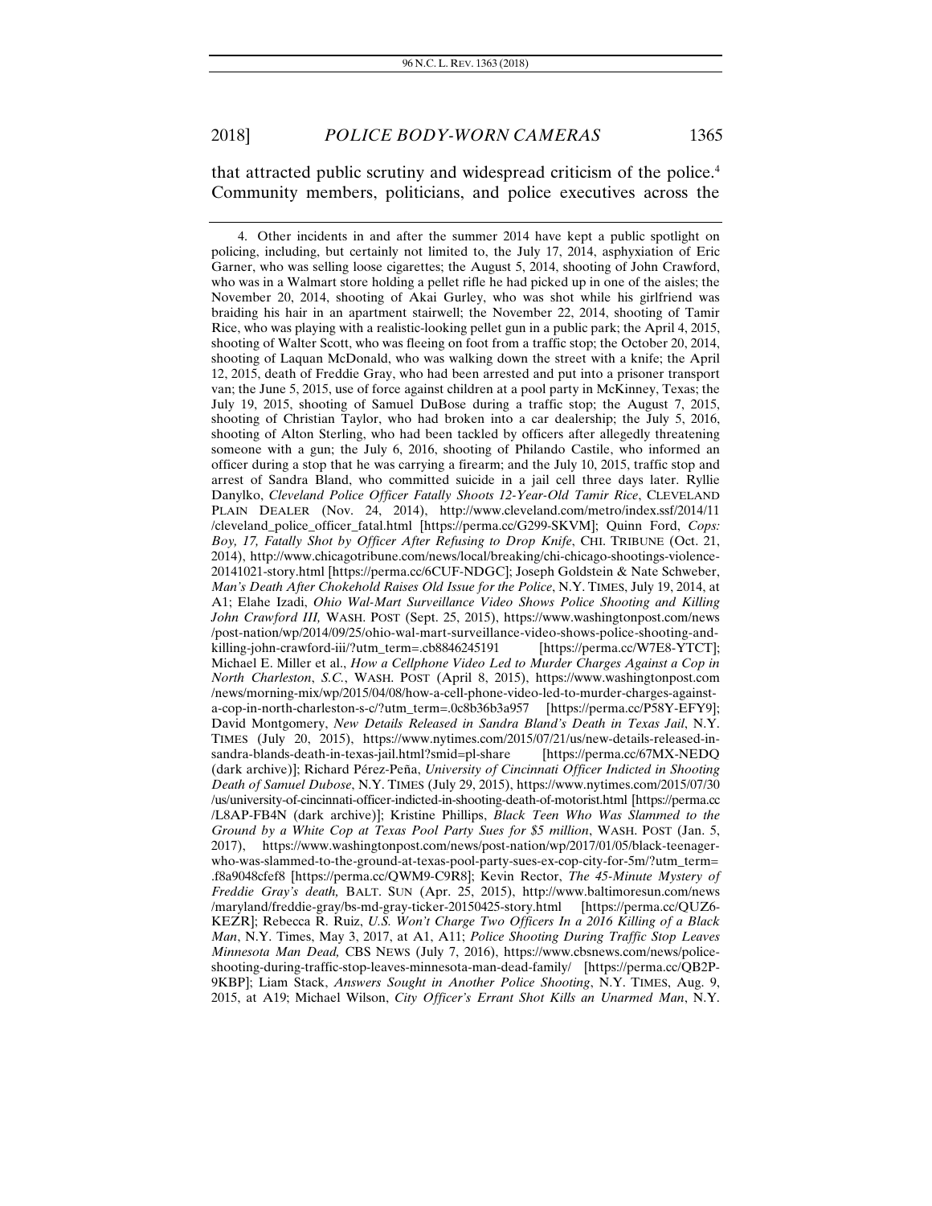that attracted public scrutiny and widespread criticism of the police.[4] Community members, politicians, and police executives across the

---

4. Other incidents in and after the summer 2014 have kept a public spotlight on policing, including, but certainly not limited to, the July 17, 2014, asphyxiation of Eric Garner, who was selling loose cigarettes; the August 5, 2014, shooting of John Crawford, who was in a Walmart store holding a pellet rifle he had picked up in one of the aisles; the November 20, 2014, shooting of Akai Gurley, who was shot while his girlfriend was braiding his hair in an apartment stairwell; the November 22, 2014, shooting of Tamir Rice, who was playing with a realistic-looking pellet gun in a public park; the April 4, 2015, shooting of Walter Scott, who was fleeing on foot from a traffic stop; the October 20, 2014, shooting of Laquan McDonald, who was walking down the street with a knife; the April 12, 2015, death of Freddie Gray, who had been arrested and put into a prisoner transport van; the June 5, 2015, use of force against children at a pool party in McKinney, Texas; the July 19, 2015, shooting of Samuel DuBose during a traffic stop; the August 7, 2015, shooting of Christian Taylor, who had broken into a car dealership; the July 5, 2016, shooting of Alton Sterling, who had been tackled by officers after allegedly threatening someone with a gun; the July 6, 2016, shooting of Philando Castile, who informed an officer during a stop that he was carrying a firearm; and the July 10, 2015, traffic stop and arrest of Sandra Bland, who committed suicide in a jail cell three days later. Ryllie Danylko, *Cleveland Police Officer Fatally Shoots 12-Year-Old Tamir Rice*, CLEVELAND PLAIN DEALER (Nov. 24, 2014), http://www.cleveland.com/metro/index.ssf/2014/11/cleveland_police_officer_fatal.html [https://perma.cc/G299-SKVM]; Quinn Ford, *Cops: Boy, 17, Fatally Shot by Officer After Refusing to Drop Knife*, CHI. TRIBUNE (Oct. 21, 2014), http://www.chicagotribune.com/news/local/breaking/ct-chicago-shootings-violence-20141021-story.html [https://perma.cc/6CUF-NDGC]; Joseph Goldstein & Nate Schweber, *Man's Death After Chokehold Raises Old Issue for the Police*, N.Y. TIMES, July 19, 2014, at A1; Elahe Izadi, *Ohio Wal-Mart Surveillance Video Shows Police Shooting and Killing John Crawford III,* WASH. POST (Sept. 25, 2015), https://www.washingtonpost.com/news/post-nation/wp/2014/09/25/ohio-wal-mart-surveillance-video-shows-police-shooting-and-killing-john-crawford-iii/?utm_term=.cb8846245191 [https://perma.cc/W7E8-YTCT]; Michael E. Miller et al., *How a Cellphone Video Led to Murder Charges Against a Cop in North Charleston*, *S.C.*, WASH. POST (April 8, 2015), https://www.washingtonpost.com/news/morning-mix/wp/2015/04/08/how-a-cell-phone-video-led-to-murder-charges-against-a-cop-in-north-charleston-s-c/?utm_term=.0c8b36b3a957 [https://perma.cc/P58Y-EFY9]; David Montgomery, *New Details Released in Sandra Bland's Death in Texas Jail*, N.Y. TIMES (July 20, 2015), https://www.nytimes.com/2015/07/21/us/new-details-released-in-sandra-blands-death-in-texas-jail.html?smid=pl-share [https://perma.cc/67MX-NEDQ (dark archive)]; Richard Pérez-Peña, *University of Cincinnati Officer Indicted in Shooting Death of Samuel Dubose*, N.Y. TIMES (July 29, 2015), https://www.nytimes.com/2015/07/30/us/university-of-cincinnati-officer-indicted-in-shooting-death-of-motorist.html [https://perma.cc/L8AP-FB4N (dark archive)]; Kristine Phillips, *Black Teen Who Was Slammed to the Ground by a White Cop at Texas Pool Party Sues for $5 million*, WASH. POST (Jan. 5, 2017), https://www.washingtonpost.com/news/post-nation/wp/2017/01/05/black-teenager-who-was-slammed-to-the-ground-at-texas-pool-party-sues-ex-cop-city-for-5m/?utm_term=.f8a9048cfef8 [https://perma.cc/QWM9-C9R8]; Kevin Rector, *The 45-Minute Mystery of Freddie Gray's death,* BALT. SUN (Apr. 25, 2015), http://www.baltimoresun.com/news/maryland/freddie-gray/bs-md-gray-ticker-20150425-story.html [https://perma.cc/QUZ6-KEZR]; Rebecca R. Ruiz, *U.S. Won't Charge Two Officers In a 2016 Killing of a Black Man*, N.Y. Times, May 3, 2017, at A1, A11; *Police Shooting During Traffic Stop Leaves Minnesota Man Dead,* CBS NEWS (July 7, 2016), https://www.cbsnews.com/news/police-shooting-during-traffic-stop-leaves-minnesota-man-dead-family/ [https://perma.cc/QB2P-9KBP]; Liam Stack, *Answers Sought in Another Police Shooting*, N.Y. TIMES, Aug. 9, 2015, at A19; Michael Wilson, *City Officer's Errant Shot Kills an Unarmed Man*, N.Y.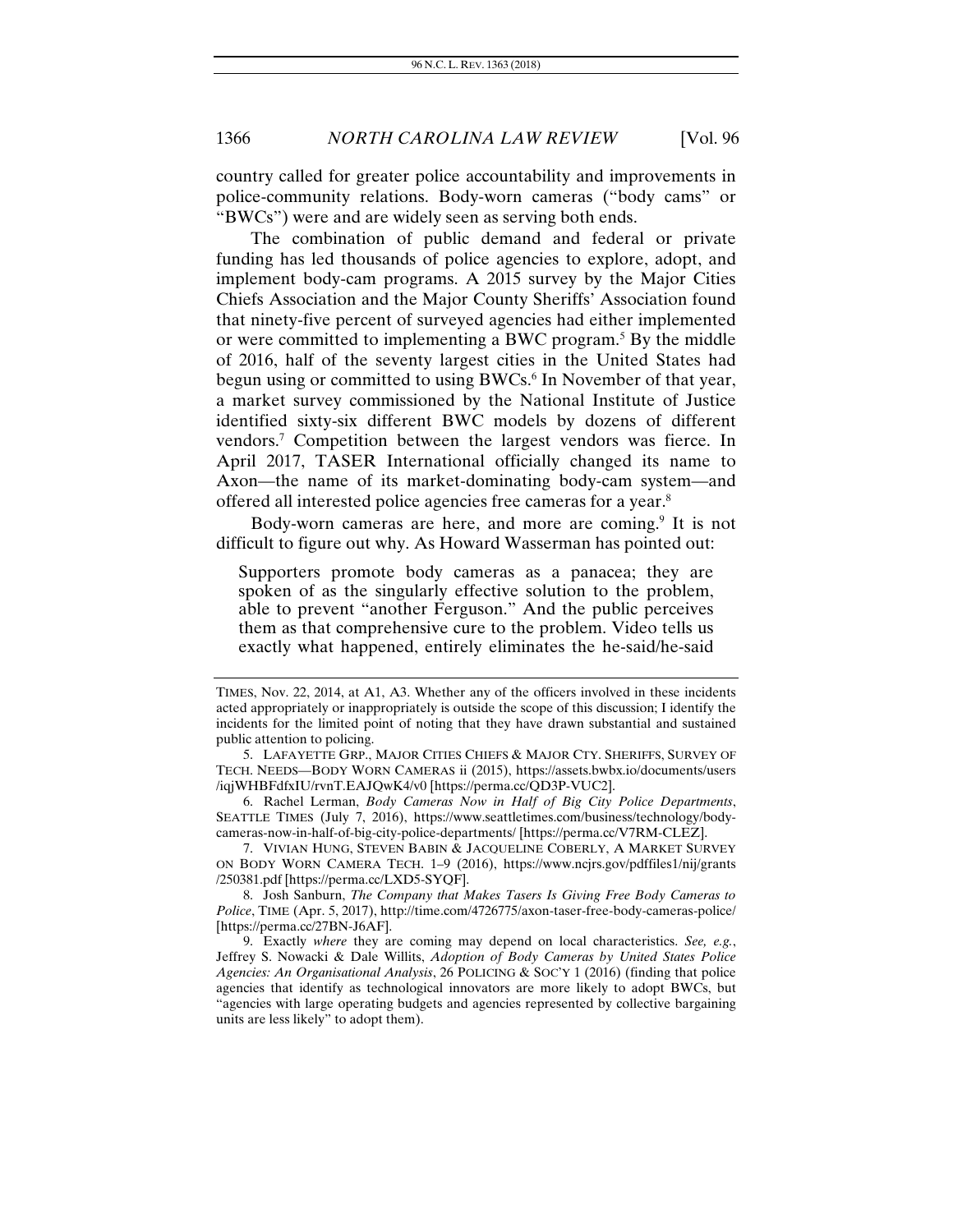country called for greater police accountability and improvements in police-community relations. Body-worn cameras ("body cams" or "BWCs") were and are widely seen as serving both ends.

The combination of public demand and federal or private funding has led thousands of police agencies to explore, adopt, and implement body-cam programs. A 2015 survey by the Major Cities Chiefs Association and the Major County Sheriffs' Association found that ninety-five percent of surveyed agencies had either implemented or were committed to implementing a BWC program.[5] By the middle of 2016, half of the seventy largest cities in the United States had begun using or committed to using BWCs.[6] In November of that year, a market survey commissioned by the National Institute of Justice identified sixty-six different BWC models by dozens of different vendors.[7] Competition between the largest vendors was fierce. In April 2017, TASER International officially changed its name to Axon—the name of its market-dominating body-cam system—and offered all interested police agencies free cameras for a year.[8]

Body-worn cameras are here, and more are coming.[9] It is not difficult to figure out why. As Howard Wasserman has pointed out:

> Supporters promote body cameras as a panacea; they are spoken of as the singularly effective solution to the problem, able to prevent "another Ferguson." And the public perceives them as that comprehensive cure to the problem. Video tells us exactly what happened, entirely eliminates the he-said/he-said

---

TIMES, Nov. 22, 2014, at A1, A3. Whether any of the officers involved in these incidents acted appropriately or inappropriately is outside the scope of this discussion; I identify the incidents for the limited point of noting that they have drawn substantial and sustained public attention to policing.

5. LAFAYETTE GRP., MAJOR CITIES CHIEFS & MAJOR CTY. SHERIFFS, SURVEY OF TECH. NEEDS—BODY WORN CAMERAS ii (2015), https://assets.bwbx.io/documents/users/iqjWHBFdfxIU/rvnT.EAJQwK4/v0 [https://perma.cc/QD3P-VUC2].

6. Rachel Lerman, *Body Cameras Now in Half of Big City Police Departments*, SEATTLE TIMES (July 7, 2016), https://www.seattletimes.com/business/technology/body-cameras-now-in-half-of-big-city-police-departments/ [https://perma.cc/V7RM-CLEZ].

7. VIVIAN HUNG, STEVEN BABIN & JACQUELINE COBERLY, A MARKET SURVEY ON BODY WORN CAMERA TECH. 1–9 (2016), https://www.ncjrs.gov/pdffiles1/nij/grants/250381.pdf [https://perma.cc/LXD5-SYQF].

8. Josh Sanburn, *The Company that Makes Tasers Is Giving Free Body Cameras to Police*, TIME (Apr. 5, 2017), http://time.com/4726775/axon-taser-free-body-cameras-police/ [https://perma.cc/27BN-J6AF].

9. Exactly *where* they are coming may depend on local characteristics. *See, e.g.*, Jeffrey S. Nowacki & Dale Willits, *Adoption of Body Cameras by United States Police Agencies: An Organisational Analysis*, 26 POLICING & SOC'Y 1 (2016) (finding that police agencies that identify as technological innovators are more likely to adopt BWCs, but "agencies with large operating budgets and agencies represented by collective bargaining units are less likely" to adopt them).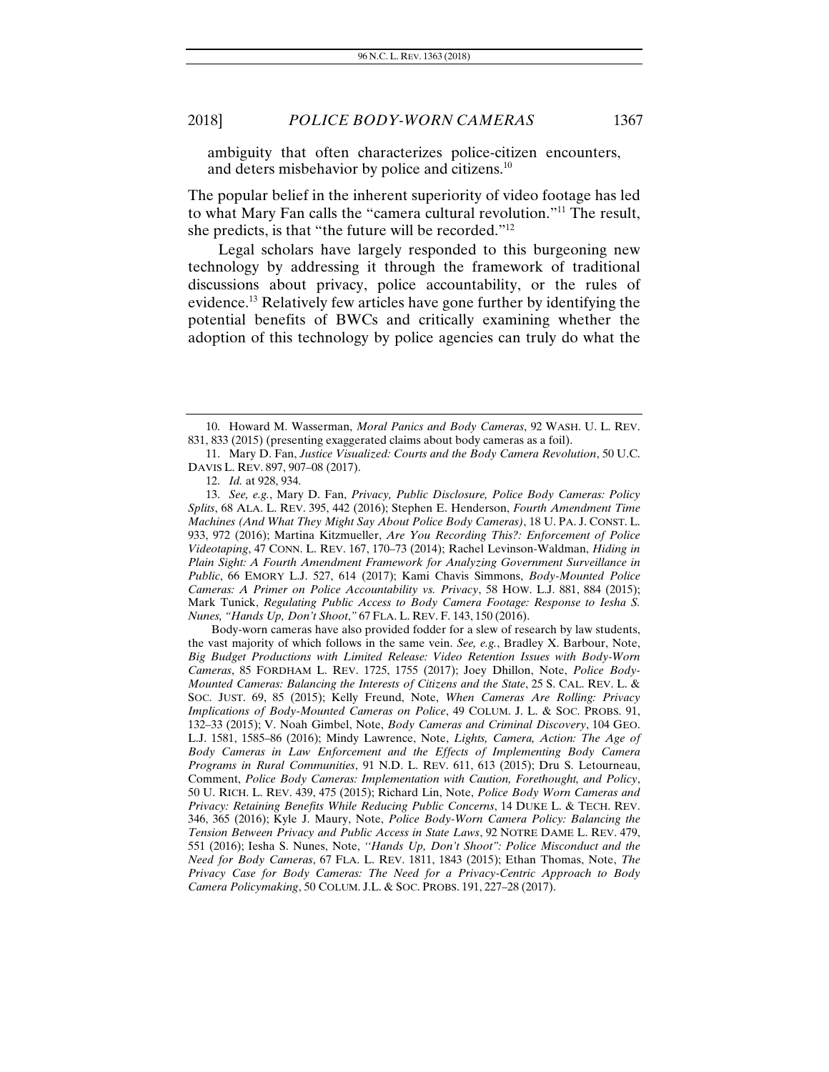ambiguity that often characterizes police-citizen encounters, and deters misbehavior by police and citizens.[10]

The popular belief in the inherent superiority of video footage has led to what Mary Fan calls the "camera cultural revolution."[11] The result, she predicts, is that "the future will be recorded."[12]

Legal scholars have largely responded to this burgeoning new technology by addressing it through the framework of traditional discussions about privacy, police accountability, or the rules of evidence.[13] Relatively few articles have gone further by identifying the potential benefits of BWCs and critically examining whether the adoption of this technology by police agencies can truly do what the

---

10. Howard M. Wasserman, *Moral Panics and Body Cameras*, 92 WASH. U. L. REV. 831, 833 (2015) (presenting exaggerated claims about body cameras as a foil).

11. Mary D. Fan, *Justice Visualized: Courts and the Body Camera Revolution*, 50 U.C. DAVIS L. REV. 897, 907–08 (2017).

12. *Id.* at 928, 934.

13. *See, e.g.*, Mary D. Fan, *Privacy, Public Disclosure, Police Body Cameras: Policy Splits*, 68 ALA. L. REV. 395, 442 (2016); Stephen E. Henderson, *Fourth Amendment Time Machines (And What They Might Say About Police Body Cameras)*, 18 U. PA. J. CONST. L. 933, 972 (2016); Martina Kitzmueller, *Are You Recording This?: Enforcement of Police Videotaping*, 47 CONN. L. REV. 167, 170–73 (2014); Rachel Levinson-Waldman, *Hiding in Plain Sight: A Fourth Amendment Framework for Analyzing Government Surveillance in Public*, 66 EMORY L.J. 527, 614 (2017); Kami Chavis Simmons, *Body-Mounted Police Cameras: A Primer on Police Accountability vs. Privacy*, 58 HOW. L.J. 881, 884 (2015); Mark Tunick, *Regulating Public Access to Body Camera Footage: Response to Iesha S. Nunes, "Hands Up, Don't Shoot*,*"* 67 FLA. L. REV. F. 143, 150 (2016).

Body-worn cameras have also provided fodder for a slew of research by law students, the vast majority of which follows in the same vein. *See, e.g.*, Bradley X. Barbour, Note, *Big Budget Productions with Limited Release: Video Retention Issues with Body-Worn Cameras*, 85 FORDHAM L. REV. 1725, 1755 (2017); Joey Dhillon, Note, *Police Body-Mounted Cameras: Balancing the Interests of Citizens and the State*, 25 S. CAL. REV. L. & SOC. JUST. 69, 85 (2015); Kelly Freund, Note, *When Cameras Are Rolling: Privacy Implications of Body-Mounted Cameras on Police*, 49 COLUM. J. L. & SOC. PROBS. 91, 132–33 (2015); V. Noah Gimbel, Note, *Body Cameras and Criminal Discovery*, 104 GEO. L.J. 1581, 1585–86 (2016); Mindy Lawrence, Note, *Lights, Camera, Action: The Age of Body Cameras in Law Enforcement and the Effects of Implementing Body Camera Programs in Rural Communities*, 91 N.D. L. REV. 611, 613 (2015); Dru S. Letourneau, Comment, *Police Body Cameras: Implementation with Caution, Forethought, and Policy*, 50 U. RICH. L. REV. 439, 475 (2015); Richard Lin, Note, *Police Body Worn Cameras and Privacy: Retaining Benefits While Reducing Public Concerns*, 14 DUKE L. & TECH. REV. 346, 365 (2016); Kyle J. Maury, Note, *Police Body-Worn Camera Policy: Balancing the Tension Between Privacy and Public Access in State Laws*, 92 NOTRE DAME L. REV. 479, 551 (2016); Iesha S. Nunes, Note, *"Hands Up, Don't Shoot": Police Misconduct and the Need for Body Cameras*, 67 FLA. L. REV. 1811, 1843 (2015); Ethan Thomas, Note, *The Privacy Case for Body Cameras: The Need for a Privacy-Centric Approach to Body Camera Policymaking*, 50 COLUM. J.L. & SOC. PROBS. 191, 227–28 (2017).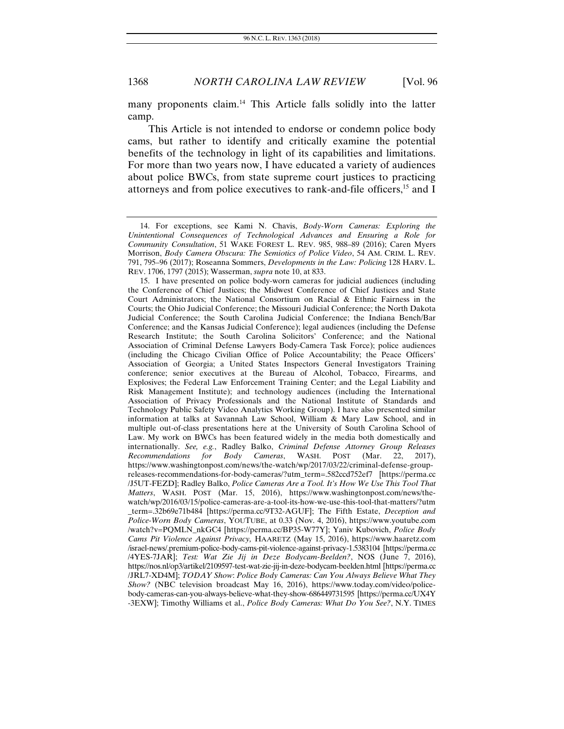many proponents claim.[14] This Article falls solidly into the latter camp.

This Article is not intended to endorse or condemn police body cams, but rather to identify and critically examine the potential benefits of the technology in light of its capabilities and limitations. For more than two years now, I have educated a variety of audiences about police BWCs, from state supreme court justices to practicing attorneys and from police executives to rank-and-file officers,[15] and I

---

14. For exceptions, see Kami N. Chavis, *Body-Worn Cameras: Exploring the Unintentional Consequences of Technological Advances and Ensuring a Role for Community Consultation*, 51 WAKE FOREST L. REV. 985, 988–89 (2016); Caren Myers Morrison, *Body Camera Obscura: The Semiotics of Police Video*, 54 AM. CRIM. L. REV. 791, 795–96 (2017); Roseanna Sommers, *Developments in the Law: Policing* 128 HARV. L. REV. 1706, 1797 (2015); Wasserman, *supra* note 10, at 833.

15. I have presented on police body-worn cameras for judicial audiences (including the Conference of Chief Justices; the Midwest Conference of Chief Justices and State Court Administrators; the National Consortium on Racial & Ethnic Fairness in the Courts; the Ohio Judicial Conference; the Missouri Judicial Conference; the North Dakota Judicial Conference; the South Carolina Judicial Conference; the Indiana Bench/Bar Conference; and the Kansas Judicial Conference); legal audiences (including the Defense Research Institute; the South Carolina Solicitors' Conference; and the National Association of Criminal Defense Lawyers Body-Camera Task Force); police audiences (including the Chicago Civilian Office of Police Accountability; the Peace Officers' Association of Georgia; a United States Inspectors General Investigators Training conference; senior executives at the Bureau of Alcohol, Tobacco, Firearms, and Explosives; the Federal Law Enforcement Training Center; and the Legal Liability and Risk Management Institute); and technology audiences (including the International Association of Privacy Professionals and the National Institute of Standards and Technology Public Safety Video Analytics Working Group). I have also presented similar information at talks at Savannah Law School, William & Mary Law School, and in multiple out-of-class presentations here at the University of South Carolina School of Law. My work on BWCs has been featured widely in the media both domestically and internationally. *See, e.g.*, Radley Balko, *Criminal Defense Attorney Group Releases Recommendations for Body Cameras*, WASH. POST (Mar. 22, 2017), https://www.washingtonpost.com/news/the-watch/wp/2017/03/22/criminal-defense-group-releases-recommendations-for-body-cameras/?utm_term=.582ccd752ef7 [https://perma.cc/J5UT-FEZD]; Radley Balko, *Police Cameras Are a Tool. It's How We Use This Tool That Matters*, WASH. POST (Mar. 15, 2016), https://www.washingtonpost.com/news/the-watch/wp/2016/03/15/police-cameras-are-a-tool-its-how-we-use-this-tool-that-matters/?utm_term=.32b69e71b484 [https://perma.cc/9T32-AGUF]; The Fifth Estate, *Deception and Police-Worn Body Cameras*, YOUTUBE, at 0.33 (Nov. 4, 2016), https://www.youtube.com/watch?v=PQMLN_nkGC4 [https://perma.cc/BP35-W77Y]; Yaniv Kubovich, *Police Body Cams Pit Violence Against Privacy,* HAARETZ (May 15, 2016), https://www.haaretz.com/israel-news/.premium-police-body-cams-pit-violence-against-privacy-1.5383104 [https://perma.cc/4YES-7JAR]; *Test: Wat Zie Jij in Deze Bodycam-Beelden?*, NOS (June 7, 2016), https://nos.nl/op3/artikel/2109597-test-wat-zie-jij-in-deze-bodycam-beelden.html [https://perma.cc/JRL7-XD4M]; *TODAY Show*: *Police Body Cameras: Can You Always Believe What They Show?* (NBC television broadcast May 16, 2016), https://www.today.com/video/police-body-cameras-can-you-always-believe-what-they-show-686449731595 [https://perma.cc/UX4Y-3EXW]; Timothy Williams et al., *Police Body Cameras: What Do You See?*, N.Y. TIMES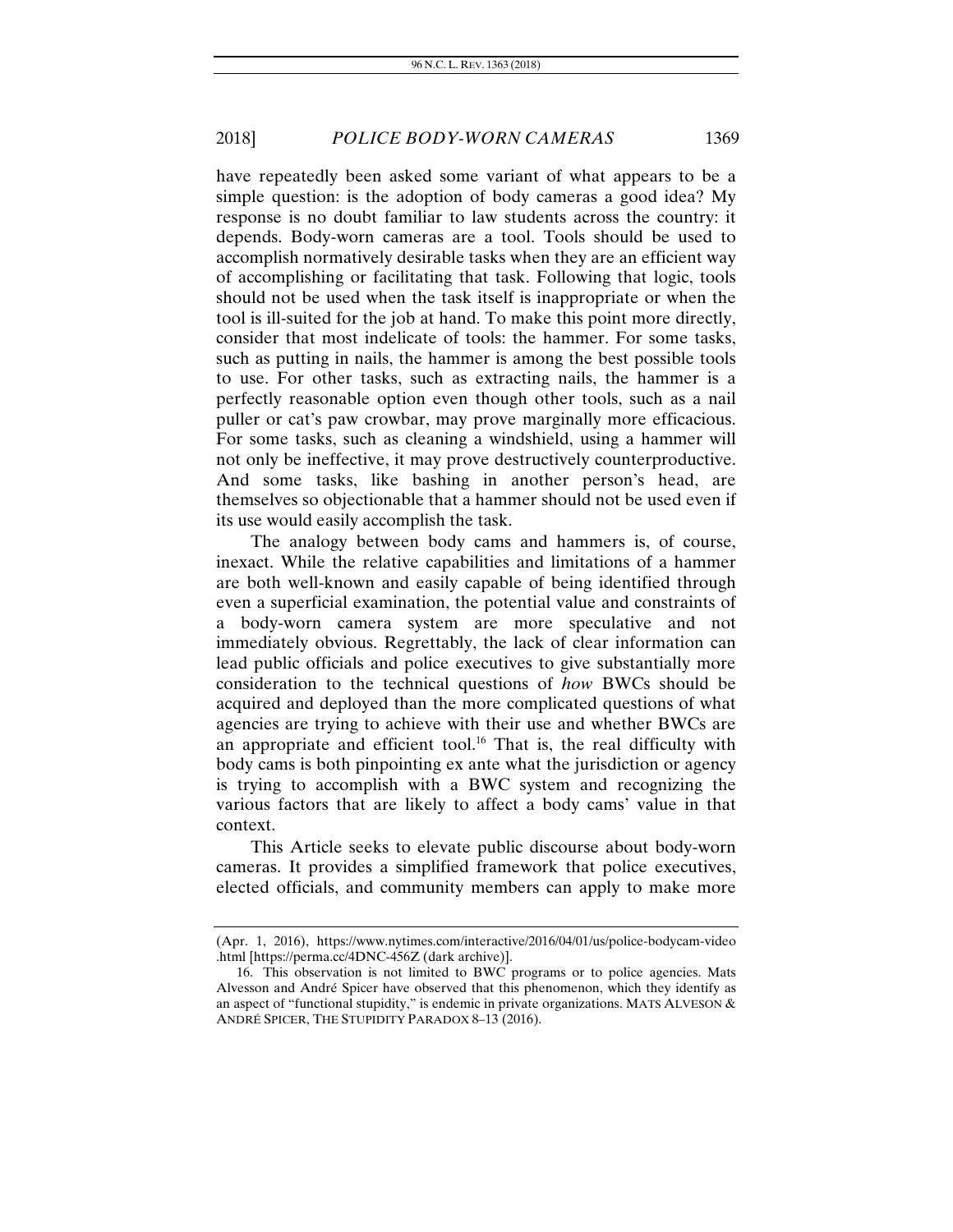have repeatedly been asked some variant of what appears to be a simple question: is the adoption of body cameras a good idea? My response is no doubt familiar to law students across the country: it depends. Body-worn cameras are a tool. Tools should be used to accomplish normatively desirable tasks when they are an efficient way of accomplishing or facilitating that task. Following that logic, tools should not be used when the task itself is inappropriate or when the tool is ill-suited for the job at hand. To make this point more directly, consider that most indelicate of tools: the hammer. For some tasks, such as putting in nails, the hammer is among the best possible tools to use. For other tasks, such as extracting nails, the hammer is a perfectly reasonable option even though other tools, such as a nail puller or cat's paw crowbar, may prove marginally more efficacious. For some tasks, such as cleaning a windshield, using a hammer will not only be ineffective, it may prove destructively counterproductive. And some tasks, like bashing in another person's head, are themselves so objectionable that a hammer should not be used even if its use would easily accomplish the task.

The analogy between body cams and hammers is, of course, inexact. While the relative capabilities and limitations of a hammer are both well-known and easily capable of being identified through even a superficial examination, the potential value and constraints of a body-worn camera system are more speculative and not immediately obvious. Regrettably, the lack of clear information can lead public officials and police executives to give substantially more consideration to the technical questions of *how* BWCs should be acquired and deployed than the more complicated questions of what agencies are trying to achieve with their use and whether BWCs are an appropriate and efficient tool.[16] That is, the real difficulty with body cams is both pinpointing ex ante what the jurisdiction or agency is trying to accomplish with a BWC system and recognizing the various factors that are likely to affect a body cams' value in that context.

This Article seeks to elevate public discourse about body-worn cameras. It provides a simplified framework that police executives, elected officials, and community members can apply to make more

---

(Apr. 1, 2016), https://www.nytimes.com/interactive/2016/04/01/us/police-bodycam-video.html [https://perma.cc/4DNC-456Z (dark archive)].

16. This observation is not limited to BWC programs or to police agencies. Mats Alvesson and André Spicer have observed that this phenomenon, which they identify as an aspect of "functional stupidity," is endemic in private organizations. MATS ALVESON & ANDRÉ SPICER, THE STUPIDITY PARADOX 8–13 (2016).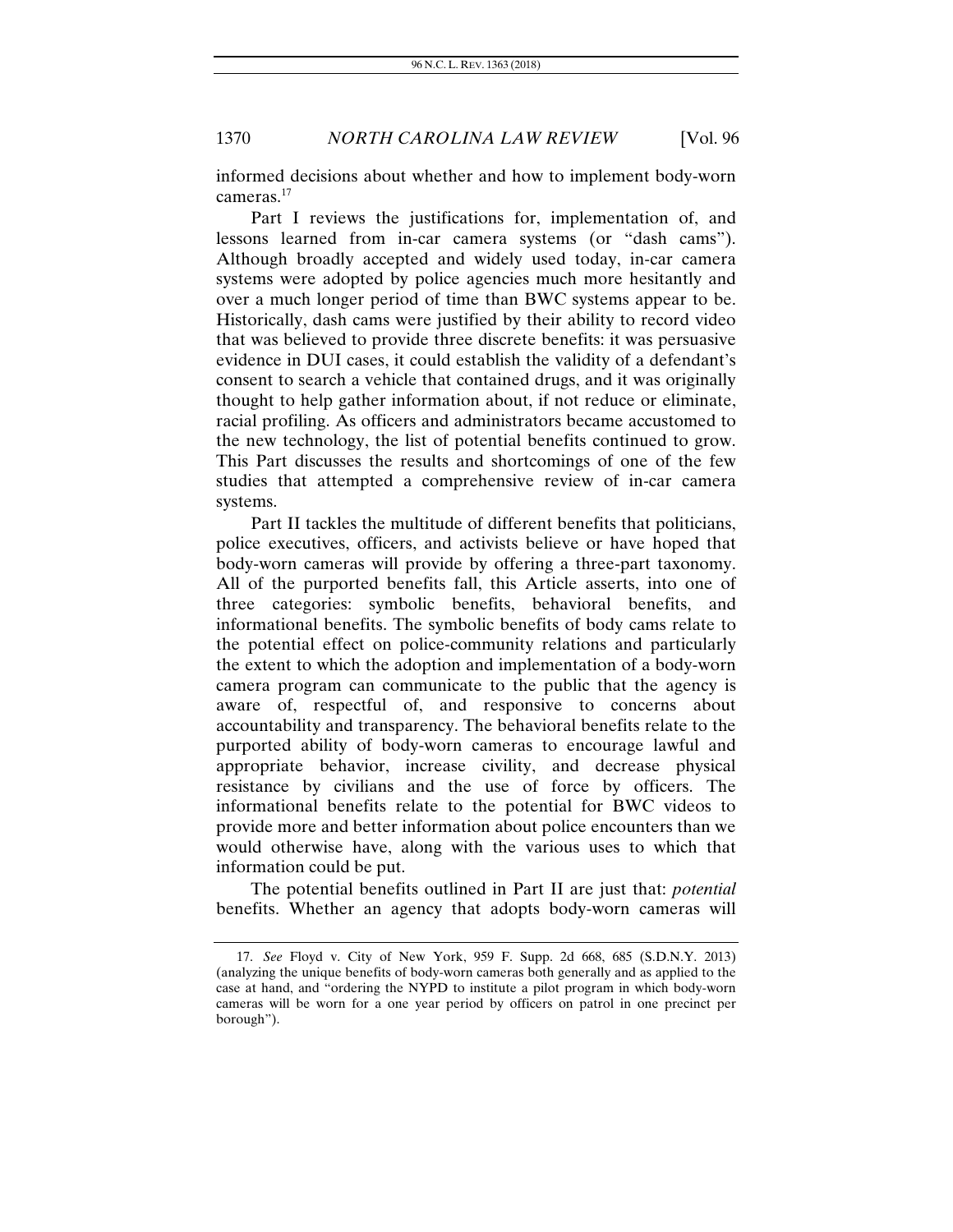informed decisions about whether and how to implement body-worn cameras.[17]

Part I reviews the justifications for, implementation of, and lessons learned from in-car camera systems (or "dash cams"). Although broadly accepted and widely used today, in-car camera systems were adopted by police agencies much more hesitantly and over a much longer period of time than BWC systems appear to be. Historically, dash cams were justified by their ability to record video that was believed to provide three discrete benefits: it was persuasive evidence in DUI cases, it could establish the validity of a defendant's consent to search a vehicle that contained drugs, and it was originally thought to help gather information about, if not reduce or eliminate, racial profiling. As officers and administrators became accustomed to the new technology, the list of potential benefits continued to grow. This Part discusses the results and shortcomings of one of the few studies that attempted a comprehensive review of in-car camera systems.

Part II tackles the multitude of different benefits that politicians, police executives, officers, and activists believe or have hoped that body-worn cameras will provide by offering a three-part taxonomy. All of the purported benefits fall, this Article asserts, into one of three categories: symbolic benefits, behavioral benefits, and informational benefits. The symbolic benefits of body cams relate to the potential effect on police-community relations and particularly the extent to which the adoption and implementation of a body-worn camera program can communicate to the public that the agency is aware of, respectful of, and responsive to concerns about accountability and transparency. The behavioral benefits relate to the purported ability of body-worn cameras to encourage lawful and appropriate behavior, increase civility, and decrease physical resistance by civilians and the use of force by officers. The informational benefits relate to the potential for BWC videos to provide more and better information about police encounters than we would otherwise have, along with the various uses to which that information could be put.

The potential benefits outlined in Part II are just that: *potential* benefits. Whether an agency that adopts body-worn cameras will

---

17. *See* Floyd v. City of New York, 959 F. Supp. 2d 668, 685 (S.D.N.Y. 2013) (analyzing the unique benefits of body-worn cameras both generally and as applied to the case at hand, and "ordering the NYPD to institute a pilot program in which body-worn cameras will be worn for a one year period by officers on patrol in one precinct per borough").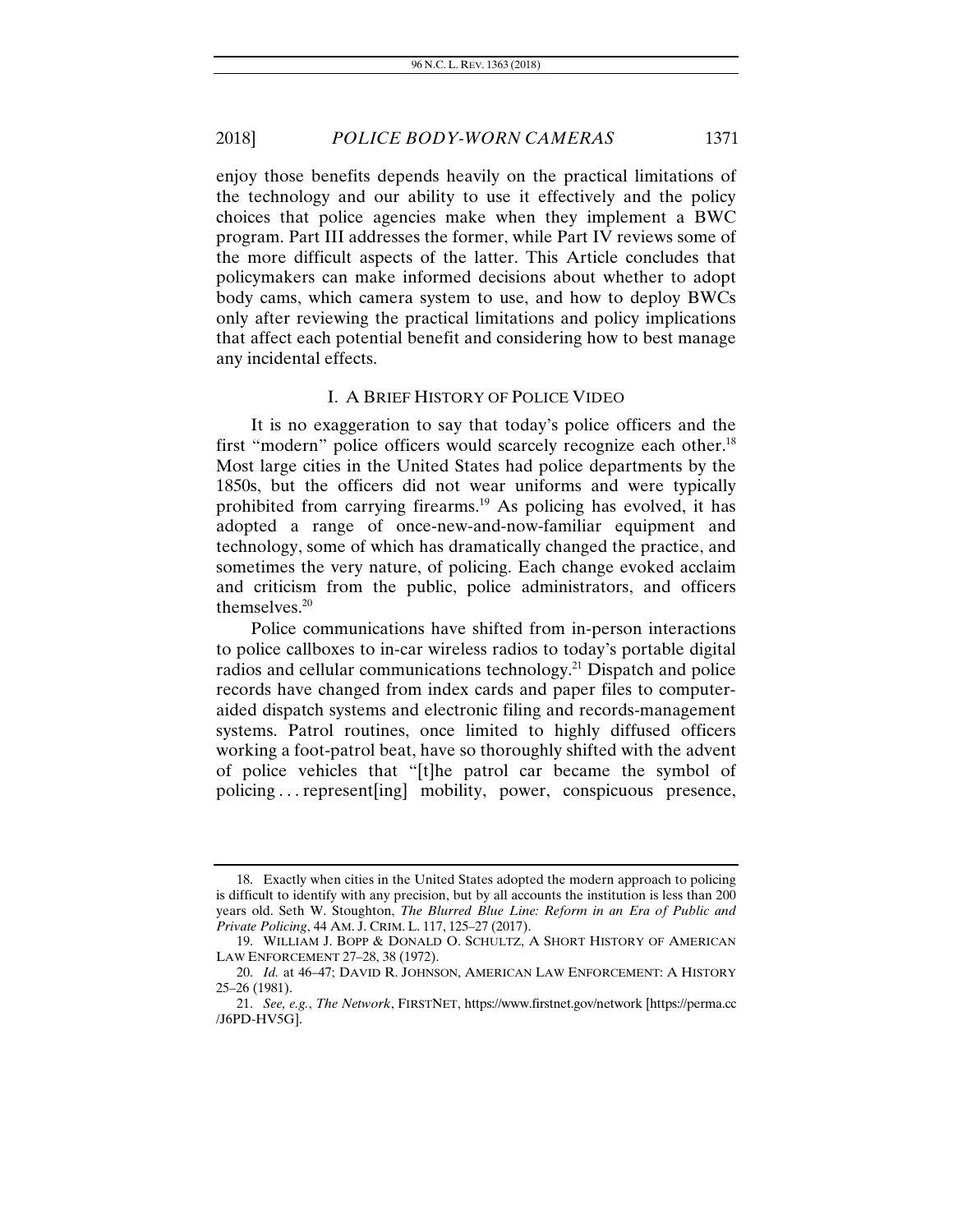enjoy those benefits depends heavily on the practical limitations of the technology and our ability to use it effectively and the policy choices that police agencies make when they implement a BWC program. Part III addresses the former, while Part IV reviews some of the more difficult aspects of the latter. This Article concludes that policymakers can make informed decisions about whether to adopt body cams, which camera system to use, and how to deploy BWCs only after reviewing the practical limitations and policy implications that affect each potential benefit and considering how to best manage any incidental effects.

## I. A BRIEF HISTORY OF POLICE VIDEO

It is no exaggeration to say that today's police officers and the first "modern" police officers would scarcely recognize each other.[18] Most large cities in the United States had police departments by the 1850s, but the officers did not wear uniforms and were typically prohibited from carrying firearms.[19] As policing has evolved, it has adopted a range of once-new-and-now-familiar equipment and technology, some of which has dramatically changed the practice, and sometimes the very nature, of policing. Each change evoked acclaim and criticism from the public, police administrators, and officers themselves.[20]

Police communications have shifted from in-person interactions to police callboxes to in-car wireless radios to today's portable digital radios and cellular communications technology.[21] Dispatch and police records have changed from index cards and paper files to computer-aided dispatch systems and electronic filing and records-management systems. Patrol routines, once limited to highly diffused officers working a foot-patrol beat, have so thoroughly shifted with the advent of police vehicles that "[t]he patrol car became the symbol of policing . . . represent[ing] mobility, power, conspicuous presence,

---

18. Exactly when cities in the United States adopted the modern approach to policing is difficult to identify with any precision, but by all accounts the institution is less than 200 years old. Seth W. Stoughton, *The Blurred Blue Line: Reform in an Era of Public and Private Policing*, 44 AM. J. CRIM. L. 117, 125–27 (2017).

19. WILLIAM J. BOPP & DONALD O. SCHULTZ, A SHORT HISTORY OF AMERICAN LAW ENFORCEMENT 27–28, 38 (1972).

20. *Id.* at 46–47; DAVID R. JOHNSON, AMERICAN LAW ENFORCEMENT: A HISTORY 25–26 (1981).

21. *See, e.g.*, *The Network*, FIRSTNET, https://www.firstnet.gov/network [https://perma.cc/J6PD-HV5G].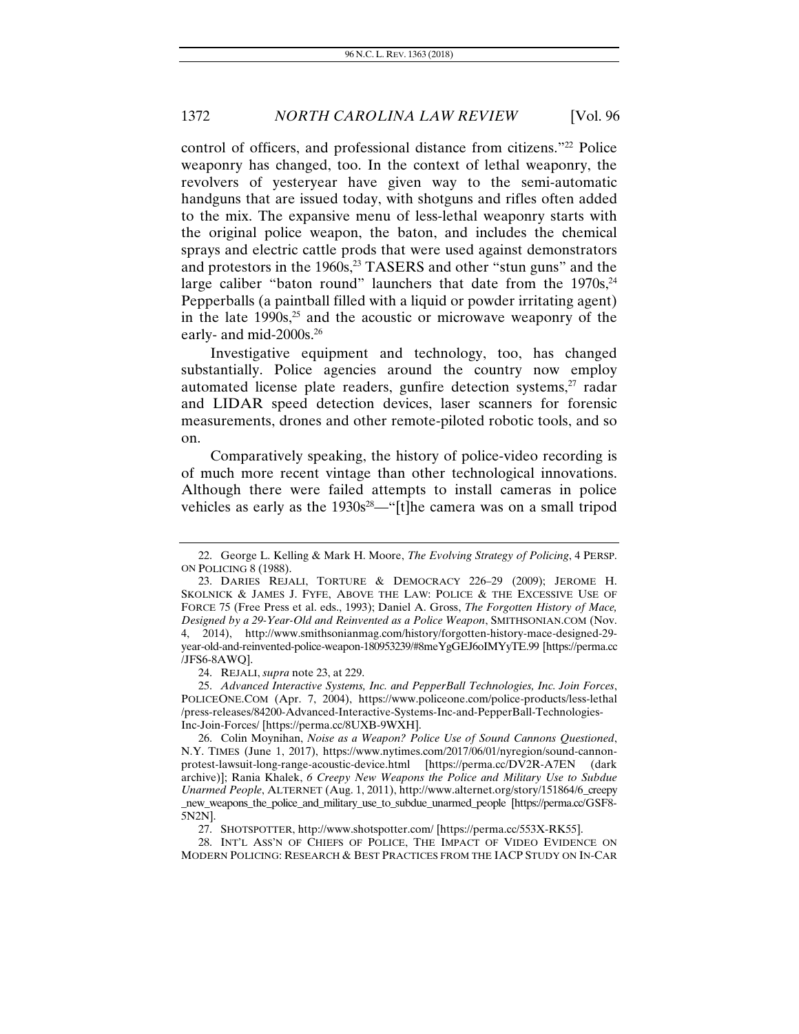control of officers, and professional distance from citizens."[22] Police weaponry has changed, too. In the context of lethal weaponry, the revolvers of yesteryear have given way to the semi-automatic handguns that are issued today, with shotguns and rifles often added to the mix. The expansive menu of less-lethal weaponry starts with the original police weapon, the baton, and includes the chemical sprays and electric cattle prods that were used against demonstrators and protestors in the 1960s,[23] TASERS and other "stun guns" and the large caliber "baton round" launchers that date from the 1970s,[24] Pepperballs (a paintball filled with a liquid or powder irritating agent) in the late 1990s,[25] and the acoustic or microwave weaponry of the early- and mid-2000s.[26]

Investigative equipment and technology, too, has changed substantially. Police agencies around the country now employ automated license plate readers, gunfire detection systems,[27] radar and LIDAR speed detection devices, laser scanners for forensic measurements, drones and other remote-piloted robotic tools, and so on.

Comparatively speaking, the history of police-video recording is of much more recent vintage than other technological innovations. Although there were failed attempts to install cameras in police vehicles as early as the 1930s[28]—"[t]he camera was on a small tripod

---

22. George L. Kelling & Mark H. Moore, *The Evolving Strategy of Policing*, 4 PERSP. ON POLICING 8 (1988).

23. DARIES REJALI, TORTURE & DEMOCRACY 226–29 (2009); JEROME H. SKOLNICK & JAMES J. FYFE, ABOVE THE LAW: POLICE & THE EXCESSIVE USE OF FORCE 75 (Free Press et al. eds., 1993); Daniel A. Gross, *The Forgotten History of Mace, Designed by a 29-Year-Old and Reinvented as a Police Weapon*, SMITHSONIAN.COM (Nov. 4, 2014), http://www.smithsonianmag.com/history/forgotten-history-mace-designed-29-year-old-and-reinvented-police-weapon-180953239/#8meYgGEJ6oIMYyTE.99 [https://perma.cc/JFS6-8AWQ].

24. REJALI, *supra* note 23, at 229.

25. *Advanced Interactive Systems, Inc. and PepperBall Technologies, Inc. Join Forces*, POLICEONE.COM (Apr. 7, 2004), https://www.policeone.com/police-products/less-lethal/press-releases/84200-Advanced-Interactive-Systems-Inc-and-PepperBall-Technologies-Inc-Join-Forces/ [https://perma.cc/8UXB-9WXH].

26. Colin Moynihan, *Noise as a Weapon? Police Use of Sound Cannons Questioned*, N.Y. TIMES (June 1, 2017), https://www.nytimes.com/2017/06/01/nyregion/sound-cannon-protest-lawsuit-long-range-acoustic-device.html [https://perma.cc/DV2R-A7EN (dark archive)]; Rania Khalek, *6 Creepy New Weapons the Police and Military Use to Subdue Unarmed People*, ALTERNET (Aug. 1, 2011), http://www.alternet.org/story/151864/6_creepy_new_weapons_the_police_and_military_use_to_subdue_unarmed_people [https://perma.cc/GSF8-5N2N].

27. SHOTSPOTTER, http://www.shotspotter.com/ [https://perma.cc/553X-RK55].

28. INT'L ASS'N OF CHIEFS OF POLICE, THE IMPACT OF VIDEO EVIDENCE ON MODERN POLICING: RESEARCH & BEST PRACTICES FROM THE IACP STUDY ON IN-CAR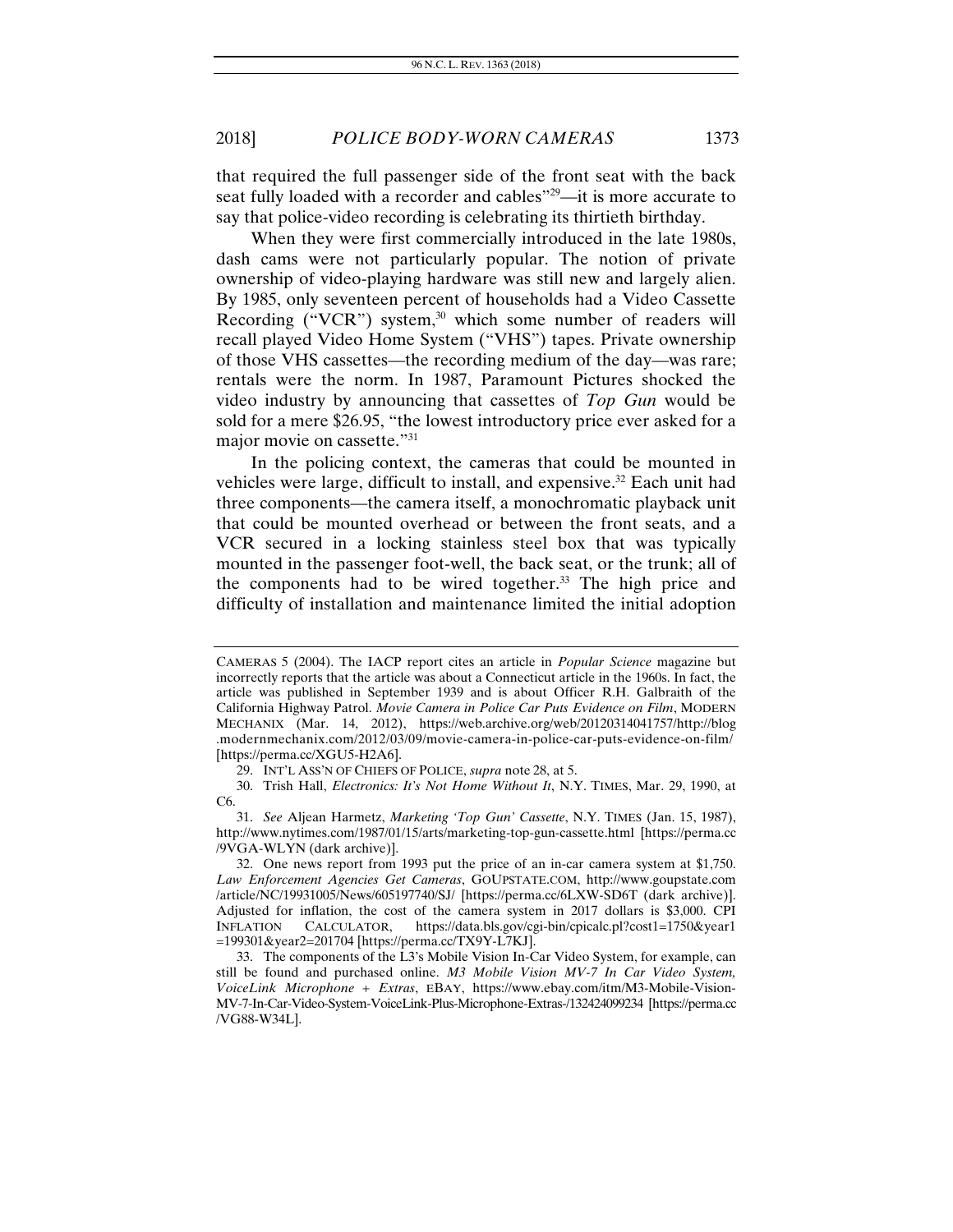that required the full passenger side of the front seat with the back seat fully loaded with a recorder and cables"[29]—it is more accurate to say that police-video recording is celebrating its thirtieth birthday.

When they were first commercially introduced in the late 1980s, dash cams were not particularly popular. The notion of private ownership of video-playing hardware was still new and largely alien. By 1985, only seventeen percent of households had a Video Cassette Recording ("VCR") system,[30] which some number of readers will recall played Video Home System ("VHS") tapes. Private ownership of those VHS cassettes—the recording medium of the day—was rare; rentals were the norm. In 1987, Paramount Pictures shocked the video industry by announcing that cassettes of *Top Gun* would be sold for a mere $26.95, "the lowest introductory price ever asked for a major movie on cassette."[31]

In the policing context, the cameras that could be mounted in vehicles were large, difficult to install, and expensive.[32] Each unit had three components—the camera itself, a monochromatic playback unit that could be mounted overhead or between the front seats, and a VCR secured in a locking stainless steel box that was typically mounted in the passenger foot-well, the back seat, or the trunk; all of the components had to be wired together.[33] The high price and difficulty of installation and maintenance limited the initial adoption

---

CAMERAS 5 (2004). The IACP report cites an article in *Popular Science* magazine but incorrectly reports that the article was about a Connecticut article in the 1960s. In fact, the article was published in September 1939 and is about Officer R.H. Galbraith of the California Highway Patrol. *Movie Camera in Police Car Puts Evidence on Film*, MODERN MECHANIX (Mar. 14, 2012), https://web.archive.org/web/20120314041757/http://blog.modernmechanix.com/2012/03/09/movie-camera-in-police-car-puts-evidence-on-film/ [https://perma.cc/XGU5-H2A6].

29. INT'L ASS'N OF CHIEFS OF POLICE, *supra* note 28, at 5.

30. Trish Hall, *Electronics: It's Not Home Without It*, N.Y. TIMES, Mar. 29, 1990, at C6.

31. *See* Aljean Harmetz, *Marketing 'Top Gun' Cassette*, N.Y. TIMES (Jan. 15, 1987), http://www.nytimes.com/1987/01/15/arts/marketing-top-gun-cassette.html [https://perma.cc/9VGA-WLYN (dark archive)].

32. One news report from 1993 put the price of an in-car camera system at $1,750. *Law Enforcement Agencies Get Cameras*, GOUPSTATE.COM, http://www.goupstate.com/article/NC/19931005/News/605197740/SJ/ [https://perma.cc/6LXW-SD6T (dark archive)]. Adjusted for inflation, the cost of the camera system in 2017 dollars is $3,000. CPI INFLATION CALCULATOR, https://data.bls.gov/cgi-bin/cpicalc.pl?cost1=1750&year1=199301&year2=201704 [https://perma.cc/TX9Y-L7KJ].

33. The components of the L3's Mobile Vision In-Car Video System, for example, can still be found and purchased online. *M3 Mobile Vision MV-7 In Car Video System, VoiceLink Microphone + Extras*, EBAY, https://www.ebay.com/itm/M3-Mobile-Vision-MV-7-In-Car-Video-System-VoiceLink-Plus-Microphone-Extras-/132424099234 [https://perma.cc/VG88-W34L].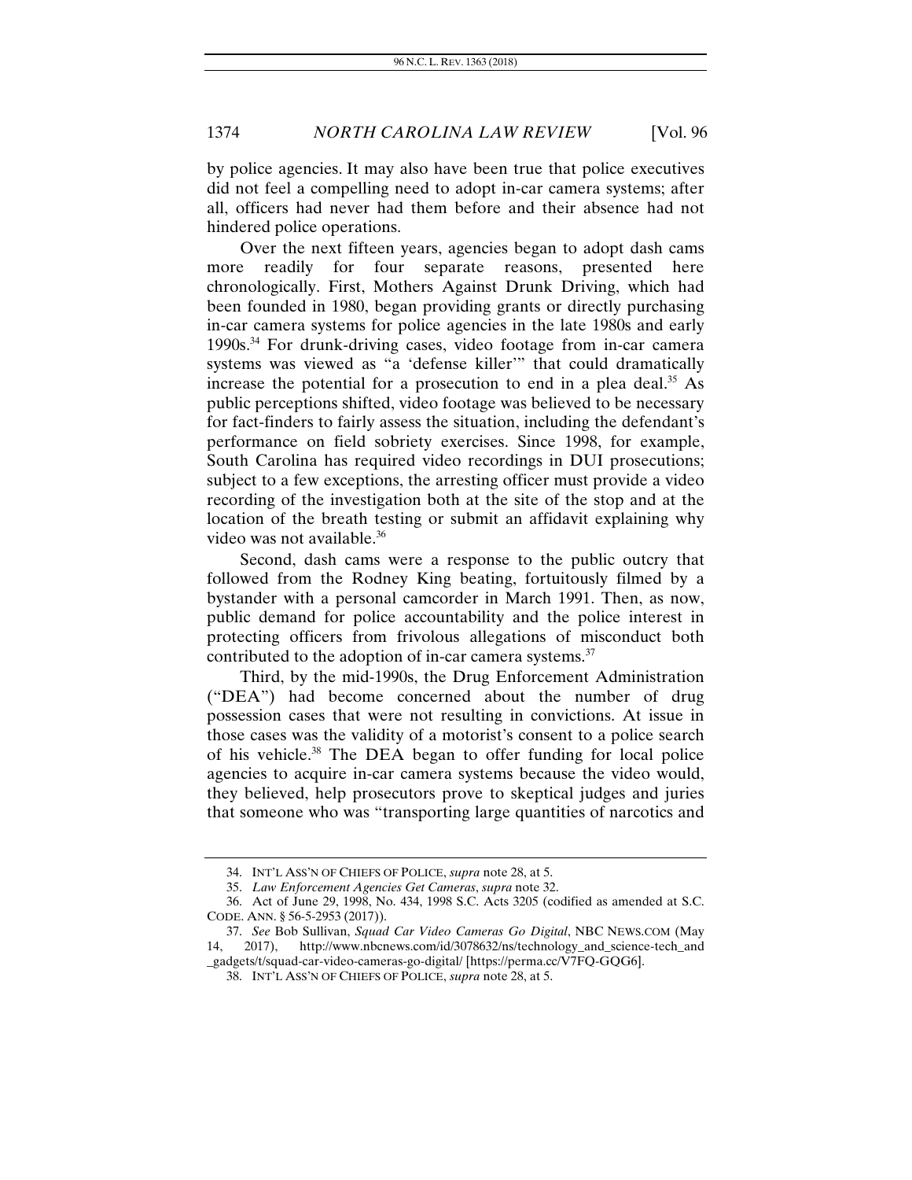by police agencies. It may also have been true that police executives did not feel a compelling need to adopt in-car camera systems; after all, officers had never had them before and their absence had not hindered police operations.

Over the next fifteen years, agencies began to adopt dash cams more readily for four separate reasons, presented here chronologically. First, Mothers Against Drunk Driving, which had been founded in 1980, began providing grants or directly purchasing in-car camera systems for police agencies in the late 1980s and early 1990s.[34] For drunk-driving cases, video footage from in-car camera systems was viewed as "a 'defense killer'" that could dramatically increase the potential for a prosecution to end in a plea deal.[35] As public perceptions shifted, video footage was believed to be necessary for fact-finders to fairly assess the situation, including the defendant's performance on field sobriety exercises. Since 1998, for example, South Carolina has required video recordings in DUI prosecutions; subject to a few exceptions, the arresting officer must provide a video recording of the investigation both at the site of the stop and at the location of the breath testing or submit an affidavit explaining why video was not available.[36]

Second, dash cams were a response to the public outcry that followed from the Rodney King beating, fortuitously filmed by a bystander with a personal camcorder in March 1991. Then, as now, public demand for police accountability and the police interest in protecting officers from frivolous allegations of misconduct both contributed to the adoption of in-car camera systems.[37]

Third, by the mid-1990s, the Drug Enforcement Administration ("DEA") had become concerned about the number of drug possession cases that were not resulting in convictions. At issue in those cases was the validity of a motorist's consent to a police search of his vehicle.[38] The DEA began to offer funding for local police agencies to acquire in-car camera systems because the video would, they believed, help prosecutors prove to skeptical judges and juries that someone who was "transporting large quantities of narcotics and

---

34. INT'L ASS'N OF CHIEFS OF POLICE, *supra* note 28, at 5.

35. *Law Enforcement Agencies Get Cameras*, *supra* note 32.

36. Act of June 29, 1998, No. 434, 1998 S.C. Acts 3205 (codified as amended at S.C. CODE. ANN. § 56-5-2953 (2017)).

37. *See* Bob Sullivan, *Squad Car Video Cameras Go Digital*, NBC NEWS.COM (May 14, 2017), http://www.nbcnews.com/id/3078632/ns/technology_and_science-tech_and_gadgets/t/squad-car-video-cameras-go-digital/ [https://perma.cc/V7FQ-GQG6].

38. INT'L ASS'N OF CHIEFS OF POLICE, *supra* note 28, at 5.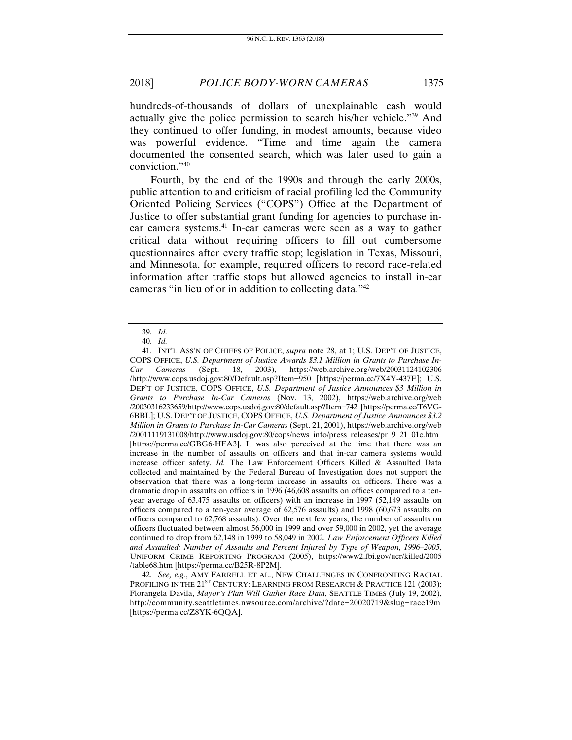hundreds-of-thousands of dollars of unexplainable cash would actually give the police permission to search his/her vehicle."[39] And they continued to offer funding, in modest amounts, because video was powerful evidence. "Time and time again the camera documented the consented search, which was later used to gain a conviction."[40]

Fourth, by the end of the 1990s and through the early 2000s, public attention to and criticism of racial profiling led the Community Oriented Policing Services ("COPS") Office at the Department of Justice to offer substantial grant funding for agencies to purchase in-car camera systems.[41] In-car cameras were seen as a way to gather critical data without requiring officers to fill out cumbersome questionnaires after every traffic stop; legislation in Texas, Missouri, and Minnesota, for example, required officers to record race-related information after traffic stops but allowed agencies to install in-car cameras "in lieu of or in addition to collecting data."[42]

---

39. *Id.*

40. *Id.*

41. INT'L ASS'N OF CHIEFS OF POLICE, *supra* note 28, at 1; U.S. DEP'T OF JUSTICE, COPS OFFICE, *U.S. Department of Justice Awards $3.1 Million in Grants to Purchase In-Car Cameras* (Sept. 18, 2003), https://web.archive.org/web/20031124102306/http://www.cops.usdoj.gov:80/Default.asp?Item=950 [https://perma.cc/7X4Y-437E]; U.S. DEP'T OF JUSTICE, COPS OFFICE, *U.S. Department of Justice Announces $3 Million in Grants to Purchase In-Car Cameras* (Nov. 13, 2002), https://web.archive.org/web/20030316233659/http://www.cops.usdoj.gov:80/default.asp?Item=742 [https://perma.cc/T6VG-6BBL]; U.S. DEP'T OF JUSTICE, COPS OFFICE, *U.S. Department of Justice Announces $3.2 Million in Grants to Purchase In-Car Cameras* (Sept. 21, 2001), https://web.archive.org/web/20011119131008/http://www.usdoj.gov:80/cops/news_info/press_releases/pr_9_21_01c.htm [https://perma.cc/GBG6-HFA3]. It was also perceived at the time that there was an increase in the number of assaults on officers and that in-car camera systems would increase officer safety. *Id.* The Law Enforcement Officers Killed & Assaulted Data collected and maintained by the Federal Bureau of Investigation does not support the observation that there was a long-term increase in assaults on officers. There was a dramatic drop in assaults on officers in 1996 (46,608 assaults on offices compared to a ten-year average of 63,475 assaults on officers) with an increase in 1997 (52,149 assaults on officers compared to a ten-year average of 62,576 assaults) and 1998 (60,673 assaults on officers compared to 62,768 assaults). Over the next few years, the number of assaults on officers fluctuated between almost 56,000 in 1999 and over 59,000 in 2002, yet the average continued to drop from 62,148 in 1999 to 58,049 in 2002. *Law Enforcement Officers Killed and Assaulted: Number of Assaults and Percent Injured by Type of Weapon, 1996–2005*, UNIFORM CRIME REPORTING PROGRAM (2005), https://www2.fbi.gov/ucr/killed/2005/table68.htm [https://perma.cc/B25R-8P2M].

42. *See, e.g.*, AMY FARRELL ET AL., NEW CHALLENGES IN CONFRONTING RACIAL PROFILING IN THE 21ST CENTURY: LEARNING FROM RESEARCH & PRACTICE 121 (2003); Florangela Davila, *Mayor's Plan Will Gather Race Data*, SEATTLE TIMES (July 19, 2002), http://community.seattletimes.nwsource.com/archive/?date=20020719&slug=race19m [https://perma.cc/Z8YK-6QQA].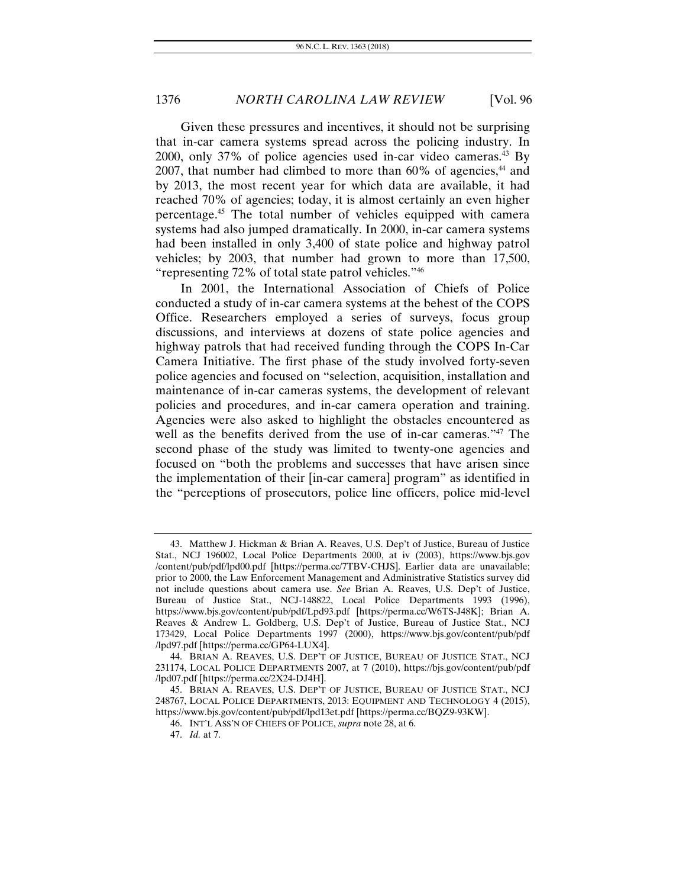Given these pressures and incentives, it should not be surprising that in-car camera systems spread across the policing industry. In 2000, only 37% of police agencies used in-car video cameras.[43] By 2007, that number had climbed to more than 60% of agencies,[44] and by 2013, the most recent year for which data are available, it had reached 70% of agencies; today, it is almost certainly an even higher percentage.[45] The total number of vehicles equipped with camera systems had also jumped dramatically. In 2000, in-car camera systems had been installed in only 3,400 of state police and highway patrol vehicles; by 2003, that number had grown to more than 17,500, "representing 72% of total state patrol vehicles."[46]

In 2001, the International Association of Chiefs of Police conducted a study of in-car camera systems at the behest of the COPS Office. Researchers employed a series of surveys, focus group discussions, and interviews at dozens of state police agencies and highway patrols that had received funding through the COPS In-Car Camera Initiative. The first phase of the study involved forty-seven police agencies and focused on "selection, acquisition, installation and maintenance of in-car cameras systems, the development of relevant policies and procedures, and in-car camera operation and training. Agencies were also asked to highlight the obstacles encountered as well as the benefits derived from the use of in-car cameras."[47] The second phase of the study was limited to twenty-one agencies and focused on "both the problems and successes that have arisen since the implementation of their [in-car camera] program" as identified in the "perceptions of prosecutors, police line officers, police mid-level

---

43. Matthew J. Hickman & Brian A. Reaves, U.S. Dep't of Justice, Bureau of Justice Stat., NCJ 196002, Local Police Departments 2000, at iv (2003), https://www.bjs.gov/content/pub/pdf/lpd00.pdf [https://perma.cc/7TBV-CHJS]. Earlier data are unavailable; prior to 2000, the Law Enforcement Management and Administrative Statistics survey did not include questions about camera use. *See* Brian A. Reaves, U.S. Dep't of Justice, Bureau of Justice Stat., NCJ-148822, Local Police Departments 1993 (1996), https://www.bjs.gov/content/pub/pdf/Lpd93.pdf [https://perma.cc/W6TS-J48K]; Brian A. Reaves & Andrew L. Goldberg, U.S. Dep't of Justice, Bureau of Justice Stat., NCJ 173429, Local Police Departments 1997 (2000), https://www.bjs.gov/content/pub/pdf/lpd97.pdf [https://perma.cc/GP64-LUX4].

44. BRIAN A. REAVES, U.S. DEP'T OF JUSTICE, BUREAU OF JUSTICE STAT., NCJ 231174, LOCAL POLICE DEPARTMENTS 2007, at 7 (2010), https://bjs.gov/content/pub/pdf/lpd07.pdf [https://perma.cc/2X24-DJ4H].

45. BRIAN A. REAVES, U.S. DEP'T OF JUSTICE, BUREAU OF JUSTICE STAT., NCJ 248767, LOCAL POLICE DEPARTMENTS, 2013: EQUIPMENT AND TECHNOLOGY 4 (2015), https://www.bjs.gov/content/pub/pdf/lpd13et.pdf [https://perma.cc/BQZ9-93KW].

46. INT'L ASS'N OF CHIEFS OF POLICE, *supra* note 28, at 6.

47. *Id.* at 7.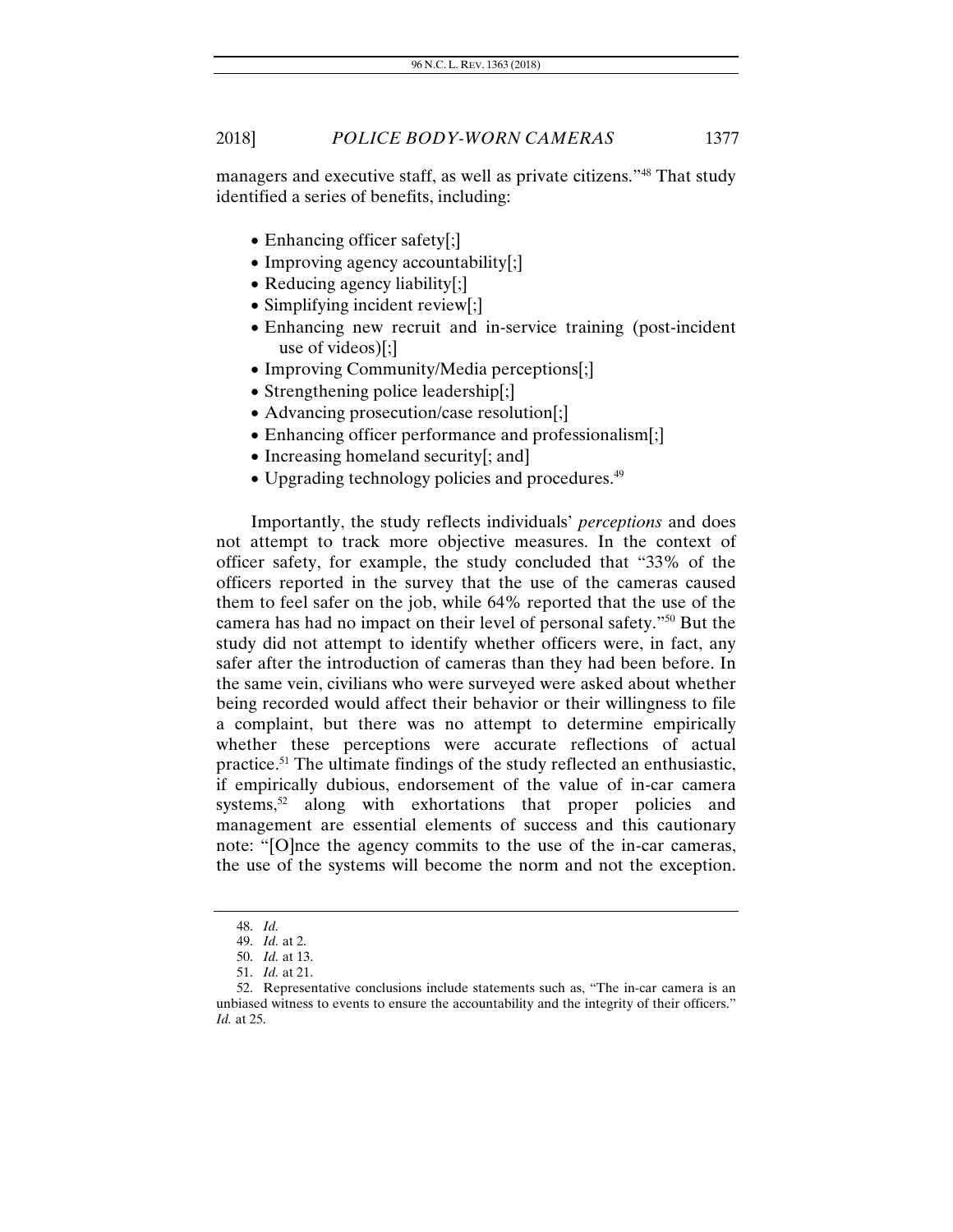managers and executive staff, as well as private citizens."[48] That study identified a series of benefits, including:

- Enhancing officer safety[;]
- Improving agency accountability[;]
- Reducing agency liability[;]
- Simplifying incident review[;]
- Enhancing new recruit and in-service training (post-incident use of videos)[;]
- Improving Community/Media perceptions[;]
- Strengthening police leadership[;]
- Advancing prosecution/case resolution[;]
- Enhancing officer performance and professionalism[;]
- Increasing homeland security[; and]
- Upgrading technology policies and procedures.[49]

Importantly, the study reflects individuals' *perceptions* and does not attempt to track more objective measures. In the context of officer safety, for example, the study concluded that "33% of the officers reported in the survey that the use of the cameras caused them to feel safer on the job, while 64% reported that the use of the camera has had no impact on their level of personal safety."[50] But the study did not attempt to identify whether officers were, in fact, any safer after the introduction of cameras than they had been before. In the same vein, civilians who were surveyed were asked about whether being recorded would affect their behavior or their willingness to file a complaint, but there was no attempt to determine empirically whether these perceptions were accurate reflections of actual practice.[51] The ultimate findings of the study reflected an enthusiastic, if empirically dubious, endorsement of the value of in-car camera systems,[52] along with exhortations that proper policies and management are essential elements of success and this cautionary note: "[O]nce the agency commits to the use of the in-car cameras, the use of the systems will become the norm and not the exception.

48. *Id.*

49. *Id.* at 2.

50. *Id.* at 13.

51. *Id.* at 21.

52. Representative conclusions include statements such as, "The in-car camera is an unbiased witness to events to ensure the accountability and the integrity of their officers." *Id.* at 25.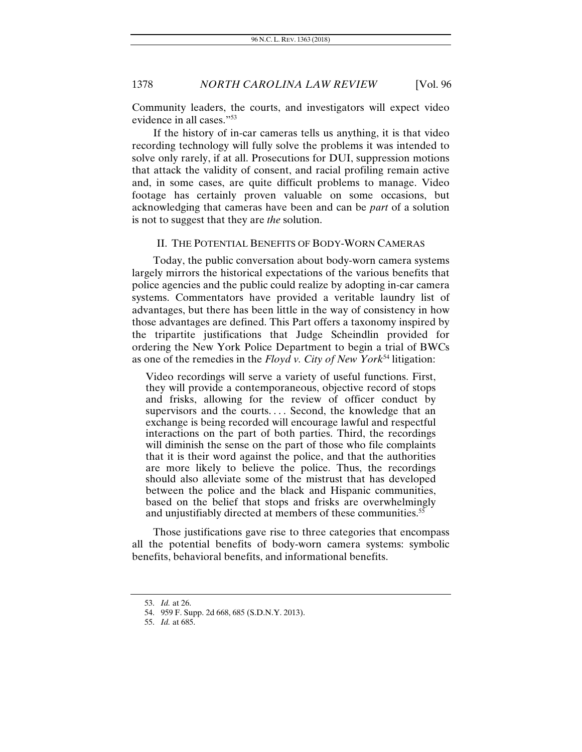Community leaders, the courts, and investigators will expect video evidence in all cases."[53]

If the history of in-car cameras tells us anything, it is that video recording technology will fully solve the problems it was intended to solve only rarely, if at all. Prosecutions for DUI, suppression motions that attack the validity of consent, and racial profiling remain active and, in some cases, are quite difficult problems to manage. Video footage has certainly proven valuable on some occasions, but acknowledging that cameras have been and can be *part* of a solution is not to suggest that they are *the* solution.

## II. THE POTENTIAL BENEFITS OF BODY-WORN CAMERAS

Today, the public conversation about body-worn camera systems largely mirrors the historical expectations of the various benefits that police agencies and the public could realize by adopting in-car camera systems. Commentators have provided a veritable laundry list of advantages, but there has been little in the way of consistency in how those advantages are defined. This Part offers a taxonomy inspired by the tripartite justifications that Judge Scheindlin provided for ordering the New York Police Department to begin a trial of BWCs as one of the remedies in the *Floyd v. City of New York*[54] litigation:

> Video recordings will serve a variety of useful functions. First, they will provide a contemporaneous, objective record of stops and frisks, allowing for the review of officer conduct by supervisors and the courts. . . . Second, the knowledge that an exchange is being recorded will encourage lawful and respectful interactions on the part of both parties. Third, the recordings will diminish the sense on the part of those who file complaints that it is their word against the police, and that the authorities are more likely to believe the police. Thus, the recordings should also alleviate some of the mistrust that has developed between the police and the black and Hispanic communities, based on the belief that stops and frisks are overwhelmingly and unjustifiably directed at members of these communities.[55]

Those justifications gave rise to three categories that encompass all the potential benefits of body-worn camera systems: symbolic benefits, behavioral benefits, and informational benefits.

53. *Id.* at 26.

54. 959 F. Supp. 2d 668, 685 (S.D.N.Y. 2013).

55. *Id.* at 685.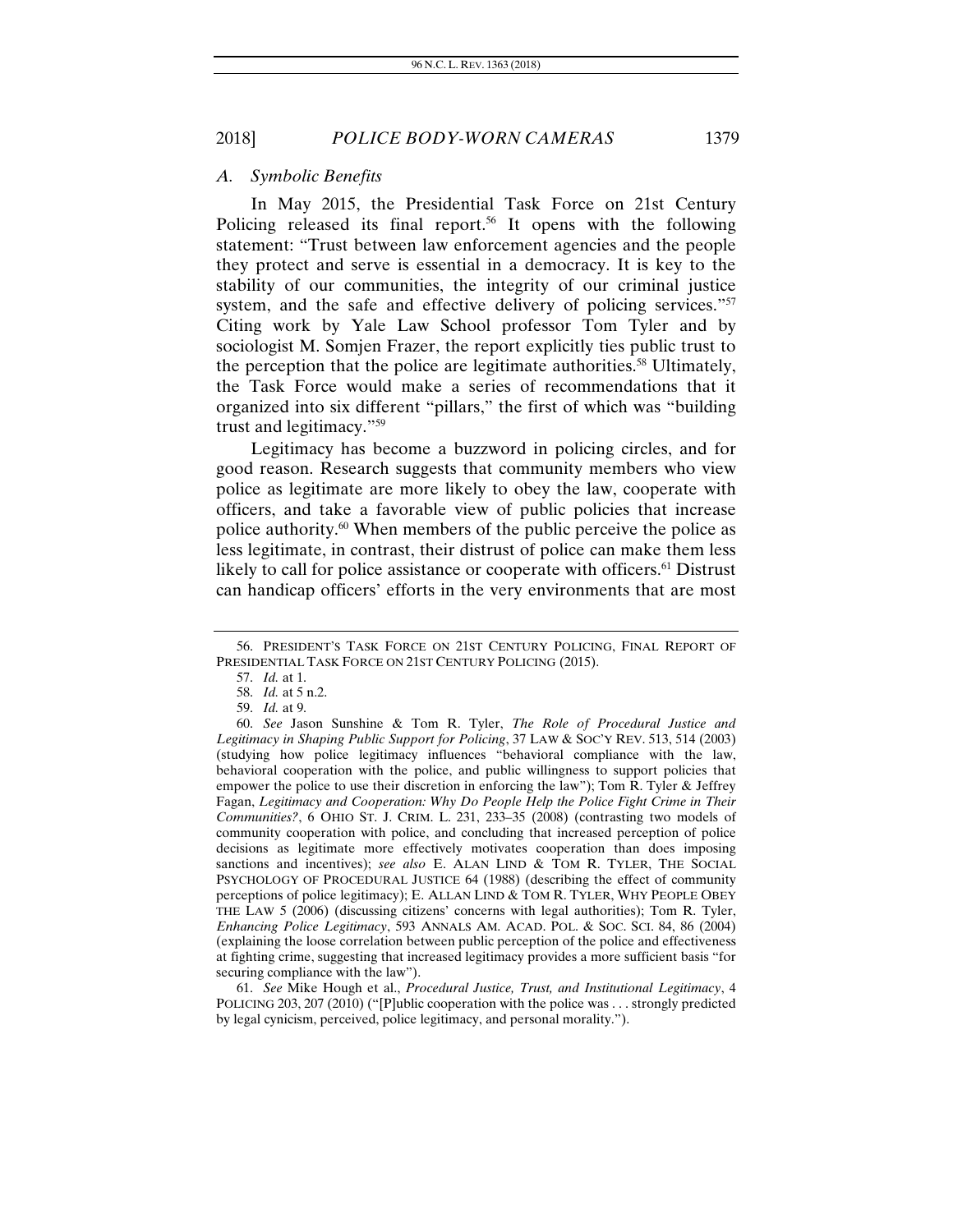### *A. Symbolic Benefits*

In May 2015, the Presidential Task Force on 21st Century Policing released its final report.[56] It opens with the following statement: "Trust between law enforcement agencies and the people they protect and serve is essential in a democracy. It is key to the stability of our communities, the integrity of our criminal justice system, and the safe and effective delivery of policing services."[57] Citing work by Yale Law School professor Tom Tyler and by sociologist M. Somjen Frazer, the report explicitly ties public trust to the perception that the police are legitimate authorities.[58] Ultimately, the Task Force would make a series of recommendations that it organized into six different "pillars," the first of which was "building trust and legitimacy."[59]

Legitimacy has become a buzzword in policing circles, and for good reason. Research suggests that community members who view police as legitimate are more likely to obey the law, cooperate with officers, and take a favorable view of public policies that increase police authority.[60] When members of the public perceive the police as less legitimate, in contrast, their distrust of police can make them less likely to call for police assistance or cooperate with officers.[61] Distrust can handicap officers' efforts in the very environments that are most

---

56. PRESIDENT'S TASK FORCE ON 21ST CENTURY POLICING, FINAL REPORT OF PRESIDENTIAL TASK FORCE ON 21ST CENTURY POLICING (2015).

57. *Id.* at 1.

58. *Id.* at 5 n.2.

59. *Id.* at 9.

60. *See* Jason Sunshine & Tom R. Tyler, *The Role of Procedural Justice and Legitimacy in Shaping Public Support for Policing*, 37 LAW & SOC'Y REV. 513, 514 (2003) (studying how police legitimacy influences "behavioral compliance with the law, behavioral cooperation with the police, and public willingness to support policies that empower the police to use their discretion in enforcing the law"); Tom R. Tyler & Jeffrey Fagan, *Legitimacy and Cooperation: Why Do People Help the Police Fight Crime in Their Communities?*, 6 OHIO ST. J. CRIM. L. 231, 233–35 (2008) (contrasting two models of community cooperation with police, and concluding that increased perception of police decisions as legitimate more effectively motivates cooperation than does imposing sanctions and incentives); *see also* E. ALAN LIND & TOM R. TYLER, THE SOCIAL PSYCHOLOGY OF PROCEDURAL JUSTICE 64 (1988) (describing the effect of community perceptions of police legitimacy); E. ALLAN LIND & TOM R. TYLER, WHY PEOPLE OBEY THE LAW 5 (2006) (discussing citizens' concerns with legal authorities); Tom R. Tyler, *Enhancing Police Legitimacy*, 593 ANNALS AM. ACAD. POL. & SOC. SCI. 84, 86 (2004) (explaining the loose correlation between public perception of the police and effectiveness at fighting crime, suggesting that increased legitimacy provides a more sufficient basis "for securing compliance with the law").

61. *See* Mike Hough et al., *Procedural Justice, Trust, and Institutional Legitimacy*, 4 POLICING 203, 207 (2010) ("[P]ublic cooperation with the police was . . . strongly predicted by legal cynicism, perceived, police legitimacy, and personal morality.").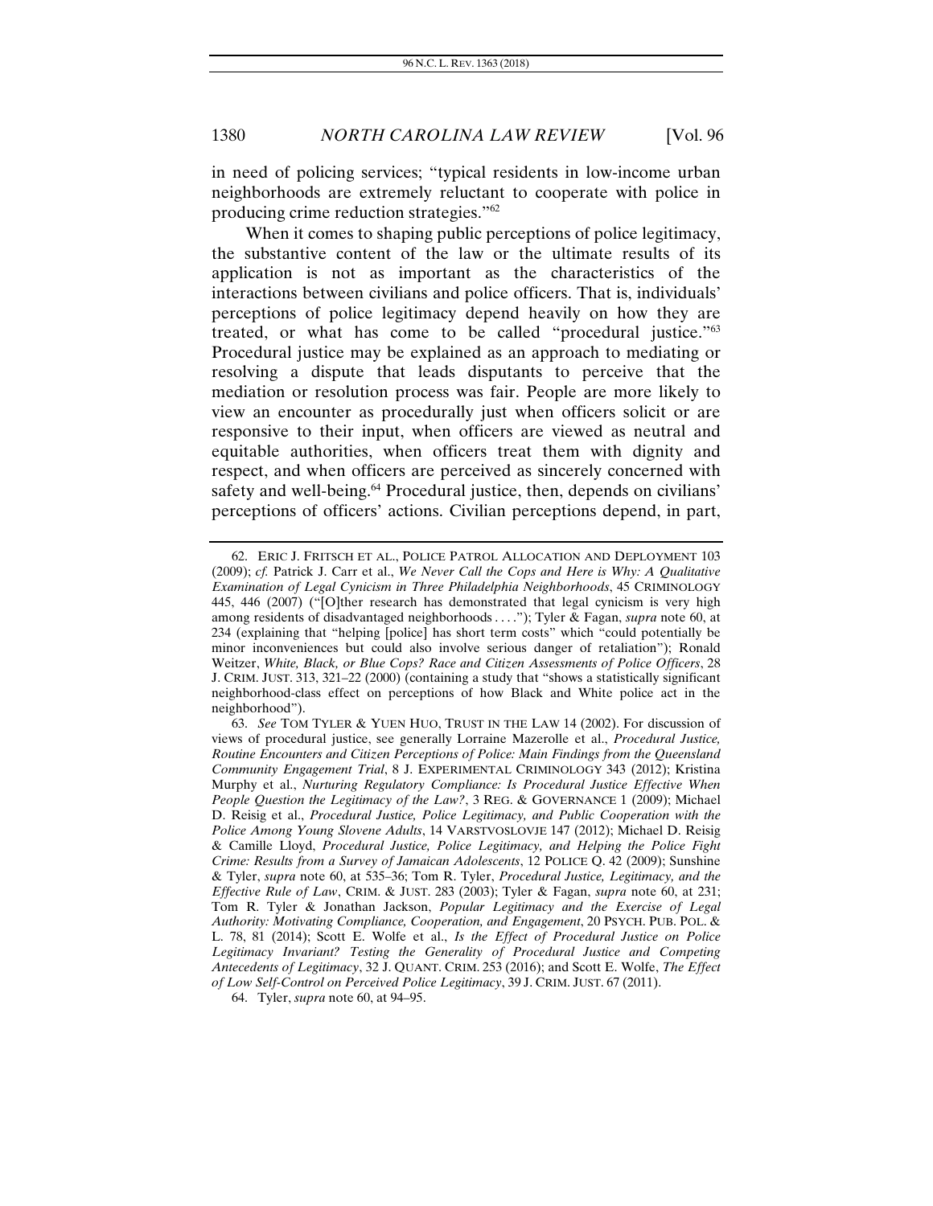in need of policing services; "typical residents in low-income urban neighborhoods are extremely reluctant to cooperate with police in producing crime reduction strategies."[62]

When it comes to shaping public perceptions of police legitimacy, the substantive content of the law or the ultimate results of its application is not as important as the characteristics of the interactions between civilians and police officers. That is, individuals' perceptions of police legitimacy depend heavily on how they are treated, or what has come to be called "procedural justice."[63] Procedural justice may be explained as an approach to mediating or resolving a dispute that leads disputants to perceive that the mediation or resolution process was fair. People are more likely to view an encounter as procedurally just when officers solicit or are responsive to their input, when officers are viewed as neutral and equitable authorities, when officers treat them with dignity and respect, and when officers are perceived as sincerely concerned with safety and well-being.[64] Procedural justice, then, depends on civilians' perceptions of officers' actions. Civilian perceptions depend, in part,

---

62. ERIC J. FRITSCH ET AL., POLICE PATROL ALLOCATION AND DEPLOYMENT 103 (2009); *cf.* Patrick J. Carr et al., *We Never Call the Cops and Here is Why: A Qualitative Examination of Legal Cynicism in Three Philadelphia Neighborhoods*, 45 CRIMINOLOGY 445, 446 (2007) ("[O]ther research has demonstrated that legal cynicism is very high among residents of disadvantaged neighborhoods . . . ."); Tyler & Fagan, *supra* note 60, at 234 (explaining that "helping [police] has short term costs" which "could potentially be minor inconveniences but could also involve serious danger of retaliation"); Ronald Weitzer, *White, Black, or Blue Cops? Race and Citizen Assessments of Police Officers*, 28 J. CRIM. JUST. 313, 321–22 (2000) (containing a study that "shows a statistically significant neighborhood-class effect on perceptions of how Black and White police act in the neighborhood").

63. *See* TOM TYLER & YUEN HUO, TRUST IN THE LAW 14 (2002). For discussion of views of procedural justice, see generally Lorraine Mazerolle et al., *Procedural Justice, Routine Encounters and Citizen Perceptions of Police: Main Findings from the Queensland Community Engagement Trial*, 8 J. EXPERIMENTAL CRIMINOLOGY 343 (2012); Kristina Murphy et al., *Nurturing Regulatory Compliance: Is Procedural Justice Effective When People Question the Legitimacy of the Law?*, 3 REG. & GOVERNANCE 1 (2009); Michael D. Reisig et al., *Procedural Justice, Police Legitimacy, and Public Cooperation with the Police Among Young Slovene Adults*, 14 VARSTVOSLOVJE 147 (2012); Michael D. Reisig & Camille Lloyd, *Procedural Justice, Police Legitimacy, and Helping the Police Fight Crime: Results from a Survey of Jamaican Adolescents*, 12 POLICE Q. 42 (2009); Sunshine & Tyler, *supra* note 60, at 535–36; Tom R. Tyler, *Procedural Justice, Legitimacy, and the Effective Rule of Law*, CRIM. & JUST. 283 (2003); Tyler & Fagan, *supra* note 60, at 231; Tom R. Tyler & Jonathan Jackson, *Popular Legitimacy and the Exercise of Legal Authority: Motivating Compliance, Cooperation, and Engagement*, 20 PSYCH. PUB. POL. & L. 78, 81 (2014); Scott E. Wolfe et al., *Is the Effect of Procedural Justice on Police Legitimacy Invariant? Testing the Generality of Procedural Justice and Competing Antecedents of Legitimacy*, 32 J. QUANT. CRIM. 253 (2016); and Scott E. Wolfe, *The Effect of Low Self-Control on Perceived Police Legitimacy*, 39 J. CRIM. JUST. 67 (2011).

64. Tyler, *supra* note 60, at 94–95.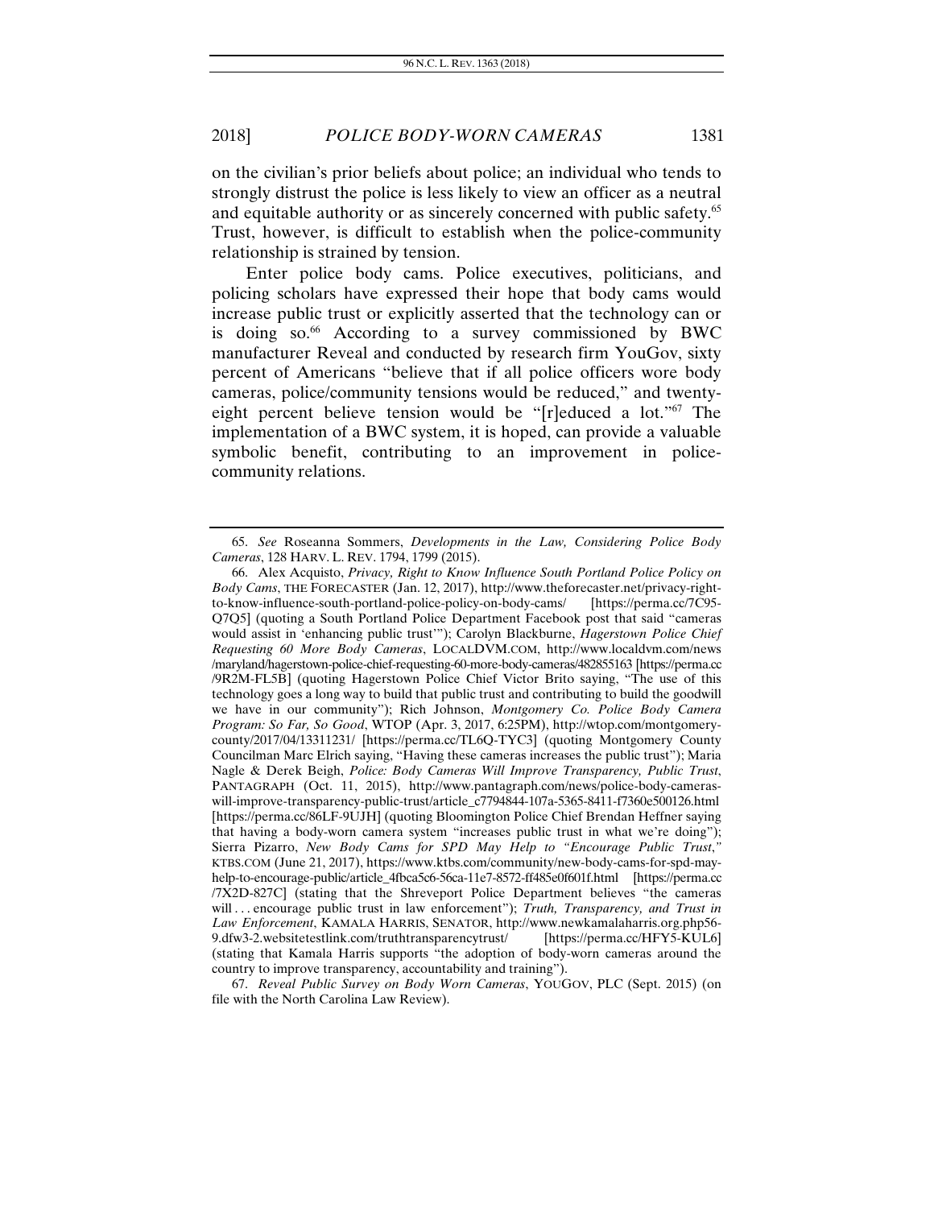on the civilian's prior beliefs about police; an individual who tends to strongly distrust the police is less likely to view an officer as a neutral and equitable authority or as sincerely concerned with public safety.[65] Trust, however, is difficult to establish when the police-community relationship is strained by tension.

Enter police body cams. Police executives, politicians, and policing scholars have expressed their hope that body cams would increase public trust or explicitly asserted that the technology can or is doing so.[66] According to a survey commissioned by BWC manufacturer Reveal and conducted by research firm YouGov, sixty percent of Americans "believe that if all police officers wore body cameras, police/community tensions would be reduced," and twenty-eight percent believe tension would be "[r]educed a lot."[67] The implementation of a BWC system, it is hoped, can provide a valuable symbolic benefit, contributing to an improvement in police-community relations.

---

65. *See* Roseanna Sommers, *Developments in the Law, Considering Police Body Cameras*, 128 HARV. L. REV. 1794, 1799 (2015).

66. Alex Acquisto, *Privacy, Right to Know Influence South Portland Police Policy on Body Cams*, THE FORECASTER (Jan. 12, 2017), http://www.theforecaster.net/privacy-right-to-know-influence-south-portland-police-policy-on-body-cams/ [https://perma.cc/7C95-Q7Q5] (quoting a South Portland Police Department Facebook post that said "cameras would assist in 'enhancing public trust'"); Carolyn Blackburne, *Hagerstown Police Chief Requesting 60 More Body Cameras*, LOCALDVM.COM, http://www.localdvm.com/news/maryland/hagerstown-police-chief-requesting-60-more-body-cameras/482855163 [https://perma.cc/9R2M-FL5B] (quoting Hagerstown Police Chief Victor Brito saying, "The use of this technology goes a long way to build that public trust and contributing to build the goodwill we have in our community"); Rich Johnson, *Montgomery Co. Police Body Camera Program: So Far, So Good*, WTOP (Apr. 3, 2017, 6:25PM), http://wtop.com/montgomery-county/2017/04/13311231/ [https://perma.cc/TL6Q-TYC3] (quoting Montgomery County Councilman Marc Elrich saying, "Having these cameras increases the public trust"); Maria Nagle & Derek Beigh, *Police: Body Cameras Will Improve Transparency, Public Trust*, PANTAGRAPH (Oct. 11, 2015), http://www.pantagraph.com/news/police-body-cameras-will-improve-transparency-public-trust/article_c7794844-107a-5365-8411-f7360e500126.html [https://perma.cc/86LF-9UJH] (quoting Bloomington Police Chief Brendan Heffner saying that having a body-worn camera system "increases public trust in what we're doing"); Sierra Pizarro, *New Body Cams for SPD May Help to "Encourage Public Trust*,*"* KTBS.COM (June 21, 2017), https://www.ktbs.com/community/new-body-cams-for-spd-may-help-to-encourage-public/article_4fbca5c6-56ca-11e7-8572-ff485e0f601f.html [https://perma.cc/7X2D-827C] (stating that the Shreveport Police Department believes "the cameras will . . . encourage public trust in law enforcement"); *Truth, Transparency, and Trust in Law Enforcement*, KAMALA HARRIS, SENATOR, http://www.newkamalaharris.org.php56-9.dfw3-2.websitetestlink.com/truthtransparencytrust/ [https://perma.cc/HFY5-KUL6] (stating that Kamala Harris supports "the adoption of body-worn cameras around the country to improve transparency, accountability and training").

67. *Reveal Public Survey on Body Worn Cameras*, YOUGOV, PLC (Sept. 2015) (on file with the North Carolina Law Review).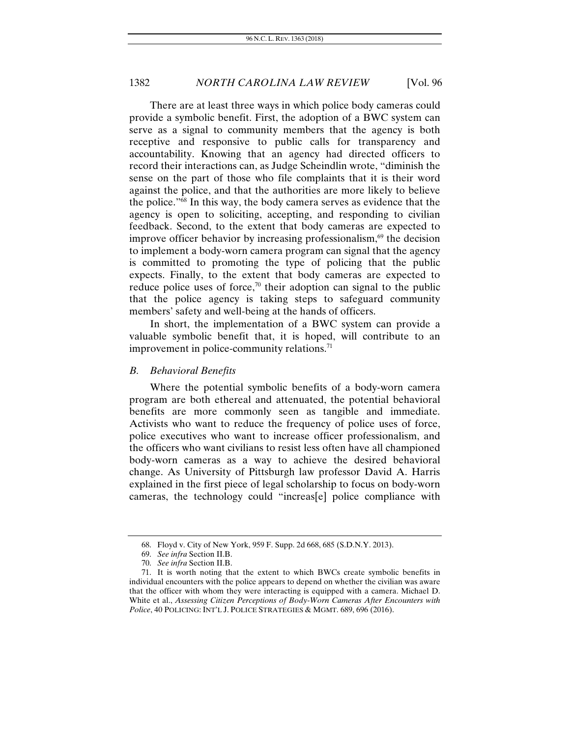There are at least three ways in which police body cameras could provide a symbolic benefit. First, the adoption of a BWC system can serve as a signal to community members that the agency is both receptive and responsive to public calls for transparency and accountability. Knowing that an agency had directed officers to record their interactions can, as Judge Scheindlin wrote, "diminish the sense on the part of those who file complaints that it is their word against the police, and that the authorities are more likely to believe the police."[68] In this way, the body camera serves as evidence that the agency is open to soliciting, accepting, and responding to civilian feedback. Second, to the extent that body cameras are expected to improve officer behavior by increasing professionalism,[69] the decision to implement a body-worn camera program can signal that the agency is committed to promoting the type of policing that the public expects. Finally, to the extent that body cameras are expected to reduce police uses of force,[70] their adoption can signal to the public that the police agency is taking steps to safeguard community members' safety and well-being at the hands of officers.

In short, the implementation of a BWC system can provide a valuable symbolic benefit that, it is hoped, will contribute to an improvement in police-community relations.[71]

### B. *Behavioral Benefits*

Where the potential symbolic benefits of a body-worn camera program are both ethereal and attenuated, the potential behavioral benefits are more commonly seen as tangible and immediate. Activists who want to reduce the frequency of police uses of force, police executives who want to increase officer professionalism, and the officers who want civilians to resist less often have all championed body-worn cameras as a way to achieve the desired behavioral change. As University of Pittsburgh law professor David A. Harris explained in the first piece of legal scholarship to focus on body-worn cameras, the technology could "increas[e] police compliance with

---

68. Floyd v. City of New York, 959 F. Supp. 2d 668, 685 (S.D.N.Y. 2013).

69. *See infra* Section II.B.

70. *See infra* Section II.B.

71. It is worth noting that the extent to which BWCs create symbolic benefits in individual encounters with the police appears to depend on whether the civilian was aware that the officer with whom they were interacting is equipped with a camera. Michael D. White et al., *Assessing Citizen Perceptions of Body-Worn Cameras After Encounters with Police*, 40 POLICING: INT'L J. POLICE STRATEGIES & MGMT. 689, 696 (2016).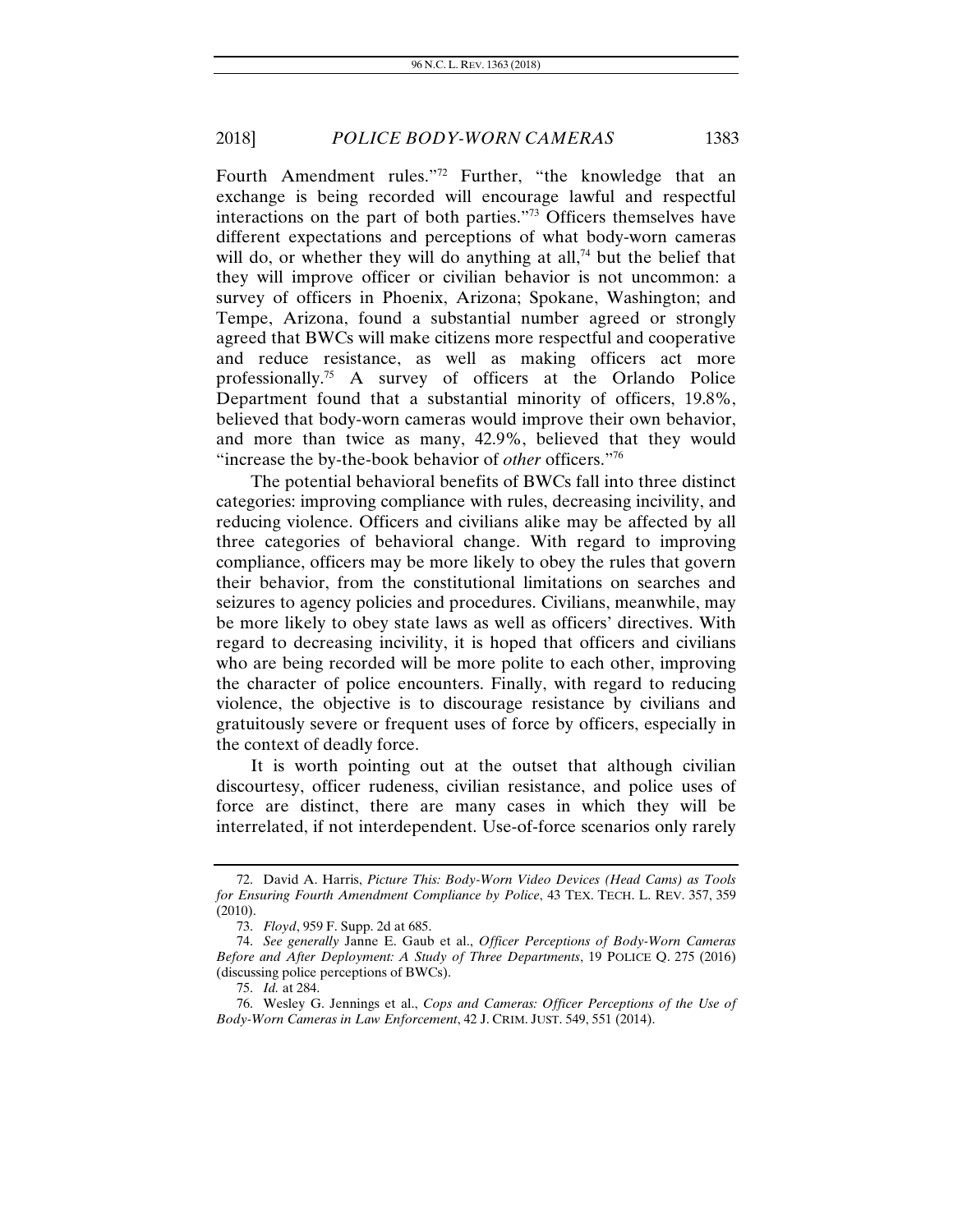Fourth Amendment rules."[72] Further, "the knowledge that an exchange is being recorded will encourage lawful and respectful interactions on the part of both parties."[73] Officers themselves have different expectations and perceptions of what body-worn cameras will do, or whether they will do anything at all,[74] but the belief that they will improve officer or civilian behavior is not uncommon: a survey of officers in Phoenix, Arizona; Spokane, Washington; and Tempe, Arizona, found a substantial number agreed or strongly agreed that BWCs will make citizens more respectful and cooperative and reduce resistance, as well as making officers act more professionally.[75] A survey of officers at the Orlando Police Department found that a substantial minority of officers, 19.8%, believed that body-worn cameras would improve their own behavior, and more than twice as many, 42.9%, believed that they would "increase the by-the-book behavior of *other* officers."[76]

The potential behavioral benefits of BWCs fall into three distinct categories: improving compliance with rules, decreasing incivility, and reducing violence. Officers and civilians alike may be affected by all three categories of behavioral change. With regard to improving compliance, officers may be more likely to obey the rules that govern their behavior, from the constitutional limitations on searches and seizures to agency policies and procedures. Civilians, meanwhile, may be more likely to obey state laws as well as officers' directives. With regard to decreasing incivility, it is hoped that officers and civilians who are being recorded will be more polite to each other, improving the character of police encounters. Finally, with regard to reducing violence, the objective is to discourage resistance by civilians and gratuitously severe or frequent uses of force by officers, especially in the context of deadly force.

It is worth pointing out at the outset that although civilian discourtesy, officer rudeness, civilian resistance, and police uses of force are distinct, there are many cases in which they will be interrelated, if not interdependent. Use-of-force scenarios only rarely

---

72. David A. Harris, *Picture This: Body-Worn Video Devices (Head Cams) as Tools for Ensuring Fourth Amendment Compliance by Police*, 43 TEX. TECH. L. REV. 357, 359 (2010).

73. *Floyd*, 959 F. Supp. 2d at 685.

74. *See generally* Janne E. Gaub et al., *Officer Perceptions of Body-Worn Cameras Before and After Deployment: A Study of Three Departments*, 19 POLICE Q. 275 (2016) (discussing police perceptions of BWCs).

75. *Id.* at 284.

76. Wesley G. Jennings et al., *Cops and Cameras: Officer Perceptions of the Use of Body-Worn Cameras in Law Enforcement*, 42 J. CRIM. JUST. 549, 551 (2014).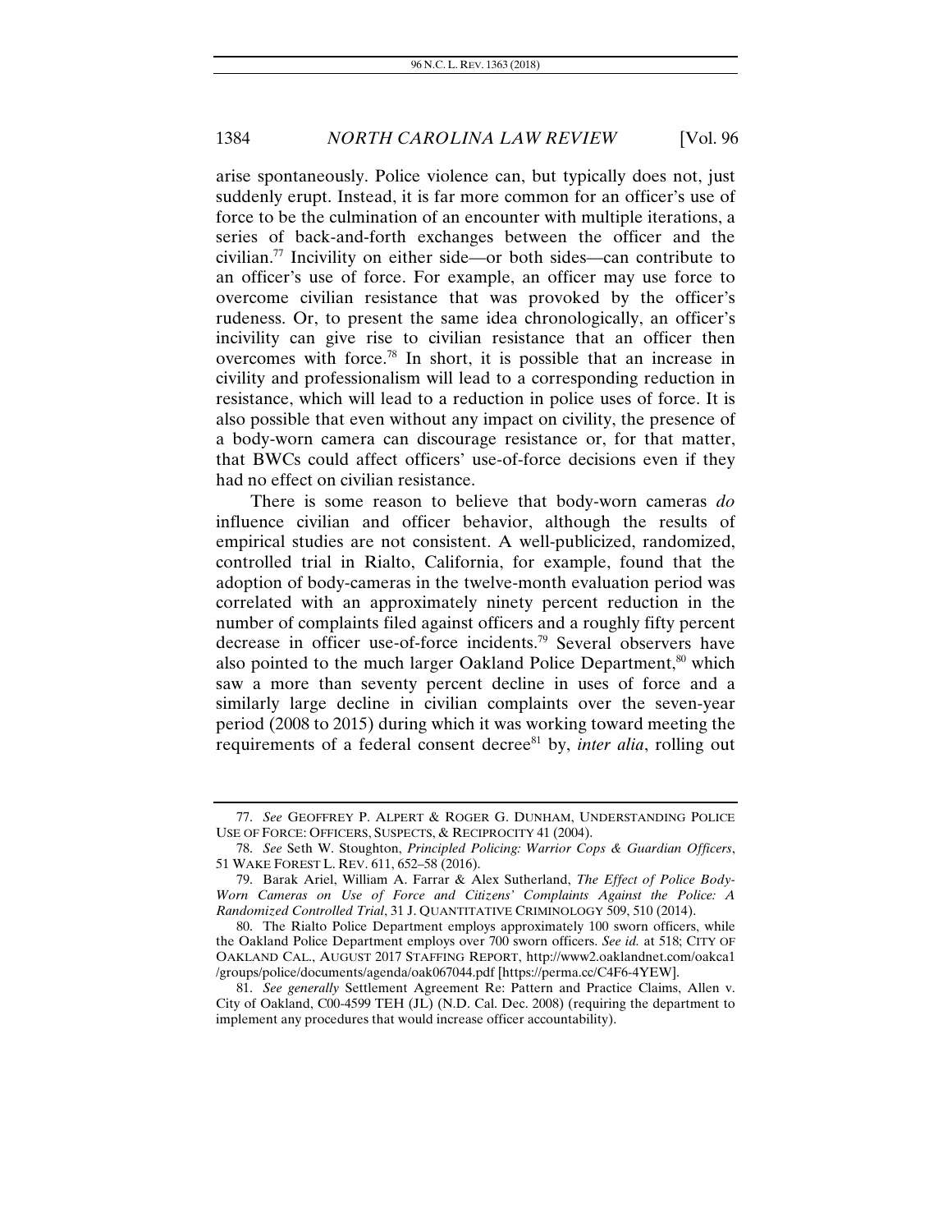arise spontaneously. Police violence can, but typically does not, just suddenly erupt. Instead, it is far more common for an officer's use of force to be the culmination of an encounter with multiple iterations, a series of back-and-forth exchanges between the officer and the civilian.[77] Incivility on either side—or both sides—can contribute to an officer's use of force. For example, an officer may use force to overcome civilian resistance that was provoked by the officer's rudeness. Or, to present the same idea chronologically, an officer's incivility can give rise to civilian resistance that an officer then overcomes with force.[78] In short, it is possible that an increase in civility and professionalism will lead to a corresponding reduction in resistance, which will lead to a reduction in police uses of force. It is also possible that even without any impact on civility, the presence of a body-worn camera can discourage resistance or, for that matter, that BWCs could affect officers' use-of-force decisions even if they had no effect on civilian resistance.

There is some reason to believe that body-worn cameras *do* influence civilian and officer behavior, although the results of empirical studies are not consistent. A well-publicized, randomized, controlled trial in Rialto, California, for example, found that the adoption of body-cameras in the twelve-month evaluation period was correlated with an approximately ninety percent reduction in the number of complaints filed against officers and a roughly fifty percent decrease in officer use-of-force incidents.[79] Several observers have also pointed to the much larger Oakland Police Department,[80] which saw a more than seventy percent decline in uses of force and a similarly large decline in civilian complaints over the seven-year period (2008 to 2015) during which it was working toward meeting the requirements of a federal consent decree[81] by, *inter alia*, rolling out

---

77. *See* GEOFFREY P. ALPERT & ROGER G. DUNHAM, UNDERSTANDING POLICE USE OF FORCE: OFFICERS, SUSPECTS, & RECIPROCITY 41 (2004).

78. *See* Seth W. Stoughton, *Principled Policing: Warrior Cops & Guardian Officers*, 51 WAKE FOREST L. REV. 611, 652–58 (2016).

79. Barak Ariel, William A. Farrar & Alex Sutherland, *The Effect of Police Body-Worn Cameras on Use of Force and Citizens' Complaints Against the Police: A Randomized Controlled Trial*, 31 J. QUANTITATIVE CRIMINOLOGY 509, 510 (2014).

80. The Rialto Police Department employs approximately 100 sworn officers, while the Oakland Police Department employs over 700 sworn officers. *See id.* at 518; CITY OF OAKLAND CAL., AUGUST 2017 STAFFING REPORT, http://www2.oaklandnet.com/oakca1/groups/police/documents/agenda/oak067044.pdf [https://perma.cc/C4F6-4YEW].

81. *See generally* Settlement Agreement Re: Pattern and Practice Claims, Allen v. City of Oakland, C00-4599 TEH (JL) (N.D. Cal. Dec. 2008) (requiring the department to implement any procedures that would increase officer accountability).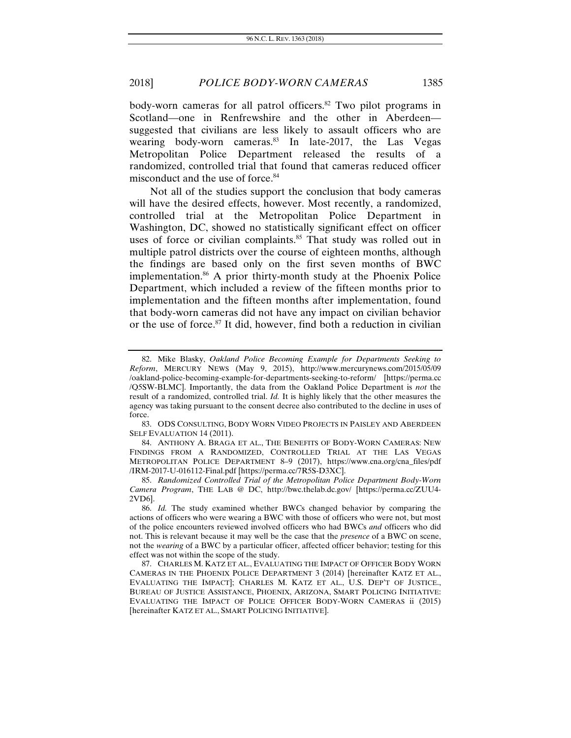body-worn cameras for all patrol officers.[82] Two pilot programs in Scotland—one in Renfrewshire and the other in Aberdeen—suggested that civilians are less likely to assault officers who are wearing body-worn cameras.[83] In late-2017, the Las Vegas Metropolitan Police Department released the results of a randomized, controlled trial that found that cameras reduced officer misconduct and the use of force.[84]

Not all of the studies support the conclusion that body cameras will have the desired effects, however. Most recently, a randomized, controlled trial at the Metropolitan Police Department in Washington, DC, showed no statistically significant effect on officer uses of force or civilian complaints.[85] That study was rolled out in multiple patrol districts over the course of eighteen months, although the findings are based only on the first seven months of BWC implementation.[86] A prior thirty-month study at the Phoenix Police Department, which included a review of the fifteen months prior to implementation and the fifteen months after implementation, found that body-worn cameras did not have any impact on civilian behavior or the use of force.[87] It did, however, find both a reduction in civilian

---

82. Mike Blasky, *Oakland Police Becoming Example for Departments Seeking to Reform*, MERCURY NEWS (May 9, 2015), http://www.mercurynews.com/2015/05/09/oakland-police-becoming-example-for-departments-seeking-to-reform/ [https://perma.cc/Q5SW-BLMC]. Importantly, the data from the Oakland Police Department is *not* the result of a randomized, controlled trial. *Id.* It is highly likely that the other measures the agency was taking pursuant to the consent decree also contributed to the decline in uses of force.

83. ODS CONSULTING, BODY WORN VIDEO PROJECTS IN PAISLEY AND ABERDEEN SELF EVALUATION 14 (2011).

84. ANTHONY A. BRAGA ET AL., THE BENEFITS OF BODY-WORN CAMERAS: NEW FINDINGS FROM A RANDOMIZED, CONTROLLED TRIAL AT THE LAS VEGAS METROPOLITAN POLICE DEPARTMENT 8–9 (2017), https://www.cna.org/cna_files/pdf/IRM-2017-U-016112-Final.pdf [https://perma.cc/7R5S-D3XC].

85. *Randomized Controlled Trial of the Metropolitan Police Department Body-Worn Camera Program*, THE LAB @ DC, http://bwc.thelab.dc.gov/ [https://perma.cc/ZUU4-2VD6].

86. *Id.* The study examined whether BWCs changed behavior by comparing the actions of officers who were wearing a BWC with those of officers who were not, but most of the police encounters reviewed involved officers who had BWCs *and* officers who did not. This is relevant because it may well be the case that the *presence* of a BWC on scene, not the *wearing* of a BWC by a particular officer, affected officer behavior; testing for this effect was not within the scope of the study.

87. CHARLES M. KATZ ET AL., EVALUATING THE IMPACT OF OFFICER BODY WORN CAMERAS IN THE PHOENIX POLICE DEPARTMENT 3 (2014) [hereinafter KATZ ET AL., EVALUATING THE IMPACT]; CHARLES M. KATZ ET AL., U.S. DEP'T OF JUSTICE., BUREAU OF JUSTICE ASSISTANCE, PHOENIX, ARIZONA, SMART POLICING INITIATIVE: EVALUATING THE IMPACT OF POLICE OFFICER BODY-WORN CAMERAS ii (2015) [hereinafter KATZ ET AL., SMART POLICING INITIATIVE].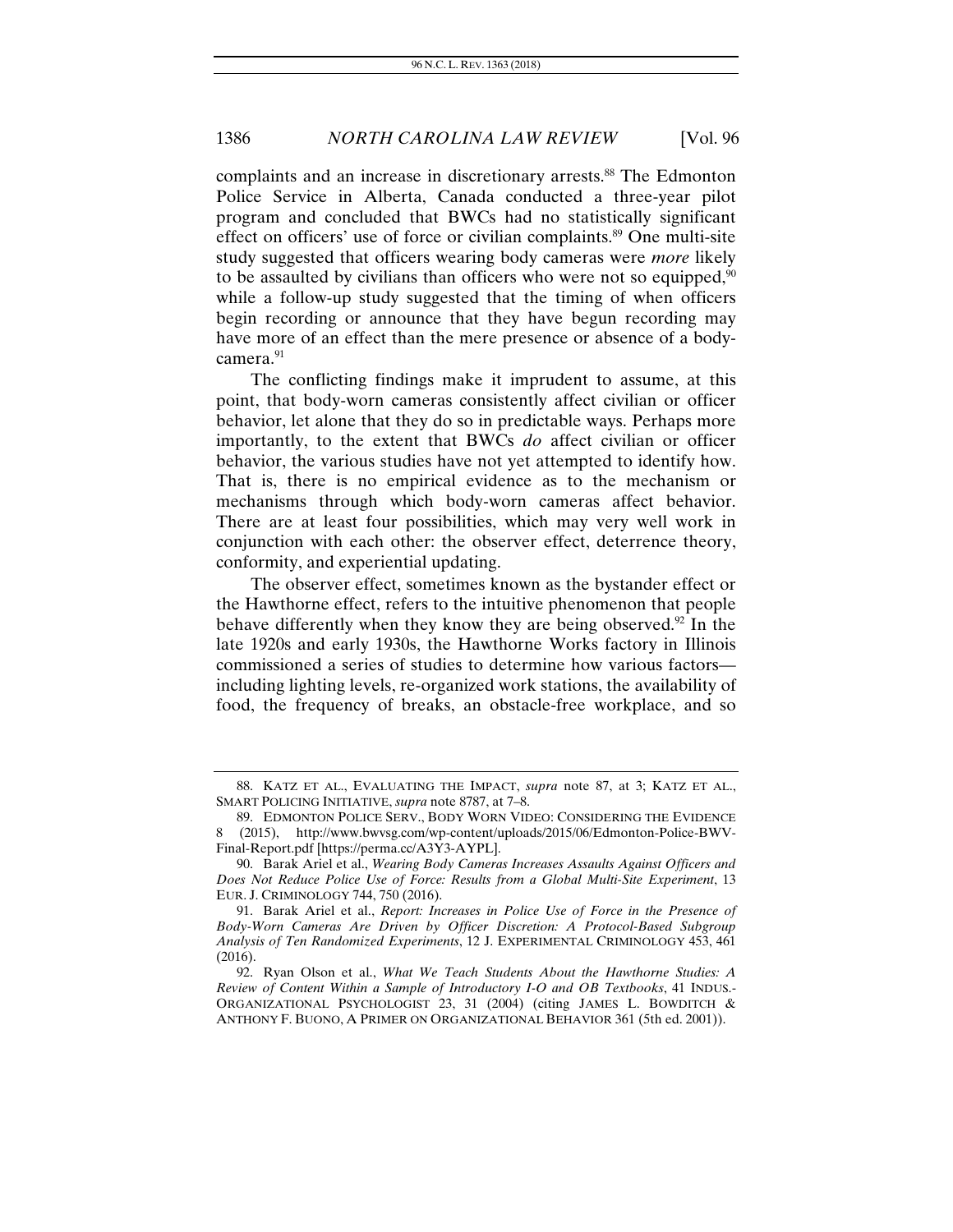complaints and an increase in discretionary arrests.[88] The Edmonton Police Service in Alberta, Canada conducted a three-year pilot program and concluded that BWCs had no statistically significant effect on officers' use of force or civilian complaints.[89] One multi-site study suggested that officers wearing body cameras were *more* likely to be assaulted by civilians than officers who were not so equipped,[90] while a follow-up study suggested that the timing of when officers begin recording or announce that they have begun recording may have more of an effect than the mere presence or absence of a body-camera.[91]

The conflicting findings make it imprudent to assume, at this point, that body-worn cameras consistently affect civilian or officer behavior, let alone that they do so in predictable ways. Perhaps more importantly, to the extent that BWCs *do* affect civilian or officer behavior, the various studies have not yet attempted to identify how. That is, there is no empirical evidence as to the mechanism or mechanisms through which body-worn cameras affect behavior. There are at least four possibilities, which may very well work in conjunction with each other: the observer effect, deterrence theory, conformity, and experiential updating.

The observer effect, sometimes known as the bystander effect or the Hawthorne effect, refers to the intuitive phenomenon that people behave differently when they know they are being observed.[92] In the late 1920s and early 1930s, the Hawthorne Works factory in Illinois commissioned a series of studies to determine how various factors—including lighting levels, re-organized work stations, the availability of food, the frequency of breaks, an obstacle-free workplace, and so

---

88. KATZ ET AL., EVALUATING THE IMPACT, *supra* note 87, at 3; KATZ ET AL., SMART POLICING INITIATIVE, *supra* note 8787, at 7–8.

89. EDMONTON POLICE SERV., BODY WORN VIDEO: CONSIDERING THE EVIDENCE 8 (2015), http://www.bwvsg.com/wp-content/uploads/2015/06/Edmonton-Police-BWV-Final-Report.pdf [https://perma.cc/A3Y3-AYPL].

90. Barak Ariel et al., *Wearing Body Cameras Increases Assaults Against Officers and Does Not Reduce Police Use of Force: Results from a Global Multi-Site Experiment*, 13 EUR. J. CRIMINOLOGY 744, 750 (2016).

91. Barak Ariel et al., *Report: Increases in Police Use of Force in the Presence of Body-Worn Cameras Are Driven by Officer Discretion: A Protocol-Based Subgroup Analysis of Ten Randomized Experiments*, 12 J. EXPERIMENTAL CRIMINOLOGY 453, 461 (2016).

92. Ryan Olson et al., *What We Teach Students About the Hawthorne Studies: A Review of Content Within a Sample of Introductory I-O and OB Textbooks*, 41 INDUS.-ORGANIZATIONAL PSYCHOLOGIST 23, 31 (2004) (citing JAMES L. BOWDITCH & ANTHONY F. BUONO, A PRIMER ON ORGANIZATIONAL BEHAVIOR 361 (5th ed. 2001)).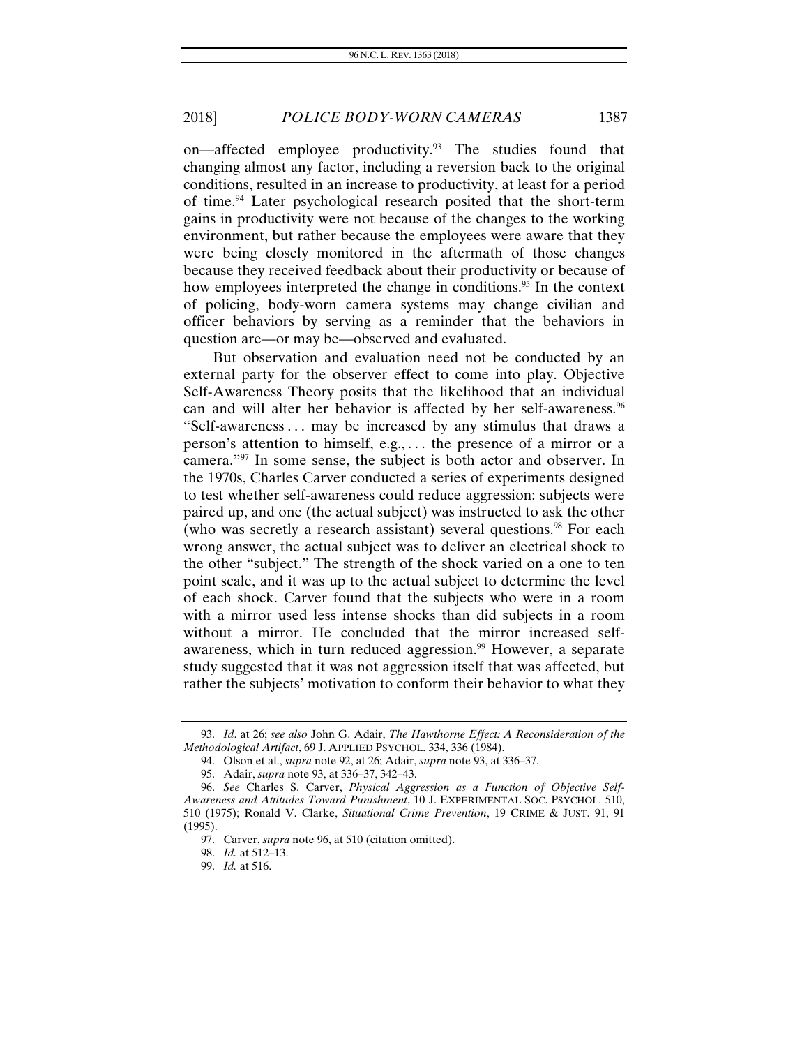on—affected employee productivity.[93] The studies found that changing almost any factor, including a reversion back to the original conditions, resulted in an increase to productivity, at least for a period of time.[94] Later psychological research posited that the short-term gains in productivity were not because of the changes to the working environment, but rather because the employees were aware that they were being closely monitored in the aftermath of those changes because they received feedback about their productivity or because of how employees interpreted the change in conditions.[95] In the context of policing, body-worn camera systems may change civilian and officer behaviors by serving as a reminder that the behaviors in question are—or may be—observed and evaluated.

But observation and evaluation need not be conducted by an external party for the observer effect to come into play. Objective Self-Awareness Theory posits that the likelihood that an individual can and will alter her behavior is affected by her self-awareness.[96] "Self-awareness . . . may be increased by any stimulus that draws a person's attention to himself, e.g., . . . the presence of a mirror or a camera."[97] In some sense, the subject is both actor and observer. In the 1970s, Charles Carver conducted a series of experiments designed to test whether self-awareness could reduce aggression: subjects were paired up, and one (the actual subject) was instructed to ask the other (who was secretly a research assistant) several questions.[98] For each wrong answer, the actual subject was to deliver an electrical shock to the other "subject." The strength of the shock varied on a one to ten point scale, and it was up to the actual subject to determine the level of each shock. Carver found that the subjects who were in a room with a mirror used less intense shocks than did subjects in a room without a mirror. He concluded that the mirror increased self-awareness, which in turn reduced aggression.[99] However, a separate study suggested that it was not aggression itself that was affected, but rather the subjects' motivation to conform their behavior to what they

---

93. *Id*. at 26; *see also* John G. Adair, *The Hawthorne Effect: A Reconsideration of the Methodological Artifact*, 69 J. APPLIED PSYCHOL. 334, 336 (1984).

94. Olson et al., *supra* note 92, at 26; Adair, *supra* note 93, at 336–37.

95. Adair, *supra* note 93, at 336–37, 342–43.

96. *See* Charles S. Carver, *Physical Aggression as a Function of Objective Self-Awareness and Attitudes Toward Punishment*, 10 J. EXPERIMENTAL SOC. PSYCHOL. 510, 510 (1975); Ronald V. Clarke, *Situational Crime Prevention*, 19 CRIME & JUST. 91, 91 (1995).

97. Carver, *supra* note 96, at 510 (citation omitted).

98. *Id.* at 512–13.

99. *Id.* at 516.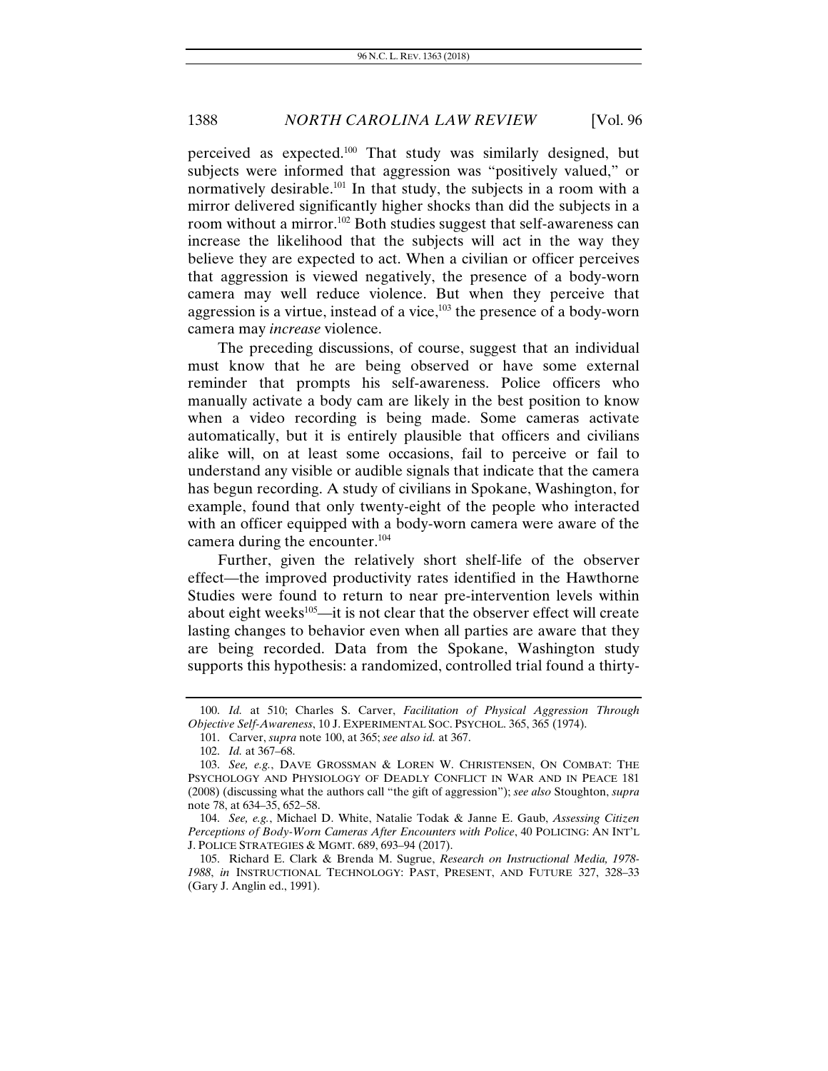perceived as expected.[100] That study was similarly designed, but subjects were informed that aggression was "positively valued," or normatively desirable.[101] In that study, the subjects in a room with a mirror delivered significantly higher shocks than did the subjects in a room without a mirror.[102] Both studies suggest that self-awareness can increase the likelihood that the subjects will act in the way they believe they are expected to act. When a civilian or officer perceives that aggression is viewed negatively, the presence of a body-worn camera may well reduce violence. But when they perceive that aggression is a virtue, instead of a vice,[103] the presence of a body-worn camera may *increase* violence.

The preceding discussions, of course, suggest that an individual must know that he are being observed or have some external reminder that prompts his self-awareness. Police officers who manually activate a body cam are likely in the best position to know when a video recording is being made. Some cameras activate automatically, but it is entirely plausible that officers and civilians alike will, on at least some occasions, fail to perceive or fail to understand any visible or audible signals that indicate that the camera has begun recording. A study of civilians in Spokane, Washington, for example, found that only twenty-eight of the people who interacted with an officer equipped with a body-worn camera were aware of the camera during the encounter.[104]

Further, given the relatively short shelf-life of the observer effect—the improved productivity rates identified in the Hawthorne Studies were found to return to near pre-intervention levels within about eight weeks[105]—it is not clear that the observer effect will create lasting changes to behavior even when all parties are aware that they are being recorded. Data from the Spokane, Washington study supports this hypothesis: a randomized, controlled trial found a thirty-

---

100. *Id.* at 510; Charles S. Carver, *Facilitation of Physical Aggression Through Objective Self-Awareness*, 10 J. EXPERIMENTAL SOC. PSYCHOL. 365, 365 (1974).

101. Carver, *supra* note 100, at 365; *see also id.* at 367.

102. *Id.* at 367–68.

103. *See, e.g.*, DAVE GROSSMAN & LOREN W. CHRISTENSEN, ON COMBAT: THE PSYCHOLOGY AND PHYSIOLOGY OF DEADLY CONFLICT IN WAR AND IN PEACE 181 (2008) (discussing what the authors call "the gift of aggression"); *see also* Stoughton, *supra* note 78, at 634–35, 652–58.

104. *See, e.g.*, Michael D. White, Natalie Todak & Janne E. Gaub, *Assessing Citizen Perceptions of Body-Worn Cameras After Encounters with Police*, 40 POLICING: AN INT'L J. POLICE STRATEGIES & MGMT. 689, 693–94 (2017).

105. Richard E. Clark & Brenda M. Sugrue, *Research on Instructional Media, 1978-1988*, *in* INSTRUCTIONAL TECHNOLOGY: PAST, PRESENT, AND FUTURE 327, 328–33 (Gary J. Anglin ed., 1991).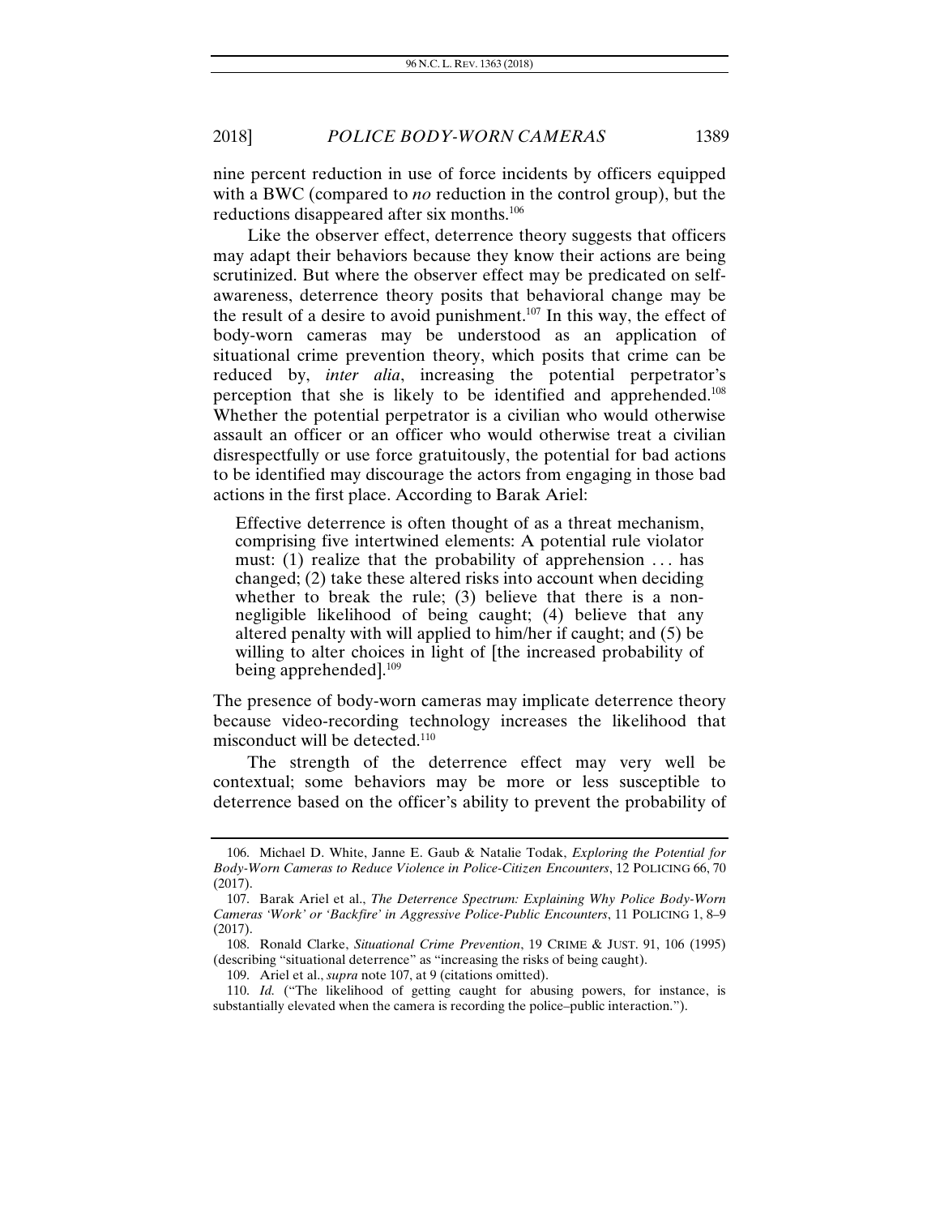nine percent reduction in use of force incidents by officers equipped with a BWC (compared to *no* reduction in the control group), but the reductions disappeared after six months.[106]

Like the observer effect, deterrence theory suggests that officers may adapt their behaviors because they know their actions are being scrutinized. But where the observer effect may be predicated on self-awareness, deterrence theory posits that behavioral change may be the result of a desire to avoid punishment.[107] In this way, the effect of body-worn cameras may be understood as an application of situational crime prevention theory, which posits that crime can be reduced by, *inter alia*, increasing the potential perpetrator's perception that she is likely to be identified and apprehended.[108] Whether the potential perpetrator is a civilian who would otherwise assault an officer or an officer who would otherwise treat a civilian disrespectfully or use force gratuitously, the potential for bad actions to be identified may discourage the actors from engaging in those bad actions in the first place. According to Barak Ariel:

> Effective deterrence is often thought of as a threat mechanism, comprising five intertwined elements: A potential rule violator must: (1) realize that the probability of apprehension . . . has changed; (2) take these altered risks into account when deciding whether to break the rule; (3) believe that there is a non-negligible likelihood of being caught; (4) believe that any altered penalty with will applied to him/her if caught; and (5) be willing to alter choices in light of [the increased probability of being apprehended].[109]

The presence of body-worn cameras may implicate deterrence theory because video-recording technology increases the likelihood that misconduct will be detected.[110]

The strength of the deterrence effect may very well be contextual; some behaviors may be more or less susceptible to deterrence based on the officer's ability to prevent the probability of

---

106. Michael D. White, Janne E. Gaub & Natalie Todak, *Exploring the Potential for Body-Worn Cameras to Reduce Violence in Police-Citizen Encounters*, 12 POLICING 66, 70 (2017).

107. Barak Ariel et al., *The Deterrence Spectrum: Explaining Why Police Body-Worn Cameras 'Work' or 'Backfire' in Aggressive Police-Public Encounters*, 11 POLICING 1, 8–9 (2017).

108. Ronald Clarke, *Situational Crime Prevention*, 19 CRIME & JUST. 91, 106 (1995) (describing "situational deterrence" as "increasing the risks of being caught).

109. Ariel et al., *supra* note 107, at 9 (citations omitted).

110. *Id.* ("The likelihood of getting caught for abusing powers, for instance, is substantially elevated when the camera is recording the police–public interaction.").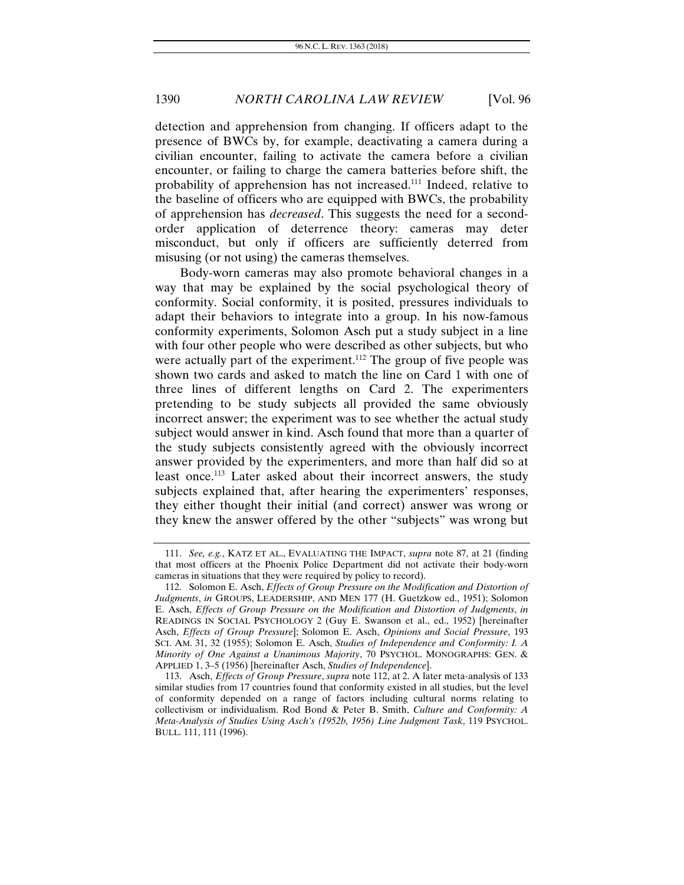detection and apprehension from changing. If officers adapt to the presence of BWCs by, for example, deactivating a camera during a civilian encounter, failing to activate the camera before a civilian encounter, or failing to charge the camera batteries before shift, the probability of apprehension has not increased.[111] Indeed, relative to the baseline of officers who are equipped with BWCs, the probability of apprehension has *decreased*. This suggests the need for a second-order application of deterrence theory: cameras may deter misconduct, but only if officers are sufficiently deterred from misusing (or not using) the cameras themselves.

Body-worn cameras may also promote behavioral changes in a way that may be explained by the social psychological theory of conformity. Social conformity, it is posited, pressures individuals to adapt their behaviors to integrate into a group. In his now-famous conformity experiments, Solomon Asch put a study subject in a line with four other people who were described as other subjects, but who were actually part of the experiment.[112] The group of five people was shown two cards and asked to match the line on Card 1 with one of three lines of different lengths on Card 2. The experimenters pretending to be study subjects all provided the same obviously incorrect answer; the experiment was to see whether the actual study subject would answer in kind. Asch found that more than a quarter of the study subjects consistently agreed with the obviously incorrect answer provided by the experimenters, and more than half did so at least once.[113] Later asked about their incorrect answers, the study subjects explained that, after hearing the experimenters' responses, they either thought their initial (and correct) answer was wrong or they knew the answer offered by the other "subjects" was wrong but

---

111. *See, e.g.*, KATZ ET AL., EVALUATING THE IMPACT, *supra* note 87, at 21 (finding that most officers at the Phoenix Police Department did not activate their body-worn cameras in situations that they were required by policy to record).

112. Solomon E. Asch, *Effects of Group Pressure on the Modification and Distortion of Judgments*, *in* GROUPS, LEADERSHIP, AND MEN 177 (H. Guetzkow ed., 1951); Solomon E. Asch, *Effects of Group Pressure on the Modification and Distortion of Judgments*, *in* READINGS IN SOCIAL PSYCHOLOGY 2 (Guy E. Swanson et al., ed., 1952) [hereinafter Asch, *Effects of Group Pressure*]; Solomon E. Asch, *Opinions and Social Pressure*, 193 SCI. AM. 31, 32 (1955); Solomon E. Asch, *Studies of Independence and Conformity: I. A Minority of One Against a Unanimous Majority*, 70 PSYCHOL. MONOGRAPHS: GEN. & APPLIED 1, 3–5 (1956) [hereinafter Asch, *Studies of Independence*].

113. Asch, *Effects of Group Pressure*, *supra* note 112, at 2. A later meta-analysis of 133 similar studies from 17 countries found that conformity existed in all studies, but the level of conformity depended on a range of factors including cultural norms relating to collectivism or individualism. Rod Bond & Peter B. Smith, *Culture and Conformity: A Meta-Analysis of Studies Using Asch's (1952b, 1956) Line Judgment Task*, 119 PSYCHOL. BULL. 111, 111 (1996).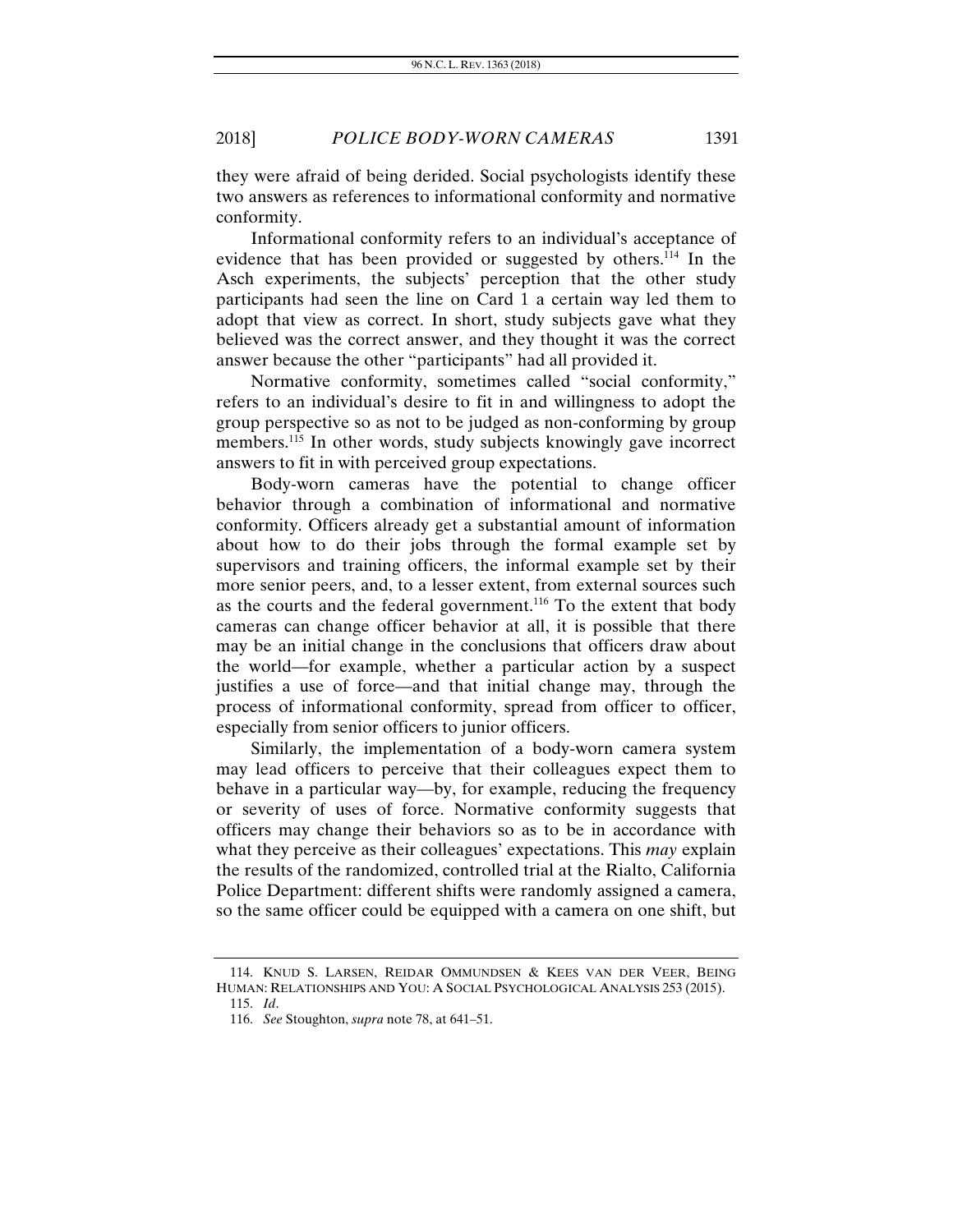they were afraid of being derided. Social psychologists identify these two answers as references to informational conformity and normative conformity.

Informational conformity refers to an individual's acceptance of evidence that has been provided or suggested by others.[114] In the Asch experiments, the subjects' perception that the other study participants had seen the line on Card 1 a certain way led them to adopt that view as correct. In short, study subjects gave what they believed was the correct answer, and they thought it was the correct answer because the other "participants" had all provided it.

Normative conformity, sometimes called "social conformity," refers to an individual's desire to fit in and willingness to adopt the group perspective so as not to be judged as non-conforming by group members.[115] In other words, study subjects knowingly gave incorrect answers to fit in with perceived group expectations.

Body-worn cameras have the potential to change officer behavior through a combination of informational and normative conformity. Officers already get a substantial amount of information about how to do their jobs through the formal example set by supervisors and training officers, the informal example set by their more senior peers, and, to a lesser extent, from external sources such as the courts and the federal government.[116] To the extent that body cameras can change officer behavior at all, it is possible that there may be an initial change in the conclusions that officers draw about the world—for example, whether a particular action by a suspect justifies a use of force—and that initial change may, through the process of informational conformity, spread from officer to officer, especially from senior officers to junior officers.

Similarly, the implementation of a body-worn camera system may lead officers to perceive that their colleagues expect them to behave in a particular way—by, for example, reducing the frequency or severity of uses of force. Normative conformity suggests that officers may change their behaviors so as to be in accordance with what they perceive as their colleagues' expectations. This *may* explain the results of the randomized, controlled trial at the Rialto, California Police Department: different shifts were randomly assigned a camera, so the same officer could be equipped with a camera on one shift, but

---

114. KNUD S. LARSEN, REIDAR OMMUNDSEN & KEES VAN DER VEER, BEING HUMAN: RELATIONSHIPS AND YOU: A SOCIAL PSYCHOLOGICAL ANALYSIS 253 (2015).

115. *Id*.

116. *See* Stoughton, *supra* note 78, at 641–51.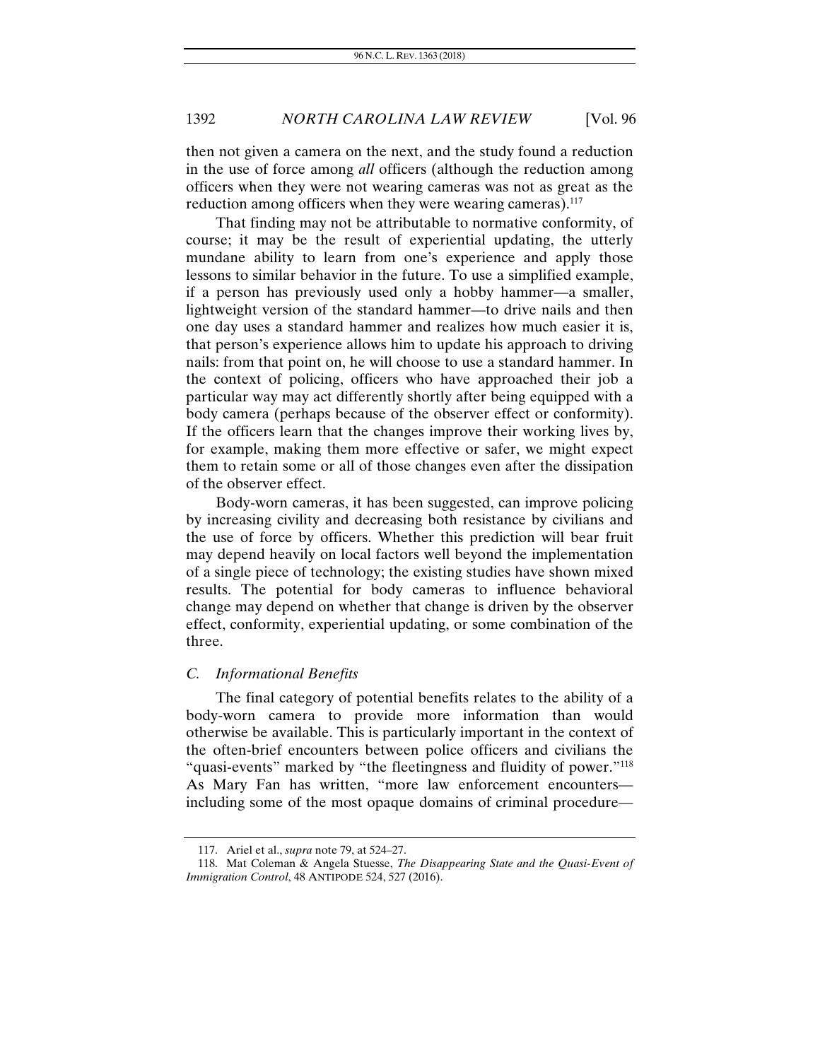then not given a camera on the next, and the study found a reduction in the use of force among *all* officers (although the reduction among officers when they were not wearing cameras was not as great as the reduction among officers when they were wearing cameras).[117]

That finding may not be attributable to normative conformity, of course; it may be the result of experiential updating, the utterly mundane ability to learn from one's experience and apply those lessons to similar behavior in the future. To use a simplified example, if a person has previously used only a hobby hammer—a smaller, lightweight version of the standard hammer—to drive nails and then one day uses a standard hammer and realizes how much easier it is, that person's experience allows him to update his approach to driving nails: from that point on, he will choose to use a standard hammer. In the context of policing, officers who have approached their job a particular way may act differently shortly after being equipped with a body camera (perhaps because of the observer effect or conformity). If the officers learn that the changes improve their working lives by, for example, making them more effective or safer, we might expect them to retain some or all of those changes even after the dissipation of the observer effect.

Body-worn cameras, it has been suggested, can improve policing by increasing civility and decreasing both resistance by civilians and the use of force by officers. Whether this prediction will bear fruit may depend heavily on local factors well beyond the implementation of a single piece of technology; the existing studies have shown mixed results. The potential for body cameras to influence behavioral change may depend on whether that change is driven by the observer effect, conformity, experiential updating, or some combination of the three.

### *C. Informational Benefits*

The final category of potential benefits relates to the ability of a body-worn camera to provide more information than would otherwise be available. This is particularly important in the context of the often-brief encounters between police officers and civilians the "quasi-events" marked by "the fleetingness and fluidity of power."[118] As Mary Fan has written, "more law enforcement encounters—including some of the most opaque domains of criminal procedure—

---

117. Ariel et al., *supra* note 79, at 524–27.

118. Mat Coleman & Angela Stuesse, *The Disappearing State and the Quasi-Event of Immigration Control*, 48 ANTIPODE 524, 527 (2016).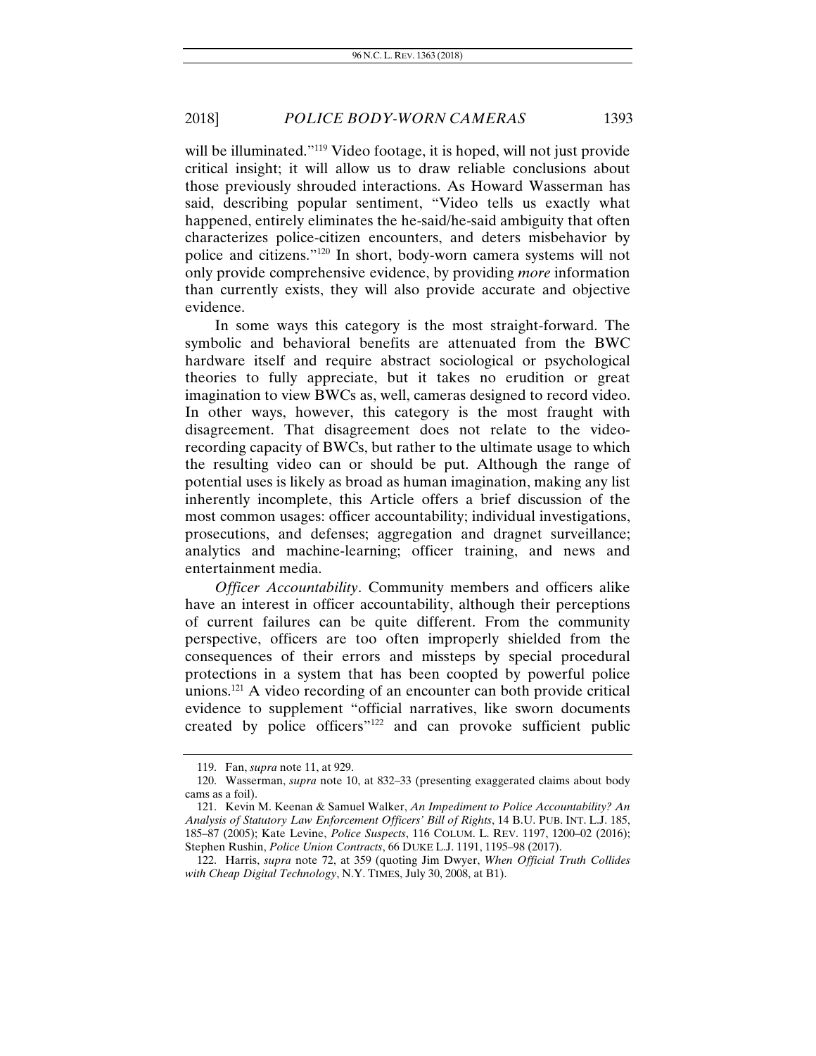will be illuminated."[119] Video footage, it is hoped, will not just provide critical insight; it will allow us to draw reliable conclusions about those previously shrouded interactions. As Howard Wasserman has said, describing popular sentiment, "Video tells us exactly what happened, entirely eliminates the he-said/he-said ambiguity that often characterizes police-citizen encounters, and deters misbehavior by police and citizens."[120] In short, body-worn camera systems will not only provide comprehensive evidence, by providing *more* information than currently exists, they will also provide accurate and objective evidence.

In some ways this category is the most straight-forward. The symbolic and behavioral benefits are attenuated from the BWC hardware itself and require abstract sociological or psychological theories to fully appreciate, but it takes no erudition or great imagination to view BWCs as, well, cameras designed to record video. In other ways, however, this category is the most fraught with disagreement. That disagreement does not relate to the video-recording capacity of BWCs, but rather to the ultimate usage to which the resulting video can or should be put. Although the range of potential uses is likely as broad as human imagination, making any list inherently incomplete, this Article offers a brief discussion of the most common usages: officer accountability; individual investigations, prosecutions, and defenses; aggregation and dragnet surveillance; analytics and machine-learning; officer training, and news and entertainment media.

*Officer Accountability*. Community members and officers alike have an interest in officer accountability, although their perceptions of current failures can be quite different. From the community perspective, officers are too often improperly shielded from the consequences of their errors and missteps by special procedural protections in a system that has been coopted by powerful police unions.[121] A video recording of an encounter can both provide critical evidence to supplement "official narratives, like sworn documents created by police officers"[122] and can provoke sufficient public

---

119. Fan, *supra* note 11, at 929.

120. Wasserman, *supra* note 10, at 832–33 (presenting exaggerated claims about body cams as a foil).

121. Kevin M. Keenan & Samuel Walker, *An Impediment to Police Accountability? An Analysis of Statutory Law Enforcement Officers' Bill of Rights*, 14 B.U. PUB. INT. L.J. 185, 185–87 (2005); Kate Levine, *Police Suspects*, 116 COLUM. L. REV. 1197, 1200–02 (2016); Stephen Rushin, *Police Union Contracts*, 66 DUKE L.J. 1191, 1195–98 (2017).

122. Harris, *supra* note 72, at 359 (quoting Jim Dwyer, *When Official Truth Collides with Cheap Digital Technology*, N.Y. TIMES, July 30, 2008, at B1).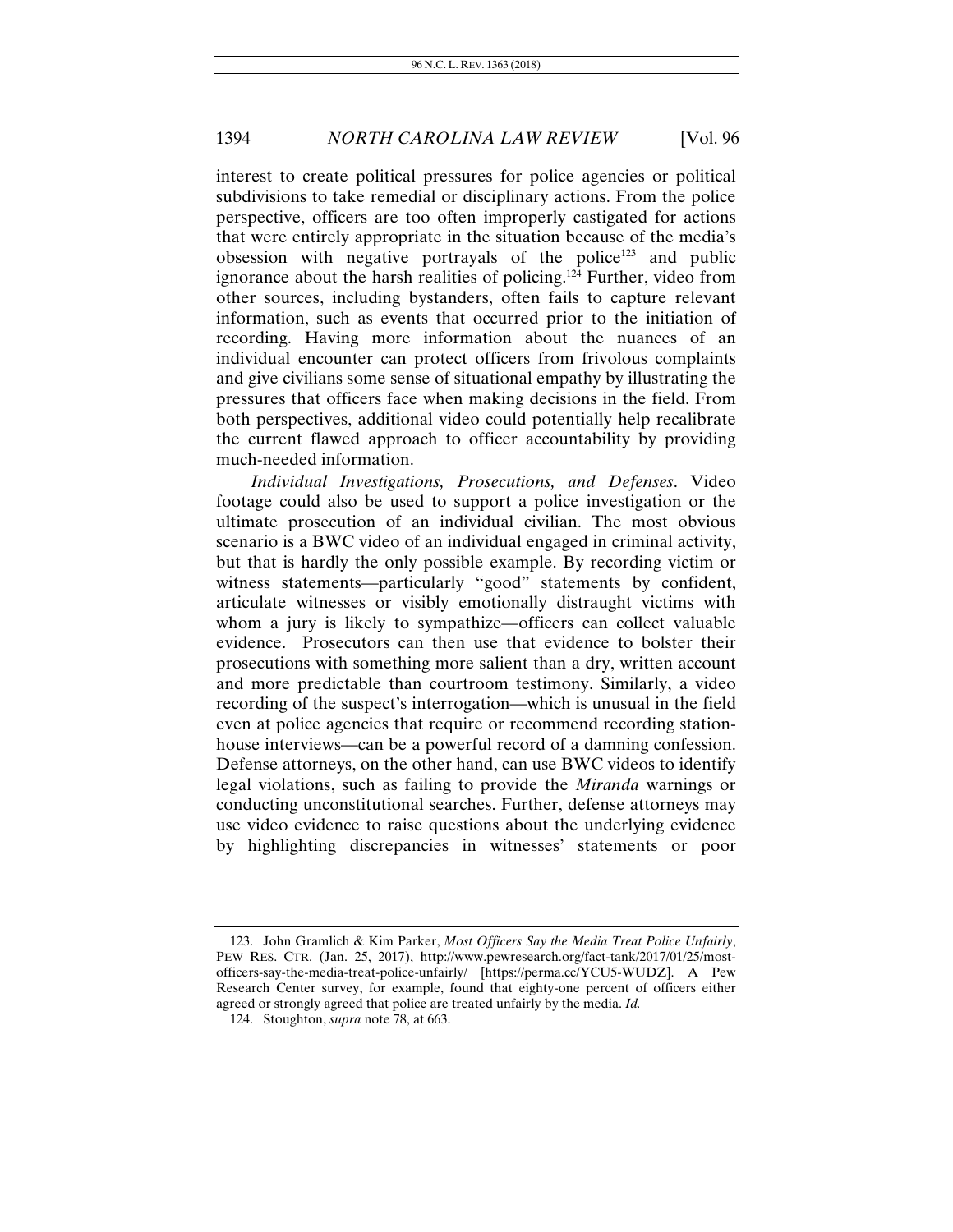interest to create political pressures for police agencies or political subdivisions to take remedial or disciplinary actions. From the police perspective, officers are too often improperly castigated for actions that were entirely appropriate in the situation because of the media's obsession with negative portrayals of the police[123] and public ignorance about the harsh realities of policing.[124] Further, video from other sources, including bystanders, often fails to capture relevant information, such as events that occurred prior to the initiation of recording. Having more information about the nuances of an individual encounter can protect officers from frivolous complaints and give civilians some sense of situational empathy by illustrating the pressures that officers face when making decisions in the field. From both perspectives, additional video could potentially help recalibrate the current flawed approach to officer accountability by providing much-needed information.

*Individual Investigations, Prosecutions, and Defenses*. Video footage could also be used to support a police investigation or the ultimate prosecution of an individual civilian. The most obvious scenario is a BWC video of an individual engaged in criminal activity, but that is hardly the only possible example. By recording victim or witness statements—particularly "good" statements by confident, articulate witnesses or visibly emotionally distraught victims with whom a jury is likely to sympathize—officers can collect valuable evidence. Prosecutors can then use that evidence to bolster their prosecutions with something more salient than a dry, written account and more predictable than courtroom testimony. Similarly, a video recording of the suspect's interrogation—which is unusual in the field even at police agencies that require or recommend recording station-house interviews—can be a powerful record of a damning confession. Defense attorneys, on the other hand, can use BWC videos to identify legal violations, such as failing to provide the *Miranda* warnings or conducting unconstitutional searches. Further, defense attorneys may use video evidence to raise questions about the underlying evidence by highlighting discrepancies in witnesses' statements or poor

---

123. John Gramlich & Kim Parker, *Most Officers Say the Media Treat Police Unfairly*, PEW RES. CTR. (Jan. 25, 2017), http://www.pewresearch.org/fact-tank/2017/01/25/most-officers-say-the-media-treat-police-unfairly/ [https://perma.cc/YCU5-WUDZ]. A Pew Research Center survey, for example, found that eighty-one percent of officers either agreed or strongly agreed that police are treated unfairly by the media. *Id.*

124. Stoughton, *supra* note 78, at 663.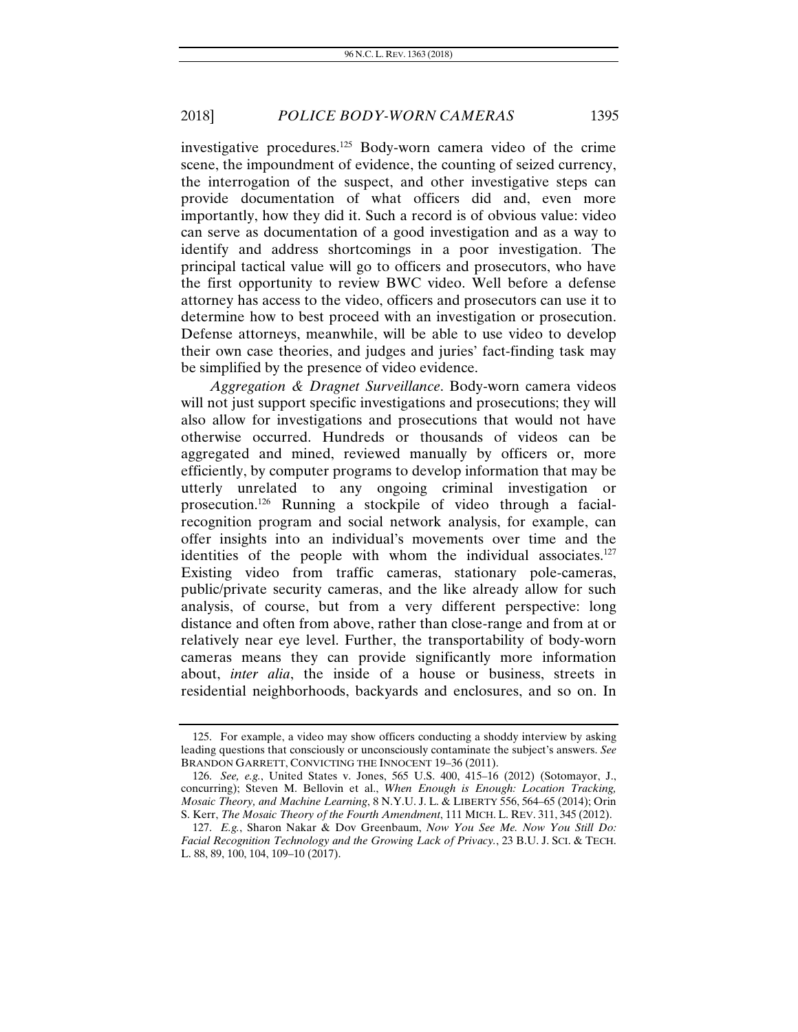investigative procedures.[125] Body-worn camera video of the crime scene, the impoundment of evidence, the counting of seized currency, the interrogation of the suspect, and other investigative steps can provide documentation of what officers did and, even more importantly, how they did it. Such a record is of obvious value: video can serve as documentation of a good investigation and as a way to identify and address shortcomings in a poor investigation. The principal tactical value will go to officers and prosecutors, who have the first opportunity to review BWC video. Well before a defense attorney has access to the video, officers and prosecutors can use it to determine how to best proceed with an investigation or prosecution. Defense attorneys, meanwhile, will be able to use video to develop their own case theories, and judges and juries' fact-finding task may be simplified by the presence of video evidence.

*Aggregation & Dragnet Surveillance*. Body-worn camera videos will not just support specific investigations and prosecutions; they will also allow for investigations and prosecutions that would not have otherwise occurred. Hundreds or thousands of videos can be aggregated and mined, reviewed manually by officers or, more efficiently, by computer programs to develop information that may be utterly unrelated to any ongoing criminal investigation or prosecution.[126] Running a stockpile of video through a facial-recognition program and social network analysis, for example, can offer insights into an individual's movements over time and the identities of the people with whom the individual associates.[127] Existing video from traffic cameras, stationary pole-cameras, public/private security cameras, and the like already allow for such analysis, of course, but from a very different perspective: long distance and often from above, rather than close-range and from at or relatively near eye level. Further, the transportability of body-worn cameras means they can provide significantly more information about, *inter alia*, the inside of a house or business, streets in residential neighborhoods, backyards and enclosures, and so on. In

---

125. For example, a video may show officers conducting a shoddy interview by asking leading questions that consciously or unconsciously contaminate the subject's answers. *See* BRANDON GARRETT, CONVICTING THE INNOCENT 19–36 (2011).

126. *See, e.g.*, United States v. Jones, 565 U.S. 400, 415–16 (2012) (Sotomayor, J., concurring); Steven M. Bellovin et al., *When Enough is Enough: Location Tracking, Mosaic Theory, and Machine Learning*, 8 N.Y.U. J. L. & LIBERTY 556, 564–65 (2014); Orin S. Kerr, *The Mosaic Theory of the Fourth Amendment*, 111 MICH. L. REV. 311, 345 (2012).

127. *E.g.*, Sharon Nakar & Dov Greenbaum, *Now You See Me. Now You Still Do: Facial Recognition Technology and the Growing Lack of Privacy.*, 23 B.U. J. SCI. & TECH. L. 88, 89, 100, 104, 109–10 (2017).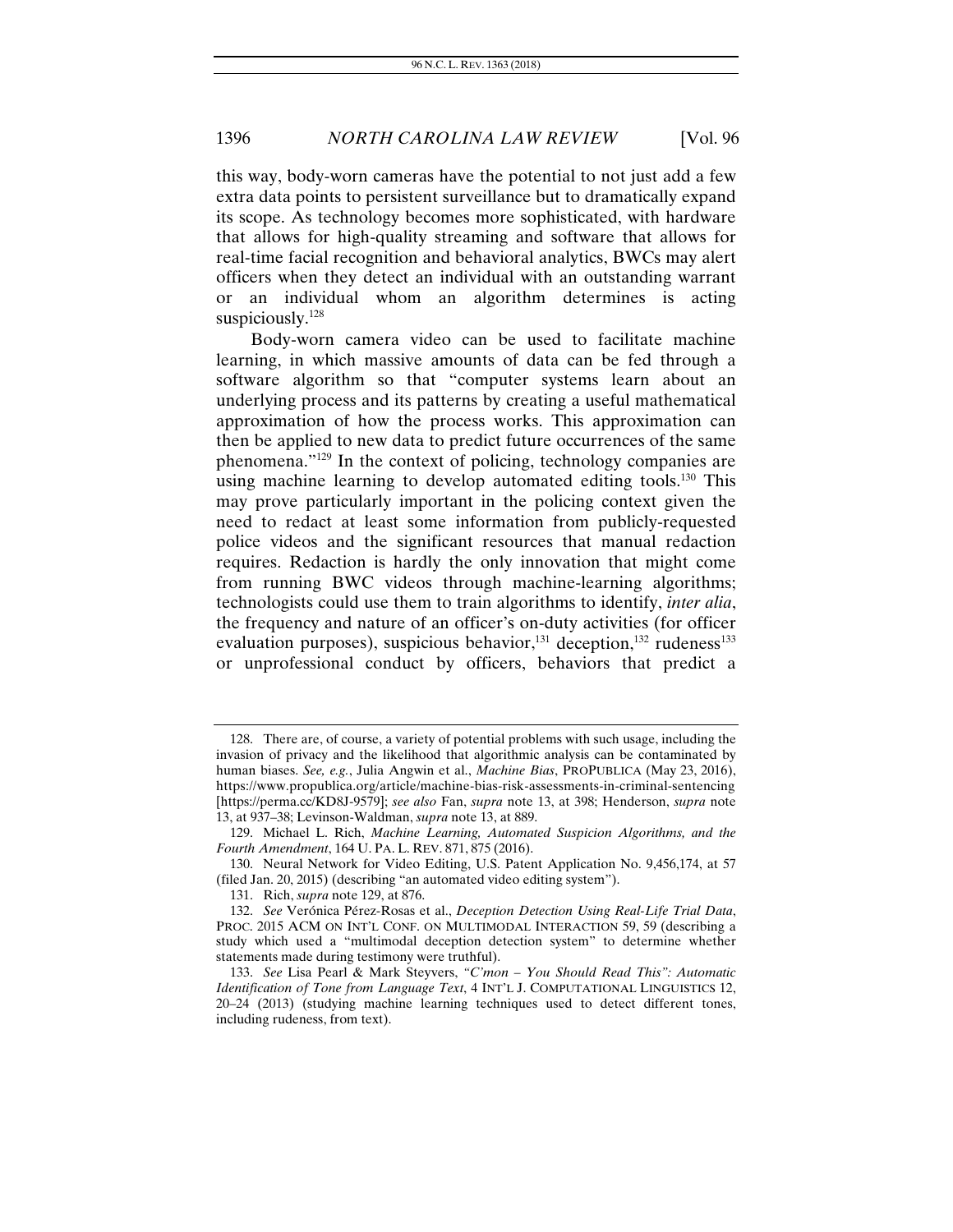this way, body-worn cameras have the potential to not just add a few extra data points to persistent surveillance but to dramatically expand its scope. As technology becomes more sophisticated, with hardware that allows for high-quality streaming and software that allows for real-time facial recognition and behavioral analytics, BWCs may alert officers when they detect an individual with an outstanding warrant or an individual whom an algorithm determines is acting suspiciously.[128]

Body-worn camera video can be used to facilitate machine learning, in which massive amounts of data can be fed through a software algorithm so that "computer systems learn about an underlying process and its patterns by creating a useful mathematical approximation of how the process works. This approximation can then be applied to new data to predict future occurrences of the same phenomena."[129] In the context of policing, technology companies are using machine learning to develop automated editing tools.[130] This may prove particularly important in the policing context given the need to redact at least some information from publicly-requested police videos and the significant resources that manual redaction requires. Redaction is hardly the only innovation that might come from running BWC videos through machine-learning algorithms; technologists could use them to train algorithms to identify, *inter alia*, the frequency and nature of an officer's on-duty activities (for officer evaluation purposes), suspicious behavior,[131] deception,[132] rudeness[133] or unprofessional conduct by officers, behaviors that predict a

---

128. There are, of course, a variety of potential problems with such usage, including the invasion of privacy and the likelihood that algorithmic analysis can be contaminated by human biases. *See, e.g.*, Julia Angwin et al., *Machine Bias*, PROPUBLICA (May 23, 2016), https://www.propublica.org/article/machine-bias-risk-assessments-in-criminal-sentencing [https://perma.cc/KD8J-9579]; *see also* Fan, *supra* note 13, at 398; Henderson, *supra* note 13, at 937–38; Levinson-Waldman, *supra* note 13, at 889.

129. Michael L. Rich, *Machine Learning, Automated Suspicion Algorithms, and the Fourth Amendment*, 164 U. PA. L. REV. 871, 875 (2016).

130. Neural Network for Video Editing, U.S. Patent Application No. 9,456,174, at 57 (filed Jan. 20, 2015) (describing "an automated video editing system").

131. Rich, *supra* note 129, at 876.

132. *See* Verónica Pérez-Rosas et al., *Deception Detection Using Real-Life Trial Data*, PROC. 2015 ACM ON INT'L CONF. ON MULTIMODAL INTERACTION 59, 59 (describing a study which used a "multimodal deception detection system" to determine whether statements made during testimony were truthful).

133. *See* Lisa Pearl & Mark Steyvers, *"C'mon – You Should Read This": Automatic Identification of Tone from Language Text*, 4 INT'L J. COMPUTATIONAL LINGUISTICS 12, 20–24 (2013) (studying machine learning techniques used to detect different tones, including rudeness, from text).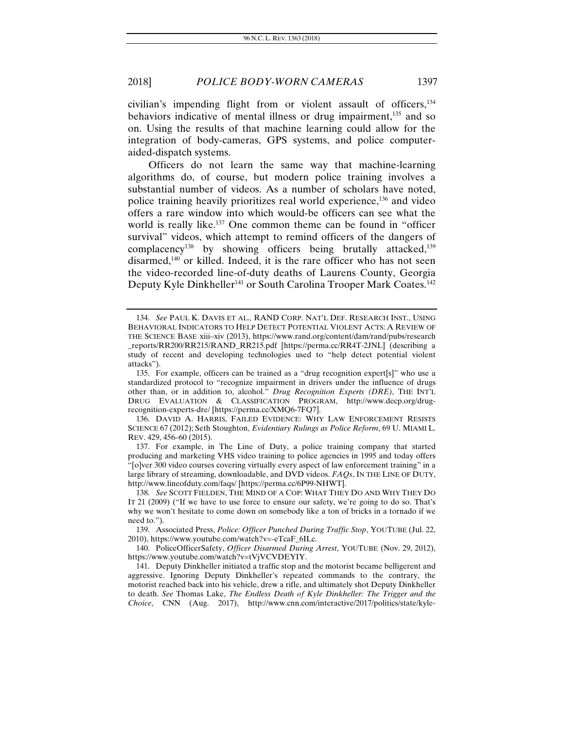civilian's impending flight from or violent assault of officers,[134] behaviors indicative of mental illness or drug impairment,[135] and so on. Using the results of that machine learning could allow for the integration of body-cameras, GPS systems, and police computer-aided-dispatch systems.

Officers do not learn the same way that machine-learning algorithms do, of course, but modern police training involves a substantial number of videos. As a number of scholars have noted, police training heavily prioritizes real world experience,[136] and video offers a rare window into which would-be officers can see what the world is really like.[137] One common theme can be found in "officer survival" videos, which attempt to remind officers of the dangers of complacency[138] by showing officers being brutally attacked,[139] disarmed,[140] or killed. Indeed, it is the rare officer who has not seen the video-recorded line-of-duty deaths of Laurens County, Georgia Deputy Kyle Dinkheller[141] or South Carolina Trooper Mark Coates.[142]

---

134. *See* PAUL K. DAVIS ET AL., RAND CORP. NAT'L DEF. RESEARCH INST., USING BEHAVIORAL INDICATORS TO HELP DETECT POTENTIAL VIOLENT ACTS: A REVIEW OF THE SCIENCE BASE xiii–xiv (2013), https://www.rand.org/content/dam/rand/pubs/research_reports/RR200/RR215/RAND_RR215.pdf [https://perma.cc/RR4T-2JNL] (describing a study of recent and developing technologies used to "help detect potential violent attacks").

135. For example, officers can be trained as a "drug recognition expert[s]" who use a standardized protocol to "recognize impairment in drivers under the influence of drugs other than, or in addition to, alcohol." *Drug Recognition Experts (DRE)*, THE INT'L DRUG EVALUATION & CLASSIFICATION PROGRAM, http://www.decp.org/drug-recognition-experts-dre/ [https://perma.cc/XMQ6-7FQ7].

136. DAVID A. HARRIS, FAILED EVIDENCE: WHY LAW ENFORCEMENT RESISTS SCIENCE 67 (2012); Seth Stoughton, *Evidentiary Rulings as Police Reform*, 69 U. MIAMI L. REV. 429, 456–60 (2015).

137. For example, in The Line of Duty, a police training company that started producing and marketing VHS video training to police agencies in 1995 and today offers "[o]ver 300 video courses covering virtually every aspect of law enforcement training" in a large library of streaming, downloadable, and DVD videos. *FAQs*, IN THE LINE OF DUTY, http://www.lineofduty.com/faqs/ [https://perma.cc/6P99-NHWT].

138. *See* SCOTT FIELDEN, THE MIND OF A COP: WHAT THEY DO AND WHY THEY DO IT 21 (2009) ("If we have to use force to ensure our safety, we're going to do so. That's why we won't hesitate to come down on somebody like a ton of bricks in a tornado if we need to.").

139. Associated Press, *Police: Officer Punched During Traffic Stop*, YOUTUBE (Jul. 22, 2010), https://www.youtube.com/watch?v=-eTcaF_6ILc.

140. PoliceOfficerSafety, *Officer Disarmed During Arrest*, YOUTUBE (Nov. 29, 2012), https://www.youtube.com/watch?v=tVjVCVDEYIY.

141. Deputy Dinkheller initiated a traffic stop and the motorist became belligerent and aggressive. Ignoring Deputy Dinkheller's repeated commands to the contrary, the motorist reached back into his vehicle, drew a rifle, and ultimately shot Deputy Dinkheller to death. *See* Thomas Lake, *The Endless Death of Kyle Dinkheller: The Trigger and the Choice*, CNN (Aug. 2017), http://www.cnn.com/interactive/2017/politics/state/kyle-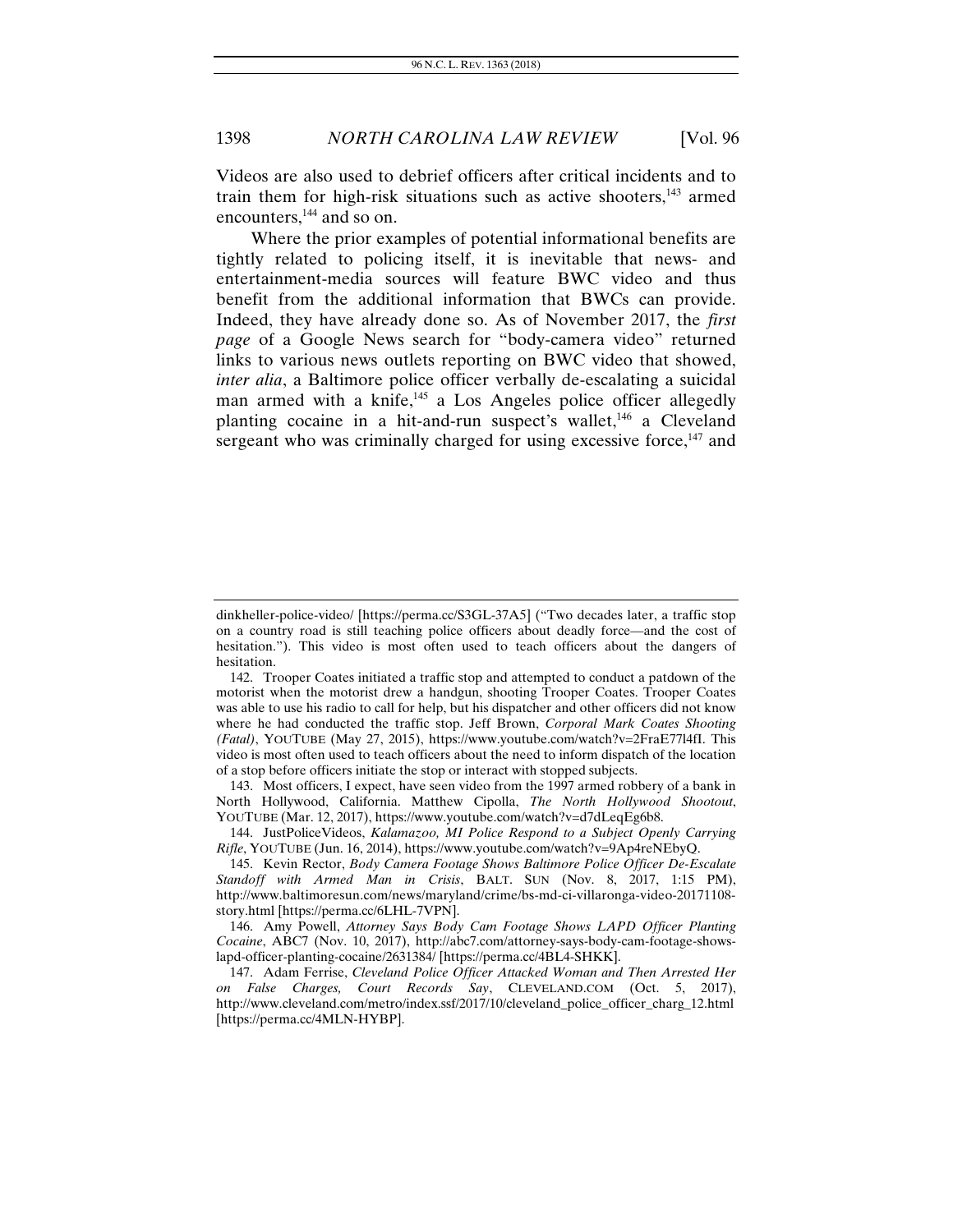Videos are also used to debrief officers after critical incidents and to train them for high-risk situations such as active shooters,[143] armed encounters,[144] and so on.

Where the prior examples of potential informational benefits are tightly related to policing itself, it is inevitable that news- and entertainment-media sources will feature BWC video and thus benefit from the additional information that BWCs can provide. Indeed, they have already done so. As of November 2017, the *first page* of a Google News search for "body-camera video" returned links to various news outlets reporting on BWC video that showed, *inter alia*, a Baltimore police officer verbally de-escalating a suicidal man armed with a knife,[145] a Los Angeles police officer allegedly planting cocaine in a hit-and-run suspect's wallet,[146] a Cleveland sergeant who was criminally charged for using excessive force,[147] and

---

dinkheller-police-video/ [https://perma.cc/S3GL-37A5] ("Two decades later, a traffic stop on a country road is still teaching police officers about deadly force—and the cost of hesitation."). This video is most often used to teach officers about the dangers of hesitation.

142. Trooper Coates initiated a traffic stop and attempted to conduct a patdown of the motorist when the motorist drew a handgun, shooting Trooper Coates. Trooper Coates was able to use his radio to call for help, but his dispatcher and other officers did not know where he had conducted the traffic stop. Jeff Brown, *Corporal Mark Coates Shooting (Fatal)*, YOUTUBE (May 27, 2015), https://www.youtube.com/watch?v=2FraE77l4fI. This video is most often used to teach officers about the need to inform dispatch of the location of a stop before officers initiate the stop or interact with stopped subjects.

143. Most officers, I expect, have seen video from the 1997 armed robbery of a bank in North Hollywood, California. Matthew Cipolla, *The North Hollywood Shootout*, YOUTUBE (Mar. 12, 2017), https://www.youtube.com/watch?v=d7dLeqEg6b8.

144. JustPoliceVideos, *Kalamazoo, MI Police Respond to a Subject Openly Carrying Rifle*, YOUTUBE (Jun. 16, 2014), https://www.youtube.com/watch?v=9Ap4reNEbyQ.

145. Kevin Rector, *Body Camera Footage Shows Baltimore Police Officer De-Escalate Standoff with Armed Man in Crisis*, BALT. SUN (Nov. 8, 2017, 1:15 PM), http://www.baltimoresun.com/news/maryland/crime/bs-md-ci-villaronga-video-20171108-story.html [https://perma.cc/6LHL-7VPN].

146. Amy Powell, *Attorney Says Body Cam Footage Shows LAPD Officer Planting Cocaine*, ABC7 (Nov. 10, 2017), http://abc7.com/attorney-says-body-cam-footage-shows-lapd-officer-planting-cocaine/2631384/ [https://perma.cc/4BL4-SHKK].

147. Adam Ferrise, *Cleveland Police Officer Attacked Woman and Then Arrested Her on False Charges, Court Records Say*, CLEVELAND.COM (Oct. 5, 2017), http://www.cleveland.com/metro/index.ssf/2017/10/cleveland_police_officer_charg_12.html [https://perma.cc/4MLN-HYBP].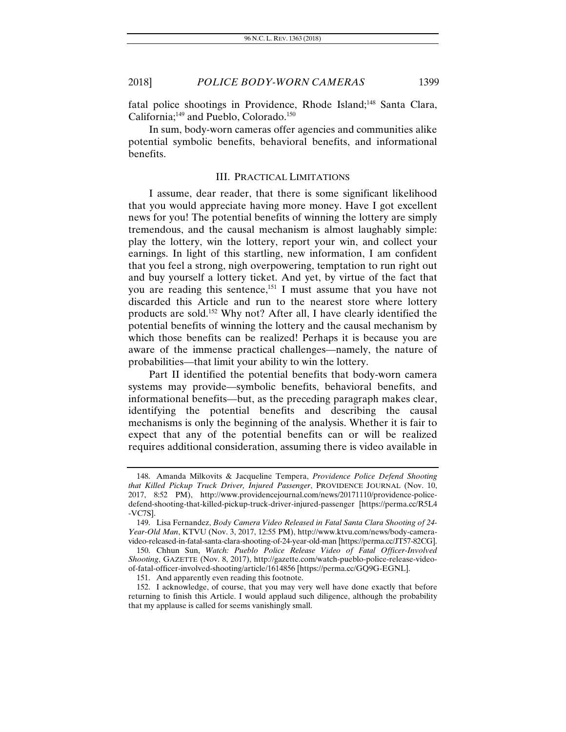fatal police shootings in Providence, Rhode Island;[148] Santa Clara, California;[149] and Pueblo, Colorado.[150]

In sum, body-worn cameras offer agencies and communities alike potential symbolic benefits, behavioral benefits, and informational benefits.

## III. PRACTICAL LIMITATIONS

I assume, dear reader, that there is some significant likelihood that you would appreciate having more money. Have I got excellent news for you! The potential benefits of winning the lottery are simply tremendous, and the causal mechanism is almost laughably simple: play the lottery, win the lottery, report your win, and collect your earnings. In light of this startling, new information, I am confident that you feel a strong, nigh overpowering, temptation to run right out and buy yourself a lottery ticket. And yet, by virtue of the fact that you are reading this sentence,[151] I must assume that you have not discarded this Article and run to the nearest store where lottery products are sold.[152] Why not? After all, I have clearly identified the potential benefits of winning the lottery and the causal mechanism by which those benefits can be realized! Perhaps it is because you are aware of the immense practical challenges—namely, the nature of probabilities—that limit your ability to win the lottery.

Part II identified the potential benefits that body-worn camera systems may provide—symbolic benefits, behavioral benefits, and informational benefits—but, as the preceding paragraph makes clear, identifying the potential benefits and describing the causal mechanisms is only the beginning of the analysis. Whether it is fair to expect that any of the potential benefits can or will be realized requires additional consideration, assuming there is video available in

---

148. Amanda Milkovits & Jacqueline Tempera, *Providence Police Defend Shooting that Killed Pickup Truck Driver, Injured Passenger*, PROVIDENCE JOURNAL (Nov. 10, 2017, 8:52 PM), http://www.providencejournal.com/news/20171110/providence-police-defend-shooting-that-killed-pickup-truck-driver-injured-passenger [https://perma.cc/R5L4-VC7S].

149. Lisa Fernandez, *Body Camera Video Released in Fatal Santa Clara Shooting of 24-Year-Old Man*, KTVU (Nov. 3, 2017, 12:55 PM), http://www.ktvu.com/news/body-camera-video-released-in-fatal-santa-clara-shooting-of-24-year-old-man [https://perma.cc/JT57-82CG].

150. Chhun Sun, *Watch: Pueblo Police Release Video of Fatal Officer-Involved Shooting*, GAZETTE (Nov. 8, 2017), http://gazette.com/watch-pueblo-police-release-video-of-fatal-officer-involved-shooting/article/1614856 [https://perma.cc/GQ9G-EGNL].

151. And apparently even reading this footnote.

152. I acknowledge, of course, that you may very well have done exactly that before returning to finish this Article. I would applaud such diligence, although the probability that my applause is called for seems vanishingly small.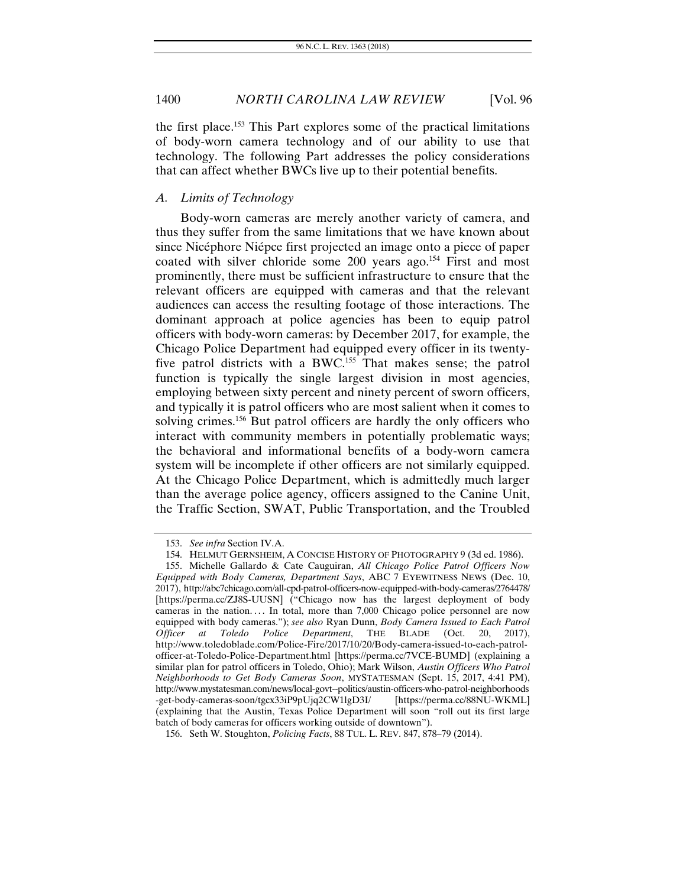the first place.[153] This Part explores some of the practical limitations of body-worn camera technology and of our ability to use that technology. The following Part addresses the policy considerations that can affect whether BWCs live up to their potential benefits.

### *A. Limits of Technology*

Body-worn cameras are merely another variety of camera, and thus they suffer from the same limitations that we have known about since Nicéphore Niépce first projected an image onto a piece of paper coated with silver chloride some 200 years ago.[154] First and most prominently, there must be sufficient infrastructure to ensure that the relevant officers are equipped with cameras and that the relevant audiences can access the resulting footage of those interactions. The dominant approach at police agencies has been to equip patrol officers with body-worn cameras: by December 2017, for example, the Chicago Police Department had equipped every officer in its twenty-five patrol districts with a BWC.[155] That makes sense; the patrol function is typically the single largest division in most agencies, employing between sixty percent and ninety percent of sworn officers, and typically it is patrol officers who are most salient when it comes to solving crimes.[156] But patrol officers are hardly the only officers who interact with community members in potentially problematic ways; the behavioral and informational benefits of a body-worn camera system will be incomplete if other officers are not similarly equipped. At the Chicago Police Department, which is admittedly much larger than the average police agency, officers assigned to the Canine Unit, the Traffic Section, SWAT, Public Transportation, and the Troubled

---

153. *See infra* Section IV.A.

154. HELMUT GERNSHEIM, A CONCISE HISTORY OF PHOTOGRAPHY 9 (3d ed. 1986).

155. Michelle Gallardo & Cate Cauguiran, *All Chicago Police Patrol Officers Now Equipped with Body Cameras, Department Says*, ABC 7 EYEWITNESS NEWS (Dec. 10, 2017), http://abc7chicago.com/all-cpd-patrol-officers-now-equipped-with-body-cameras/2764478/ [https://perma.cc/ZJ8S-UUSN] ("Chicago now has the largest deployment of body cameras in the nation. . . . In total, more than 7,000 Chicago police personnel are now equipped with body cameras."); *see also* Ryan Dunn, *Body Camera Issued to Each Patrol Officer at Toledo Police Department*, THE BLADE (Oct. 20, 2017), http://www.toledoblade.com/Police-Fire/2017/10/20/Body-camera-issued-to-each-patrol-officer-at-Toledo-Police-Department.html [https://perma.cc/7VCE-BUMD] (explaining a similar plan for patrol officers in Toledo, Ohio); Mark Wilson, *Austin Officers Who Patrol Neighborhoods to Get Body Cameras Soon*, MYSTATESMAN (Sept. 15, 2017, 4:41 PM), http://www.mystatesman.com/news/local-govt--politics/austin-officers-who-patrol-neighborhoods-get-body-cameras-soon/tgcx33iP9pUjq2CW1lgD3I/ [https://perma.cc/88NU-WKML] (explaining that the Austin, Texas Police Department will soon "roll out its first large batch of body cameras for officers working outside of downtown").

156. Seth W. Stoughton, *Policing Facts*, 88 TUL. L. REV. 847, 878–79 (2014).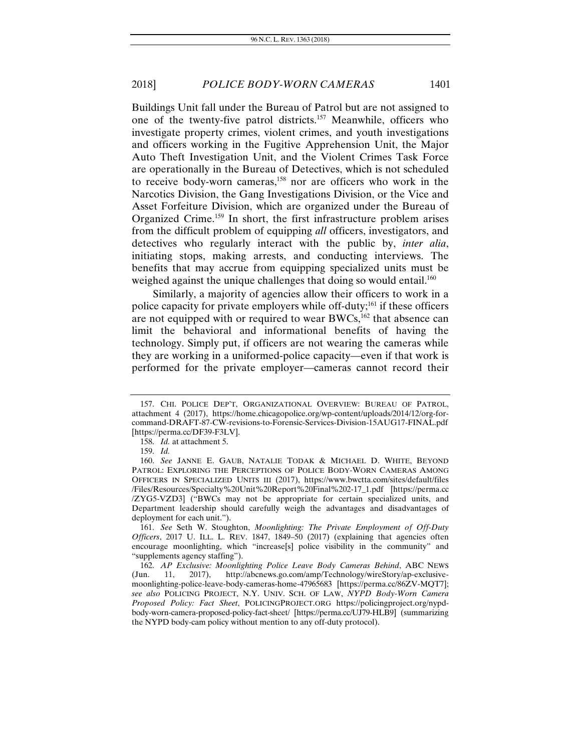Buildings Unit fall under the Bureau of Patrol but are not assigned to one of the twenty-five patrol districts.[157] Meanwhile, officers who investigate property crimes, violent crimes, and youth investigations and officers working in the Fugitive Apprehension Unit, the Major Auto Theft Investigation Unit, and the Violent Crimes Task Force are operationally in the Bureau of Detectives, which is not scheduled to receive body-worn cameras,[158] nor are officers who work in the Narcotics Division, the Gang Investigations Division, or the Vice and Asset Forfeiture Division, which are organized under the Bureau of Organized Crime.[159] In short, the first infrastructure problem arises from the difficult problem of equipping *all* officers, investigators, and detectives who regularly interact with the public by, *inter alia*, initiating stops, making arrests, and conducting interviews. The benefits that may accrue from equipping specialized units must be weighed against the unique challenges that doing so would entail.[160]

Similarly, a majority of agencies allow their officers to work in a police capacity for private employers while off-duty;[161] if these officers are not equipped with or required to wear BWCs,[162] that absence can limit the behavioral and informational benefits of having the technology. Simply put, if officers are not wearing the cameras while they are working in a uniformed-police capacity—even if that work is performed for the private employer—cameras cannot record their

---

157. CHI. POLICE DEP'T, ORGANIZATIONAL OVERVIEW: BUREAU OF PATROL, attachment 4 (2017), https://home.chicagopolice.org/wp-content/uploads/2014/12/org-for-command-DRAFT-87-CW-revisions-to-Forensic-Services-Division-15AUG17-FINAL.pdf [https://perma.cc/DF39-F3LV].

158. *Id.* at attachment 5.

159. *Id.*

160. *See* JANNE E. GAUB, NATALIE TODAK & MICHAEL D. WHITE, BEYOND PATROL: EXPLORING THE PERCEPTIONS OF POLICE BODY-WORN CAMERAS AMONG OFFICERS IN SPECIALIZED UNITS iii (2017), https://www.bwctta.com/sites/default/files/Files/Resources/Specialty%20Unit%20Report%20Final%202-17_1.pdf [https://perma.cc/ZYG5-VZD3] ("BWCs may not be appropriate for certain specialized units, and Department leadership should carefully weigh the advantages and disadvantages of deployment for each unit.").

161. *See* Seth W. Stoughton, *Moonlighting: The Private Employment of Off-Duty Officers*, 2017 U. ILL. L. REV. 1847, 1849–50 (2017) (explaining that agencies often encourage moonlighting, which "increase[s] police visibility in the community" and "supplements agency staffing").

162. *AP Exclusive: Moonlighting Police Leave Body Cameras Behind*, ABC NEWS (Jun. 11, 2017), http://abcnews.go.com/amp/Technology/wireStory/ap-exclusive-moonlighting-police-leave-body-cameras-home-47965683 [https://perma.cc/86ZV-MQT7]; *see also* POLICING PROJECT, N.Y. UNIV. SCH. OF LAW, *NYPD Body-Worn Camera Proposed Policy: Fact Sheet*, POLICINGPROJECT.ORG https://policingproject.org/nypd-body-worn-camera-proposed-policy-fact-sheet/ [https://perma.cc/UJ79-HLB9] (summarizing the NYPD body-cam policy without mention to any off-duty protocol).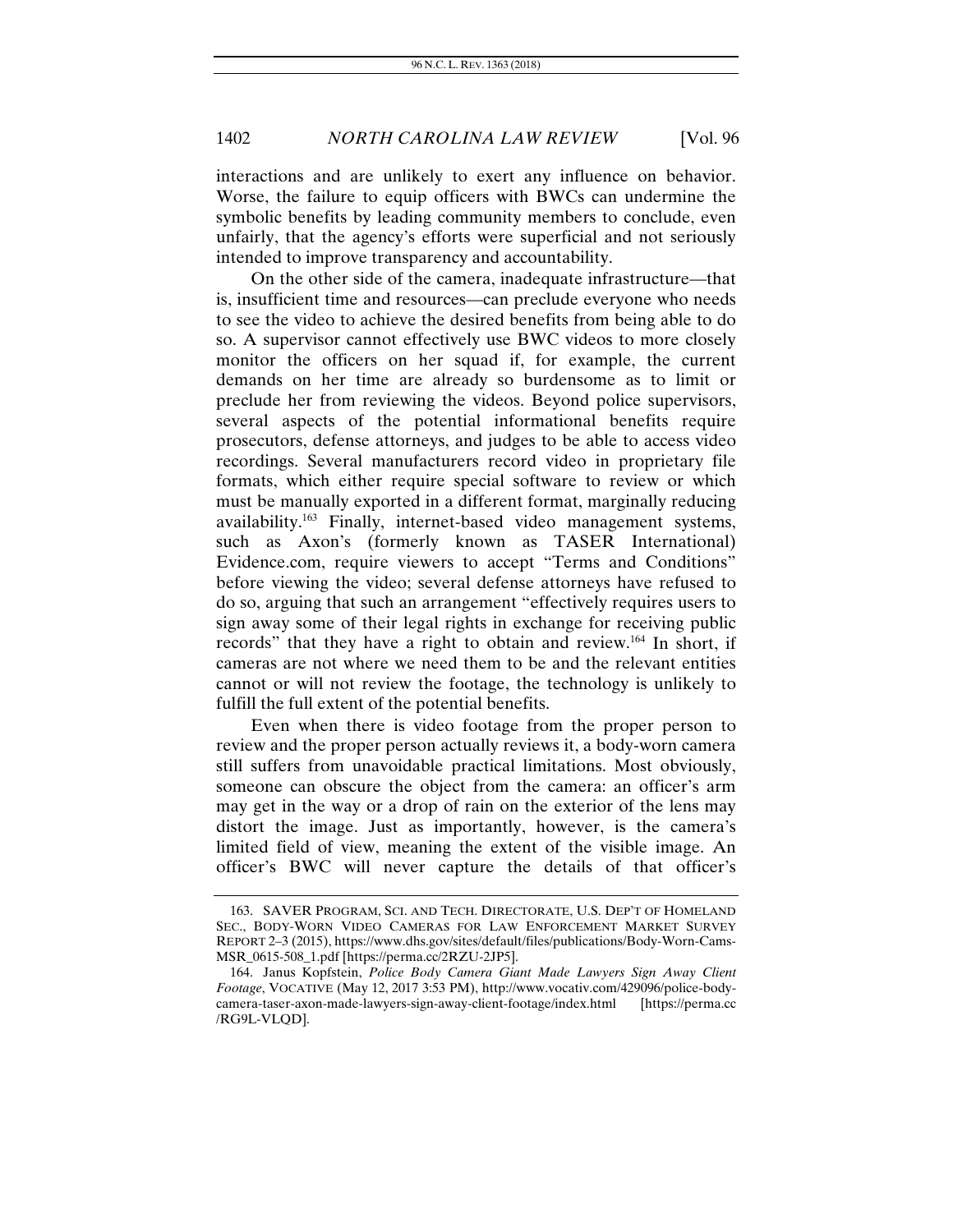interactions and are unlikely to exert any influence on behavior. Worse, the failure to equip officers with BWCs can undermine the symbolic benefits by leading community members to conclude, even unfairly, that the agency's efforts were superficial and not seriously intended to improve transparency and accountability.

On the other side of the camera, inadequate infrastructure—that is, insufficient time and resources—can preclude everyone who needs to see the video to achieve the desired benefits from being able to do so. A supervisor cannot effectively use BWC videos to more closely monitor the officers on her squad if, for example, the current demands on her time are already so burdensome as to limit or preclude her from reviewing the videos. Beyond police supervisors, several aspects of the potential informational benefits require prosecutors, defense attorneys, and judges to be able to access video recordings. Several manufacturers record video in proprietary file formats, which either require special software to review or which must be manually exported in a different format, marginally reducing availability.[163] Finally, internet-based video management systems, such as Axon's (formerly known as TASER International) Evidence.com, require viewers to accept "Terms and Conditions" before viewing the video; several defense attorneys have refused to do so, arguing that such an arrangement "effectively requires users to sign away some of their legal rights in exchange for receiving public records" that they have a right to obtain and review.[164] In short, if cameras are not where we need them to be and the relevant entities cannot or will not review the footage, the technology is unlikely to fulfill the full extent of the potential benefits.

Even when there is video footage from the proper person to review and the proper person actually reviews it, a body-worn camera still suffers from unavoidable practical limitations. Most obviously, someone can obscure the object from the camera: an officer's arm may get in the way or a drop of rain on the exterior of the lens may distort the image. Just as importantly, however, is the camera's limited field of view, meaning the extent of the visible image. An officer's BWC will never capture the details of that officer's

---

163. SAVER PROGRAM, SCI. AND TECH. DIRECTORATE, U.S. DEP'T OF HOMELAND SEC., BODY-WORN VIDEO CAMERAS FOR LAW ENFORCEMENT MARKET SURVEY REPORT 2–3 (2015), https://www.dhs.gov/sites/default/files/publications/Body-Worn-Cams-MSR_0615-508_1.pdf [https://perma.cc/2RZU-2JP5].

164. Janus Kopfstein, *Police Body Camera Giant Made Lawyers Sign Away Client Footage*, VOCATIVE (May 12, 2017 3:53 PM), http://www.vocativ.com/429096/police-body-camera-taser-axon-made-lawyers-sign-away-client-footage/index.html [https://perma.cc/RG9L-VLQD].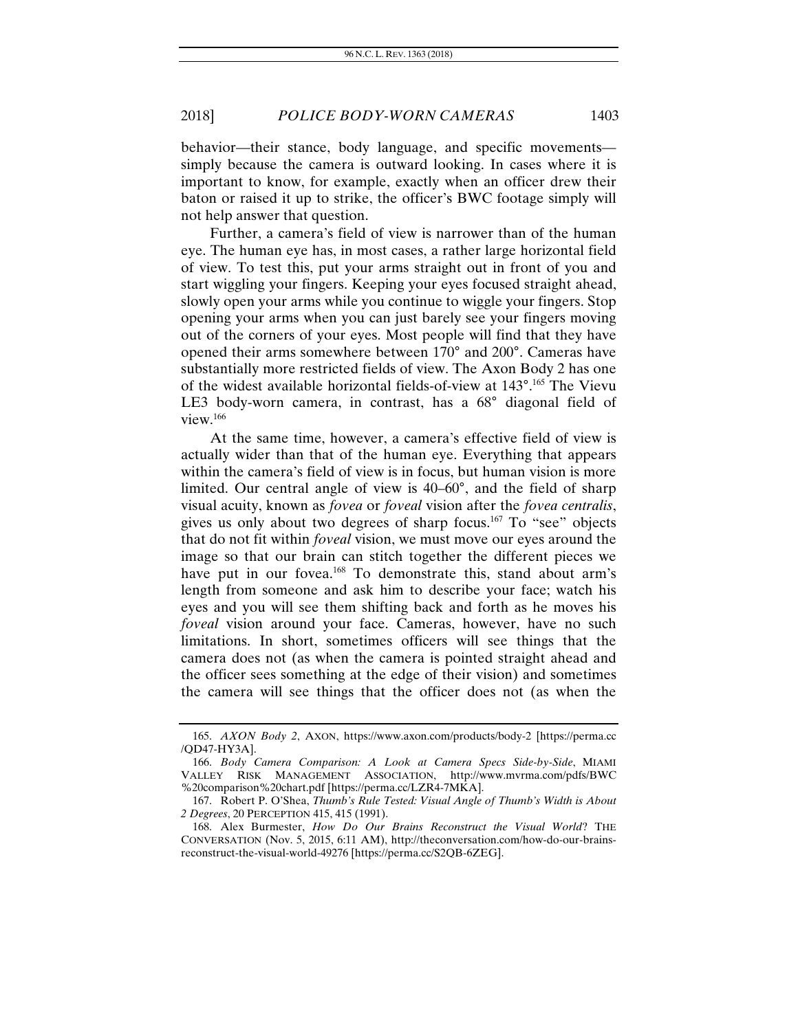behavior—their stance, body language, and specific movements—simply because the camera is outward looking. In cases where it is important to know, for example, exactly when an officer drew their baton or raised it up to strike, the officer's BWC footage simply will not help answer that question.

Further, a camera's field of view is narrower than of the human eye. The human eye has, in most cases, a rather large horizontal field of view. To test this, put your arms straight out in front of you and start wiggling your fingers. Keeping your eyes focused straight ahead, slowly open your arms while you continue to wiggle your fingers. Stop opening your arms when you can just barely see your fingers moving out of the corners of your eyes. Most people will find that they have opened their arms somewhere between 170° and 200°. Cameras have substantially more restricted fields of view. The Axon Body 2 has one of the widest available horizontal fields-of-view at 143°.[165] The Vievu LE3 body-worn camera, in contrast, has a 68° diagonal field of view.[166]

At the same time, however, a camera's effective field of view is actually wider than that of the human eye. Everything that appears within the camera's field of view is in focus, but human vision is more limited. Our central angle of view is 40–60°, and the field of sharp visual acuity, known as *fovea* or *foveal* vision after the *fovea centralis*, gives us only about two degrees of sharp focus.[167] To "see" objects that do not fit within *foveal* vision, we must move our eyes around the image so that our brain can stitch together the different pieces we have put in our fovea.[168] To demonstrate this, stand about arm's length from someone and ask him to describe your face; watch his eyes and you will see them shifting back and forth as he moves his *foveal* vision around your face. Cameras, however, have no such limitations. In short, sometimes officers will see things that the camera does not (as when the camera is pointed straight ahead and the officer sees something at the edge of their vision) and sometimes the camera will see things that the officer does not (as when the

---

165. *AXON Body 2*, AXON, https://www.axon.com/products/body-2 [https://perma.cc/QD47-HY3A].

166. *Body Camera Comparison: A Look at Camera Specs Side-by-Side*, MIAMI VALLEY RISK MANAGEMENT ASSOCIATION, http://www.mvrma.com/pdfs/BWC%20comparison%20chart.pdf [https://perma.cc/LZR4-7MKA].

167. Robert P. O'Shea, *Thumb's Rule Tested: Visual Angle of Thumb's Width is About 2 Degrees*, 20 PERCEPTION 415, 415 (1991).

168. Alex Burmester, *How Do Our Brains Reconstruct the Visual World*? THE CONVERSATION (Nov. 5, 2015, 6:11 AM), http://theconversation.com/how-do-our-brains-reconstruct-the-visual-world-49276 [https://perma.cc/S2QB-6ZEG].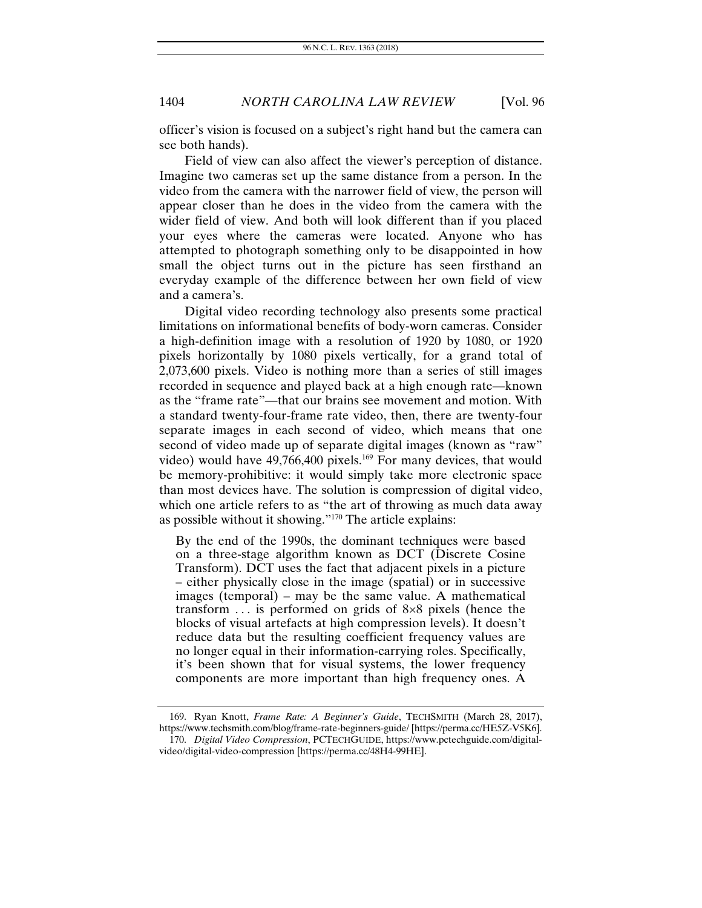officer's vision is focused on a subject's right hand but the camera can see both hands).

Field of view can also affect the viewer's perception of distance. Imagine two cameras set up the same distance from a person. In the video from the camera with the narrower field of view, the person will appear closer than he does in the video from the camera with the wider field of view. And both will look different than if you placed your eyes where the cameras were located. Anyone who has attempted to photograph something only to be disappointed in how small the object turns out in the picture has seen firsthand an everyday example of the difference between her own field of view and a camera's.

Digital video recording technology also presents some practical limitations on informational benefits of body-worn cameras. Consider a high-definition image with a resolution of 1920 by 1080, or 1920 pixels horizontally by 1080 pixels vertically, for a grand total of 2,073,600 pixels. Video is nothing more than a series of still images recorded in sequence and played back at a high enough rate—known as the "frame rate"—that our brains see movement and motion. With a standard twenty-four-frame rate video, then, there are twenty-four separate images in each second of video, which means that one second of video made up of separate digital images (known as "raw" video) would have 49,766,400 pixels.[169] For many devices, that would be memory-prohibitive: it would simply take more electronic space than most devices have. The solution is compression of digital video, which one article refers to as "the art of throwing as much data away as possible without it showing."[170] The article explains:

> By the end of the 1990s, the dominant techniques were based on a three-stage algorithm known as DCT (Discrete Cosine Transform). DCT uses the fact that adjacent pixels in a picture – either physically close in the image (spatial) or in successive images (temporal) – may be the same value. A mathematical transform . . . is performed on grids of 8×8 pixels (hence the blocks of visual artefacts at high compression levels). It doesn't reduce data but the resulting coefficient frequency values are no longer equal in their information-carrying roles. Specifically, it's been shown that for visual systems, the lower frequency components are more important than high frequency ones. A

---

169. Ryan Knott, *Frame Rate: A Beginner's Guide*, TECHSMITH (March 28, 2017), https://www.techsmith.com/blog/frame-rate-beginners-guide/ [https://perma.cc/HE5Z-V5K6].

170. *Digital Video Compression*, PCTECHGUIDE, https://www.pctechguide.com/digital-video/digital-video-compression [https://perma.cc/48H4-99HE].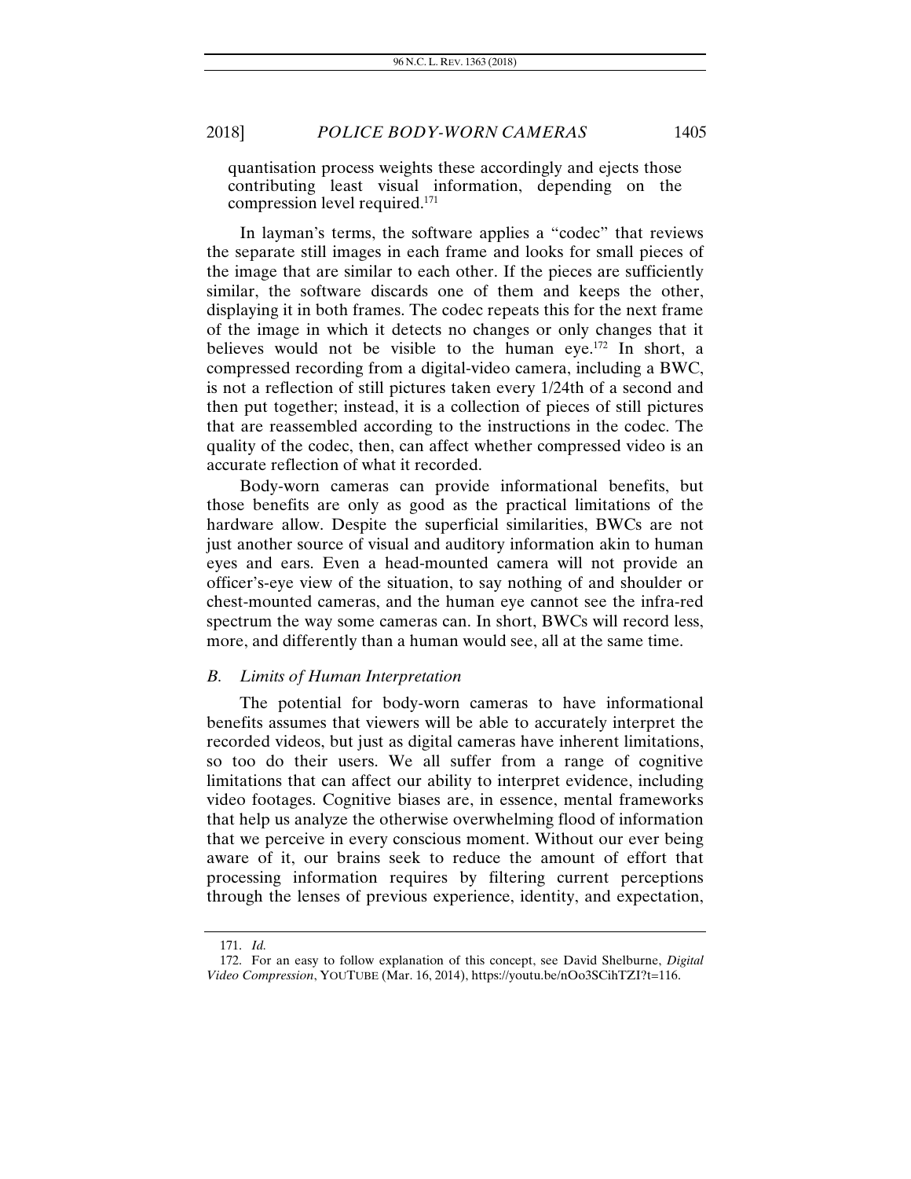quantisation process weights these accordingly and ejects those contributing least visual information, depending on the compression level required.[171]

In layman's terms, the software applies a "codec" that reviews the separate still images in each frame and looks for small pieces of the image that are similar to each other. If the pieces are sufficiently similar, the software discards one of them and keeps the other, displaying it in both frames. The codec repeats this for the next frame of the image in which it detects no changes or only changes that it believes would not be visible to the human eye.[172] In short, a compressed recording from a digital-video camera, including a BWC, is not a reflection of still pictures taken every 1/24th of a second and then put together; instead, it is a collection of pieces of still pictures that are reassembled according to the instructions in the codec. The quality of the codec, then, can affect whether compressed video is an accurate reflection of what it recorded.

Body-worn cameras can provide informational benefits, but those benefits are only as good as the practical limitations of the hardware allow. Despite the superficial similarities, BWCs are not just another source of visual and auditory information akin to human eyes and ears. Even a head-mounted camera will not provide an officer's-eye view of the situation, to say nothing of and shoulder or chest-mounted cameras, and the human eye cannot see the infra-red spectrum the way some cameras can. In short, BWCs will record less, more, and differently than a human would see, all at the same time.

### *B. Limits of Human Interpretation*

The potential for body-worn cameras to have informational benefits assumes that viewers will be able to accurately interpret the recorded videos, but just as digital cameras have inherent limitations, so too do their users. We all suffer from a range of cognitive limitations that can affect our ability to interpret evidence, including video footages. Cognitive biases are, in essence, mental frameworks that help us analyze the otherwise overwhelming flood of information that we perceive in every conscious moment. Without our ever being aware of it, our brains seek to reduce the amount of effort that processing information requires by filtering current perceptions through the lenses of previous experience, identity, and expectation,

---

171. *Id.*

172. For an easy to follow explanation of this concept, see David Shelburne, *Digital Video Compression*, YOUTUBE (Mar. 16, 2014), https://youtu.be/nOo3SCihTZI?t=116.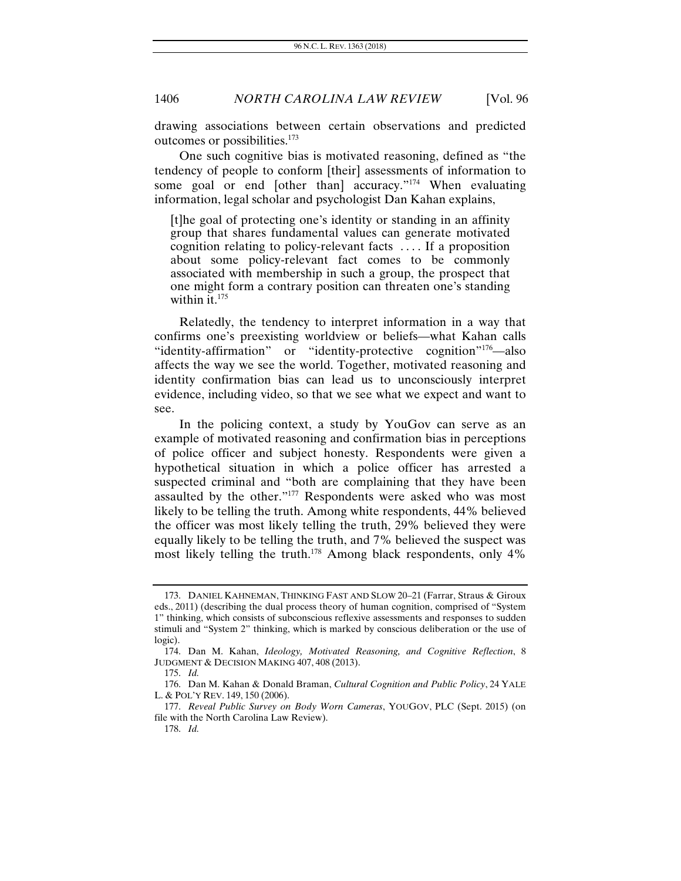drawing associations between certain observations and predicted outcomes or possibilities.[173]

One such cognitive bias is motivated reasoning, defined as "the tendency of people to conform [their] assessments of information to some goal or end [other than] accuracy."[174] When evaluating information, legal scholar and psychologist Dan Kahan explains,

> [t]he goal of protecting one's identity or standing in an affinity group that shares fundamental values can generate motivated cognition relating to policy-relevant facts . . . . If a proposition about some policy-relevant fact comes to be commonly associated with membership in such a group, the prospect that one might form a contrary position can threaten one's standing within it.[175]

Relatedly, the tendency to interpret information in a way that confirms one's preexisting worldview or beliefs—what Kahan calls "identity-affirmation" or "identity-protective cognition"[176]—also affects the way we see the world. Together, motivated reasoning and identity confirmation bias can lead us to unconsciously interpret evidence, including video, so that we see what we expect and want to see.

In the policing context, a study by YouGov can serve as an example of motivated reasoning and confirmation bias in perceptions of police officer and subject honesty. Respondents were given a hypothetical situation in which a police officer has arrested a suspected criminal and "both are complaining that they have been assaulted by the other."[177] Respondents were asked who was most likely to be telling the truth. Among white respondents, 44% believed the officer was most likely telling the truth, 29% believed they were equally likely to be telling the truth, and 7% believed the suspect was most likely telling the truth.[178] Among black respondents, only 4%

---

173. DANIEL KAHNEMAN, THINKING FAST AND SLOW 20–21 (Farrar, Straus & Giroux eds., 2011) (describing the dual process theory of human cognition, comprised of "System 1" thinking, which consists of subconscious reflexive assessments and responses to sudden stimuli and "System 2" thinking, which is marked by conscious deliberation or the use of logic).

174. Dan M. Kahan, *Ideology, Motivated Reasoning, and Cognitive Reflection*, 8 JUDGMENT & DECISION MAKING 407, 408 (2013).

175. *Id.*

176. Dan M. Kahan & Donald Braman, *Cultural Cognition and Public Policy*, 24 YALE L. & POL'Y REV. 149, 150 (2006).

177. *Reveal Public Survey on Body Worn Cameras*, YOUGOV, PLC (Sept. 2015) (on file with the North Carolina Law Review).

178. *Id.*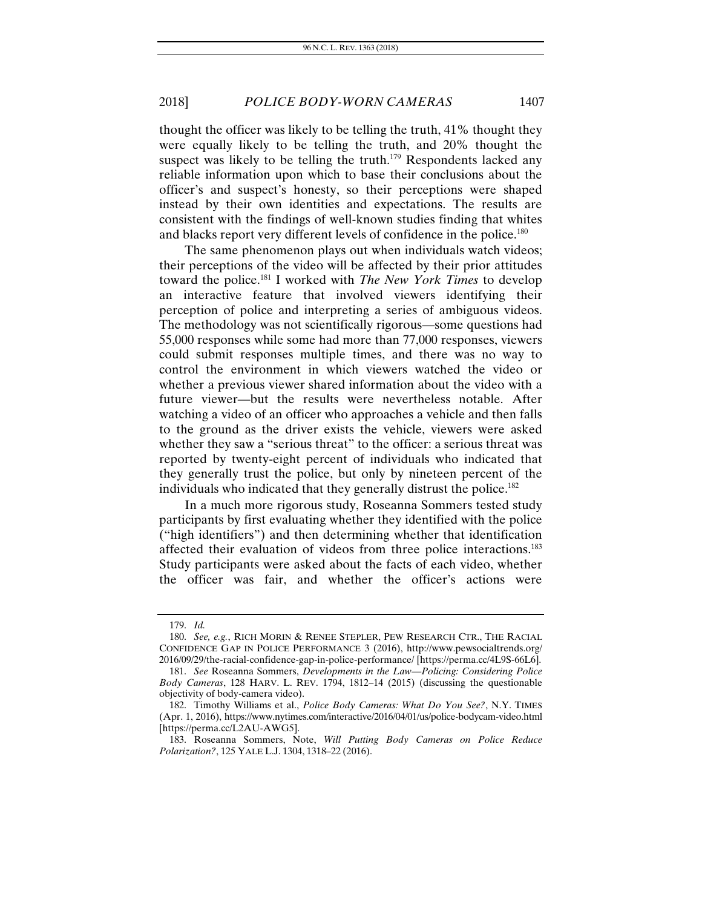thought the officer was likely to be telling the truth, 41% thought they were equally likely to be telling the truth, and 20% thought the suspect was likely to be telling the truth.[179] Respondents lacked any reliable information upon which to base their conclusions about the officer's and suspect's honesty, so their perceptions were shaped instead by their own identities and expectations. The results are consistent with the findings of well-known studies finding that whites and blacks report very different levels of confidence in the police.[180]

The same phenomenon plays out when individuals watch videos; their perceptions of the video will be affected by their prior attitudes toward the police.[181] I worked with *The New York Times* to develop an interactive feature that involved viewers identifying their perception of police and interpreting a series of ambiguous videos. The methodology was not scientifically rigorous—some questions had 55,000 responses while some had more than 77,000 responses, viewers could submit responses multiple times, and there was no way to control the environment in which viewers watched the video or whether a previous viewer shared information about the video with a future viewer—but the results were nevertheless notable. After watching a video of an officer who approaches a vehicle and then falls to the ground as the driver exists the vehicle, viewers were asked whether they saw a "serious threat" to the officer: a serious threat was reported by twenty-eight percent of individuals who indicated that they generally trust the police, but only by nineteen percent of the individuals who indicated that they generally distrust the police.[182]

In a much more rigorous study, Roseanna Sommers tested study participants by first evaluating whether they identified with the police ("high identifiers") and then determining whether that identification affected their evaluation of videos from three police interactions.[183] Study participants were asked about the facts of each video, whether the officer was fair, and whether the officer's actions were

---

179. *Id.*

180. *See, e.g.*, RICH MORIN & RENEE STEPLER, PEW RESEARCH CTR., THE RACIAL CONFIDENCE GAP IN POLICE PERFORMANCE 3 (2016), http://www.pewsocialtrends.org/2016/09/29/the-racial-confidence-gap-in-police-performance/ [https://perma.cc/4L9S-66L6].

181. *See* Roseanna Sommers, *Developments in the Law—Policing: Considering Police Body Cameras*, 128 HARV. L. REV. 1794, 1812–14 (2015) (discussing the questionable objectivity of body-camera video).

182. Timothy Williams et al., *Police Body Cameras: What Do You See?*, N.Y. TIMES (Apr. 1, 2016), https://www.nytimes.com/interactive/2016/04/01/us/police-bodycam-video.html [https://perma.cc/L2AU-AWG5].

183. Roseanna Sommers, Note, *Will Putting Body Cameras on Police Reduce Polarization?*, 125 YALE L.J. 1304, 1318–22 (2016).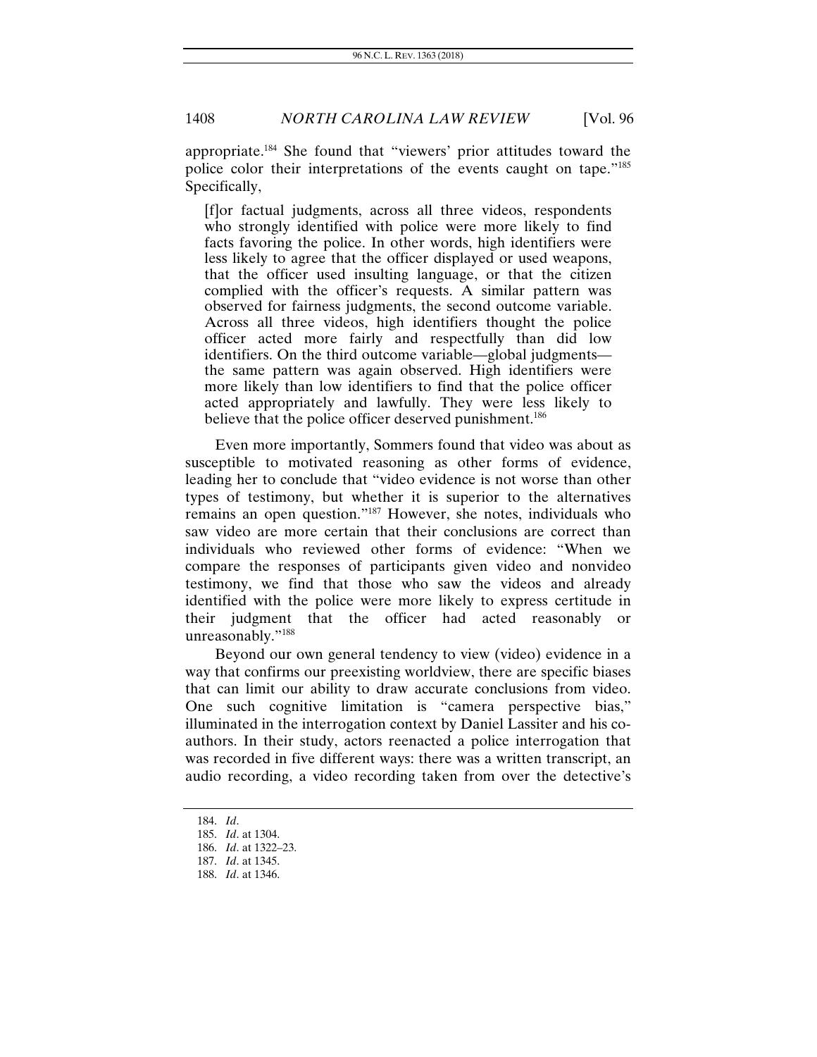appropriate.[184] She found that "viewers' prior attitudes toward the police color their interpretations of the events caught on tape."[185] Specifically,

> [f]or factual judgments, across all three videos, respondents who strongly identified with police were more likely to find facts favoring the police. In other words, high identifiers were less likely to agree that the officer displayed or used weapons, that the officer used insulting language, or that the citizen complied with the officer's requests. A similar pattern was observed for fairness judgments, the second outcome variable. Across all three videos, high identifiers thought the police officer acted more fairly and respectfully than did low identifiers. On the third outcome variable—global judgments—the same pattern was again observed. High identifiers were more likely than low identifiers to find that the police officer acted appropriately and lawfully. They were less likely to believe that the police officer deserved punishment.[186]

Even more importantly, Sommers found that video was about as susceptible to motivated reasoning as other forms of evidence, leading her to conclude that "video evidence is not worse than other types of testimony, but whether it is superior to the alternatives remains an open question."[187] However, she notes, individuals who saw video are more certain that their conclusions are correct than individuals who reviewed other forms of evidence: "When we compare the responses of participants given video and nonvideo testimony, we find that those who saw the videos and already identified with the police were more likely to express certitude in their judgment that the officer had acted reasonably or unreasonably."[188]

Beyond our own general tendency to view (video) evidence in a way that confirms our preexisting worldview, there are specific biases that can limit our ability to draw accurate conclusions from video. One such cognitive limitation is "camera perspective bias," illuminated in the interrogation context by Daniel Lassiter and his co-authors. In their study, actors reenacted a police interrogation that was recorded in five different ways: there was a written transcript, an audio recording, a video recording taken from over the detective's

---

184. *Id*.
185. *Id*. at 1304.
186. *Id*. at 1322–23.
187. *Id*. at 1345.
188. *Id*. at 1346.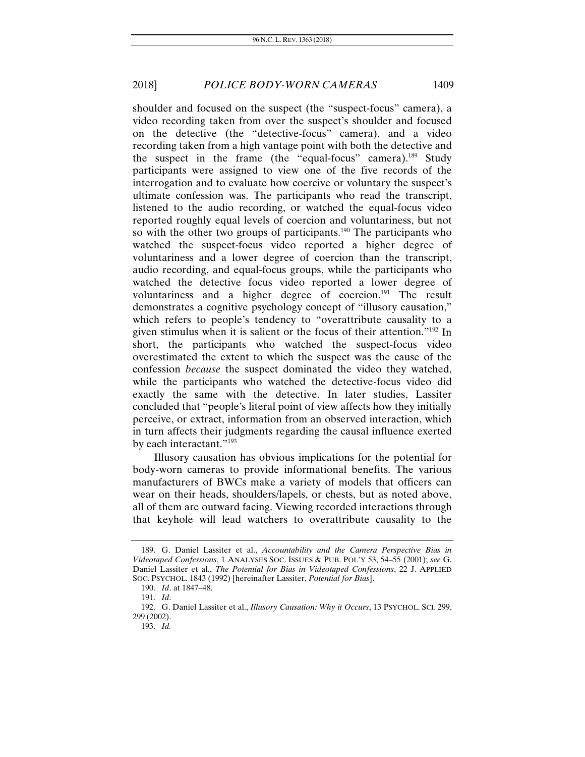shoulder and focused on the suspect (the "suspect-focus" camera), a video recording taken from over the suspect's shoulder and focused on the detective (the "detective-focus" camera), and a video recording taken from a high vantage point with both the detective and the suspect in the frame (the "equal-focus" camera).[189] Study participants were assigned to view one of the five records of the interrogation and to evaluate how coercive or voluntary the suspect's ultimate confession was. The participants who read the transcript, listened to the audio recording, or watched the equal-focus video reported roughly equal levels of coercion and voluntariness, but not so with the other two groups of participants.[190] The participants who watched the suspect-focus video reported a higher degree of voluntariness and a lower degree of coercion than the transcript, audio recording, and equal-focus groups, while the participants who watched the detective focus video reported a lower degree of voluntariness and a higher degree of coercion.[191] The result demonstrates a cognitive psychology concept of "illusory causation," which refers to people's tendency to "overattribute causality to a given stimulus when it is salient or the focus of their attention."[192] In short, the participants who watched the suspect-focus video overestimated the extent to which the suspect was the cause of the confession *because* the suspect dominated the video they watched, while the participants who watched the detective-focus video did exactly the same with the detective. In later studies, Lassiter concluded that "people's literal point of view affects how they initially perceive, or extract, information from an observed interaction, which in turn affects their judgments regarding the causal influence exerted by each interactant."[193]

Illusory causation has obvious implications for the potential for body-worn cameras to provide informational benefits. The various manufacturers of BWCs make a variety of models that officers can wear on their heads, shoulders/lapels, or chests, but as noted above, all of them are outward facing. Viewing recorded interactions through that keyhole will lead watchers to overattribute causality to the

---

189. G. Daniel Lassiter et al., *Accountability and the Camera Perspective Bias in Videotaped Confessions*, 1 ANALYSES SOC. ISSUES & PUB. POL'Y 53, 54–55 (2001); *see* G. Daniel Lassiter et al., *The Potential for Bias in Videotaped Confessions*, 22 J. APPLIED SOC. PSYCHOL. 1843 (1992) [hereinafter Lassiter, *Potential for Bias*].

190. *Id*. at 1847–48.

191. *Id*.

192. G. Daniel Lassiter et al., *Illusory Causation: Why it Occurs*, 13 PSYCHOL. SCI. 299, 299 (2002).

193. *Id.*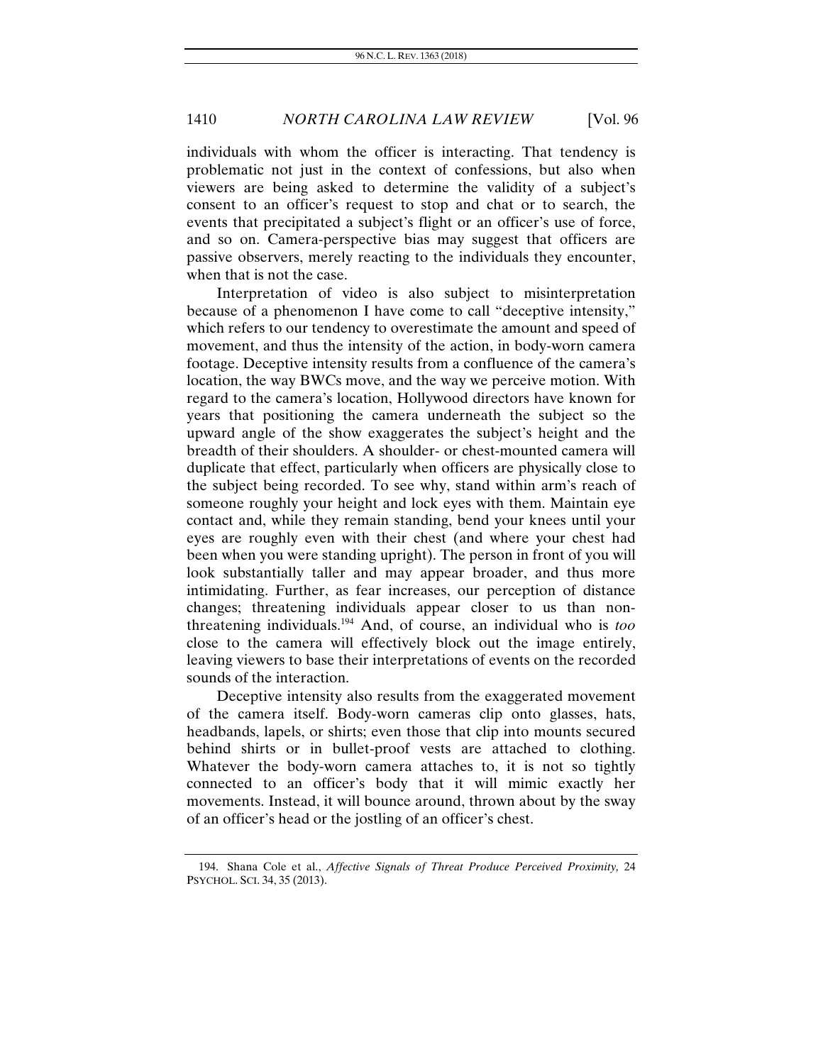individuals with whom the officer is interacting. That tendency is problematic not just in the context of confessions, but also when viewers are being asked to determine the validity of a subject's consent to an officer's request to stop and chat or to search, the events that precipitated a subject's flight or an officer's use of force, and so on. Camera-perspective bias may suggest that officers are passive observers, merely reacting to the individuals they encounter, when that is not the case.

Interpretation of video is also subject to misinterpretation because of a phenomenon I have come to call "deceptive intensity," which refers to our tendency to overestimate the amount and speed of movement, and thus the intensity of the action, in body-worn camera footage. Deceptive intensity results from a confluence of the camera's location, the way BWCs move, and the way we perceive motion. With regard to the camera's location, Hollywood directors have known for years that positioning the camera underneath the subject so the upward angle of the show exaggerates the subject's height and the breadth of their shoulders. A shoulder- or chest-mounted camera will duplicate that effect, particularly when officers are physically close to the subject being recorded. To see why, stand within arm's reach of someone roughly your height and lock eyes with them. Maintain eye contact and, while they remain standing, bend your knees until your eyes are roughly even with their chest (and where your chest had been when you were standing upright). The person in front of you will look substantially taller and may appear broader, and thus more intimidating. Further, as fear increases, our perception of distance changes; threatening individuals appear closer to us than non-threatening individuals.[194] And, of course, an individual who is *too* close to the camera will effectively block out the image entirely, leaving viewers to base their interpretations of events on the recorded sounds of the interaction.

Deceptive intensity also results from the exaggerated movement of the camera itself. Body-worn cameras clip onto glasses, hats, headbands, lapels, or shirts; even those that clip into mounts secured behind shirts or in bullet-proof vests are attached to clothing. Whatever the body-worn camera attaches to, it is not so tightly connected to an officer's body that it will mimic exactly her movements. Instead, it will bounce around, thrown about by the sway of an officer's head or the jostling of an officer's chest.

194. Shana Cole et al., *Affective Signals of Threat Produce Perceived Proximity,* 24 PSYCHOL. SCI. 34, 35 (2013).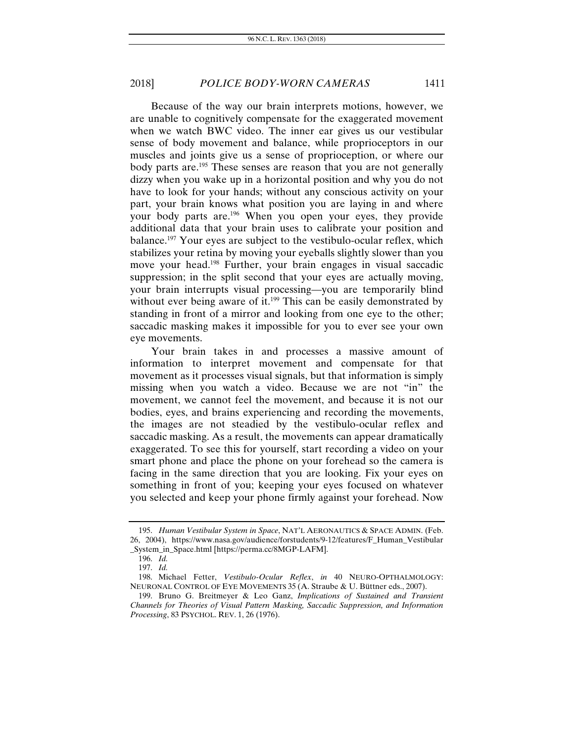Because of the way our brain interprets motions, however, we are unable to cognitively compensate for the exaggerated movement when we watch BWC video. The inner ear gives us our vestibular sense of body movement and balance, while proprioceptors in our muscles and joints give us a sense of proprioception, or where our body parts are.[195] These senses are reason that you are not generally dizzy when you wake up in a horizontal position and why you do not have to look for your hands; without any conscious activity on your part, your brain knows what position you are laying in and where your body parts are.[196] When you open your eyes, they provide additional data that your brain uses to calibrate your position and balance.[197] Your eyes are subject to the vestibulo-ocular reflex, which stabilizes your retina by moving your eyeballs slightly slower than you move your head.[198] Further, your brain engages in visual saccadic suppression; in the split second that your eyes are actually moving, your brain interrupts visual processing—you are temporarily blind without ever being aware of it.[199] This can be easily demonstrated by standing in front of a mirror and looking from one eye to the other; saccadic masking makes it impossible for you to ever see your own eye movements.

Your brain takes in and processes a massive amount of information to interpret movement and compensate for that movement as it processes visual signals, but that information is simply missing when you watch a video. Because we are not "in" the movement, we cannot feel the movement, and because it is not our bodies, eyes, and brains experiencing and recording the movements, the images are not steadied by the vestibulo-ocular reflex and saccadic masking. As a result, the movements can appear dramatically exaggerated. To see this for yourself, start recording a video on your smart phone and place the phone on your forehead so the camera is facing in the same direction that you are looking. Fix your eyes on something in front of you; keeping your eyes focused on whatever you selected and keep your phone firmly against your forehead. Now

---

195. *Human Vestibular System in Space*, NAT'L AERONAUTICS & SPACE ADMIN. (Feb. 26, 2004), https://www.nasa.gov/audience/forstudents/9-12/features/F_Human_Vestibular_System_in_Space.html [https://perma.cc/8MGP-LAFM].

196. *Id.*

197. *Id.*

198. Michael Fetter, *Vestibulo-Ocular Reflex*, *in* 40 NEURO-OPTHALMOLOGY: NEURONAL CONTROL OF EYE MOVEMENTS 35 (A. Straube & U. Büttner eds., 2007).

199. Bruno G. Breitmeyer & Leo Ganz, *Implications of Sustained and Transient Channels for Theories of Visual Pattern Masking, Saccadic Suppression, and Information Processing*, 83 PSYCHOL. REV. 1, 26 (1976).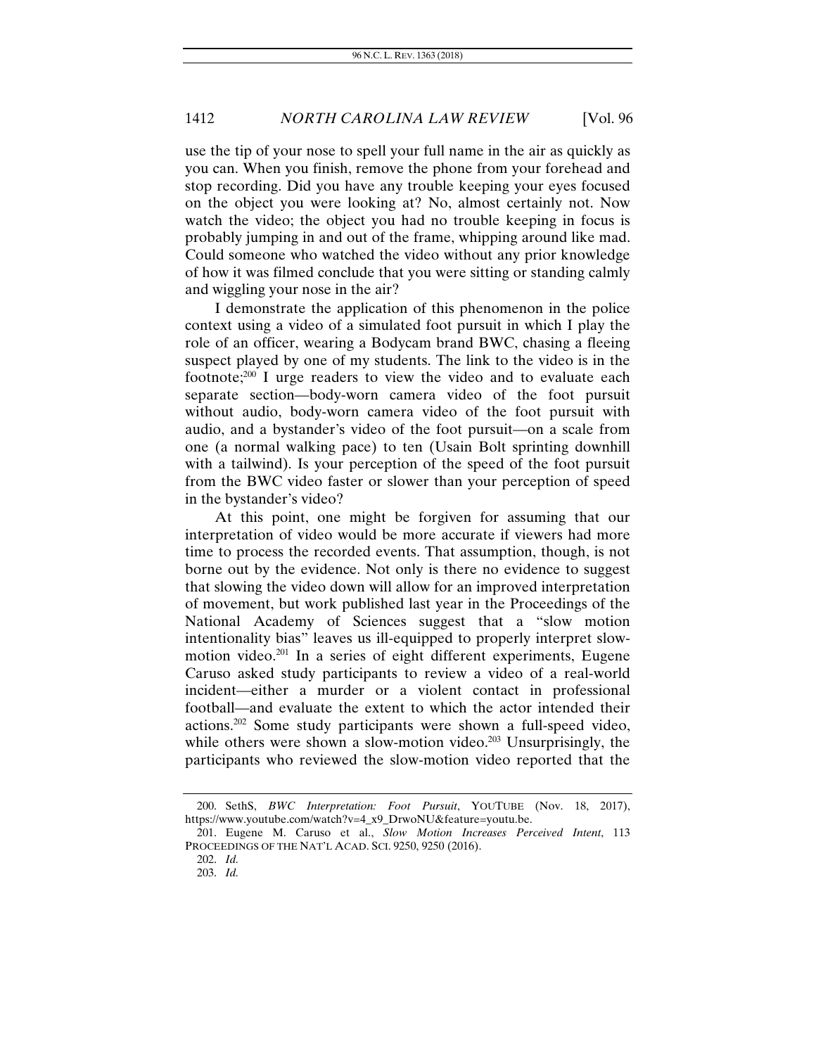use the tip of your nose to spell your full name in the air as quickly as you can. When you finish, remove the phone from your forehead and stop recording. Did you have any trouble keeping your eyes focused on the object you were looking at? No, almost certainly not. Now watch the video; the object you had no trouble keeping in focus is probably jumping in and out of the frame, whipping around like mad. Could someone who watched the video without any prior knowledge of how it was filmed conclude that you were sitting or standing calmly and wiggling your nose in the air?

I demonstrate the application of this phenomenon in the police context using a video of a simulated foot pursuit in which I play the role of an officer, wearing a Bodycam brand BWC, chasing a fleeing suspect played by one of my students. The link to the video is in the footnote;[200] I urge readers to view the video and to evaluate each separate section—body-worn camera video of the foot pursuit without audio, body-worn camera video of the foot pursuit with audio, and a bystander's video of the foot pursuit—on a scale from one (a normal walking pace) to ten (Usain Bolt sprinting downhill with a tailwind). Is your perception of the speed of the foot pursuit from the BWC video faster or slower than your perception of speed in the bystander's video?

At this point, one might be forgiven for assuming that our interpretation of video would be more accurate if viewers had more time to process the recorded events. That assumption, though, is not borne out by the evidence. Not only is there no evidence to suggest that slowing the video down will allow for an improved interpretation of movement, but work published last year in the Proceedings of the National Academy of Sciences suggest that a "slow motion intentionality bias" leaves us ill-equipped to properly interpret slow-motion video.[201] In a series of eight different experiments, Eugene Caruso asked study participants to review a video of a real-world incident—either a murder or a violent contact in professional football—and evaluate the extent to which the actor intended their actions.[202] Some study participants were shown a full-speed video, while others were shown a slow-motion video.[203] Unsurprisingly, the participants who reviewed the slow-motion video reported that the

---

200. SethS, *BWC Interpretation: Foot Pursuit*, YOUTUBE (Nov. 18, 2017), https://www.youtube.com/watch?v=4_x9_DrwoNU&feature=youtu.be.

201. Eugene M. Caruso et al., *Slow Motion Increases Perceived Intent*, 113 PROCEEDINGS OF THE NAT'L ACAD. SCI. 9250, 9250 (2016).

202. *Id.*

203. *Id.*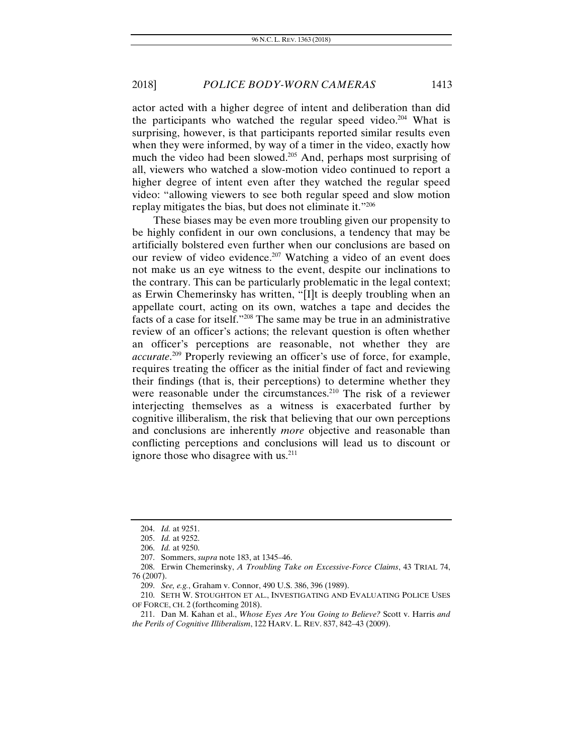actor acted with a higher degree of intent and deliberation than did the participants who watched the regular speed video.[204] What is surprising, however, is that participants reported similar results even when they were informed, by way of a timer in the video, exactly how much the video had been slowed.[205] And, perhaps most surprising of all, viewers who watched a slow-motion video continued to report a higher degree of intent even after they watched the regular speed video: "allowing viewers to see both regular speed and slow motion replay mitigates the bias, but does not eliminate it."[206]

These biases may be even more troubling given our propensity to be highly confident in our own conclusions, a tendency that may be artificially bolstered even further when our conclusions are based on our review of video evidence.[207] Watching a video of an event does not make us an eye witness to the event, despite our inclinations to the contrary. This can be particularly problematic in the legal context; as Erwin Chemerinsky has written, "[I]t is deeply troubling when an appellate court, acting on its own, watches a tape and decides the facts of a case for itself."[208] The same may be true in an administrative review of an officer's actions; the relevant question is often whether an officer's perceptions are reasonable, not whether they are *accurate*.[209] Properly reviewing an officer's use of force, for example, requires treating the officer as the initial finder of fact and reviewing their findings (that is, their perceptions) to determine whether they were reasonable under the circumstances.[210] The risk of a reviewer interjecting themselves as a witness is exacerbated further by cognitive illiberalism, the risk that believing that our own perceptions and conclusions are inherently *more* objective and reasonable than conflicting perceptions and conclusions will lead us to discount or ignore those who disagree with us.[211]

---

204. *Id.* at 9251.

205. *Id.* at 9252.

206. *Id.* at 9250.

207. Sommers, *supra* note 183, at 1345–46.

208. Erwin Chemerinsky, *A Troubling Take on Excessive-Force Claims*, 43 TRIAL 74, 76 (2007).

209. *See, e.g.*, Graham v. Connor, 490 U.S. 386, 396 (1989).

210. SETH W. STOUGHTON ET AL., INVESTIGATING AND EVALUATING POLICE USES OF FORCE, CH. 2 (forthcoming 2018).

211. Dan M. Kahan et al., *Whose Eyes Are You Going to Believe?* Scott v. Harris *and the Perils of Cognitive Illiberalism*, 122 HARV. L. REV. 837, 842–43 (2009).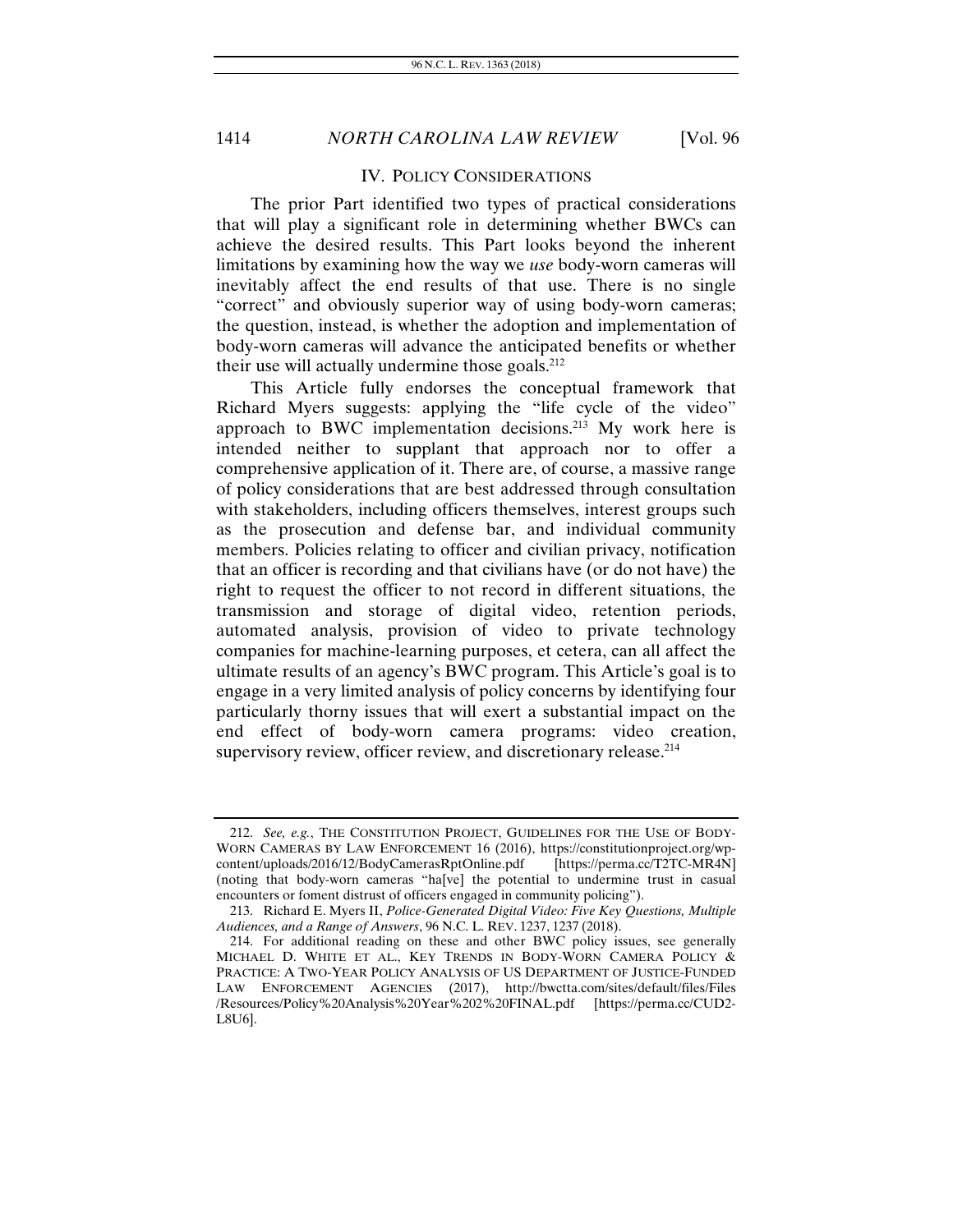## IV. POLICY CONSIDERATIONS

The prior Part identified two types of practical considerations that will play a significant role in determining whether BWCs can achieve the desired results. This Part looks beyond the inherent limitations by examining how the way we *use* body-worn cameras will inevitably affect the end results of that use. There is no single "correct" and obviously superior way of using body-worn cameras; the question, instead, is whether the adoption and implementation of body-worn cameras will advance the anticipated benefits or whether their use will actually undermine those goals.[212]

This Article fully endorses the conceptual framework that Richard Myers suggests: applying the "life cycle of the video" approach to BWC implementation decisions.[213] My work here is intended neither to supplant that approach nor to offer a comprehensive application of it. There are, of course, a massive range of policy considerations that are best addressed through consultation with stakeholders, including officers themselves, interest groups such as the prosecution and defense bar, and individual community members. Policies relating to officer and civilian privacy, notification that an officer is recording and that civilians have (or do not have) the right to request the officer to not record in different situations, the transmission and storage of digital video, retention periods, automated analysis, provision of video to private technology companies for machine-learning purposes, et cetera, can all affect the ultimate results of an agency's BWC program. This Article's goal is to engage in a very limited analysis of policy concerns by identifying four particularly thorny issues that will exert a substantial impact on the end effect of body-worn camera programs: video creation, supervisory review, officer review, and discretionary release.[214]

---

212. *See, e.g.*, THE CONSTITUTION PROJECT, GUIDELINES FOR THE USE OF BODY-WORN CAMERAS BY LAW ENFORCEMENT 16 (2016), https://constitutionproject.org/wp-content/uploads/2016/12/BodyCamerasRptOnline.pdf [https://perma.cc/T2TC-MR4N] (noting that body-worn cameras "ha[ve] the potential to undermine trust in casual encounters or foment distrust of officers engaged in community policing").

213. Richard E. Myers II, *Police-Generated Digital Video: Five Key Questions, Multiple Audiences, and a Range of Answers*, 96 N.C. L. REV. 1237, 1237 (2018).

214. For additional reading on these and other BWC policy issues, see generally MICHAEL D. WHITE ET AL., KEY TRENDS IN BODY-WORN CAMERA POLICY & PRACTICE: A TWO-YEAR POLICY ANALYSIS OF US DEPARTMENT OF JUSTICE-FUNDED LAW ENFORCEMENT AGENCIES (2017), http://bwctta.com/sites/default/files/Files/Resources/Policy%20Analysis%20Year%202%20FINAL.pdf [https://perma.cc/CUD2-L8U6].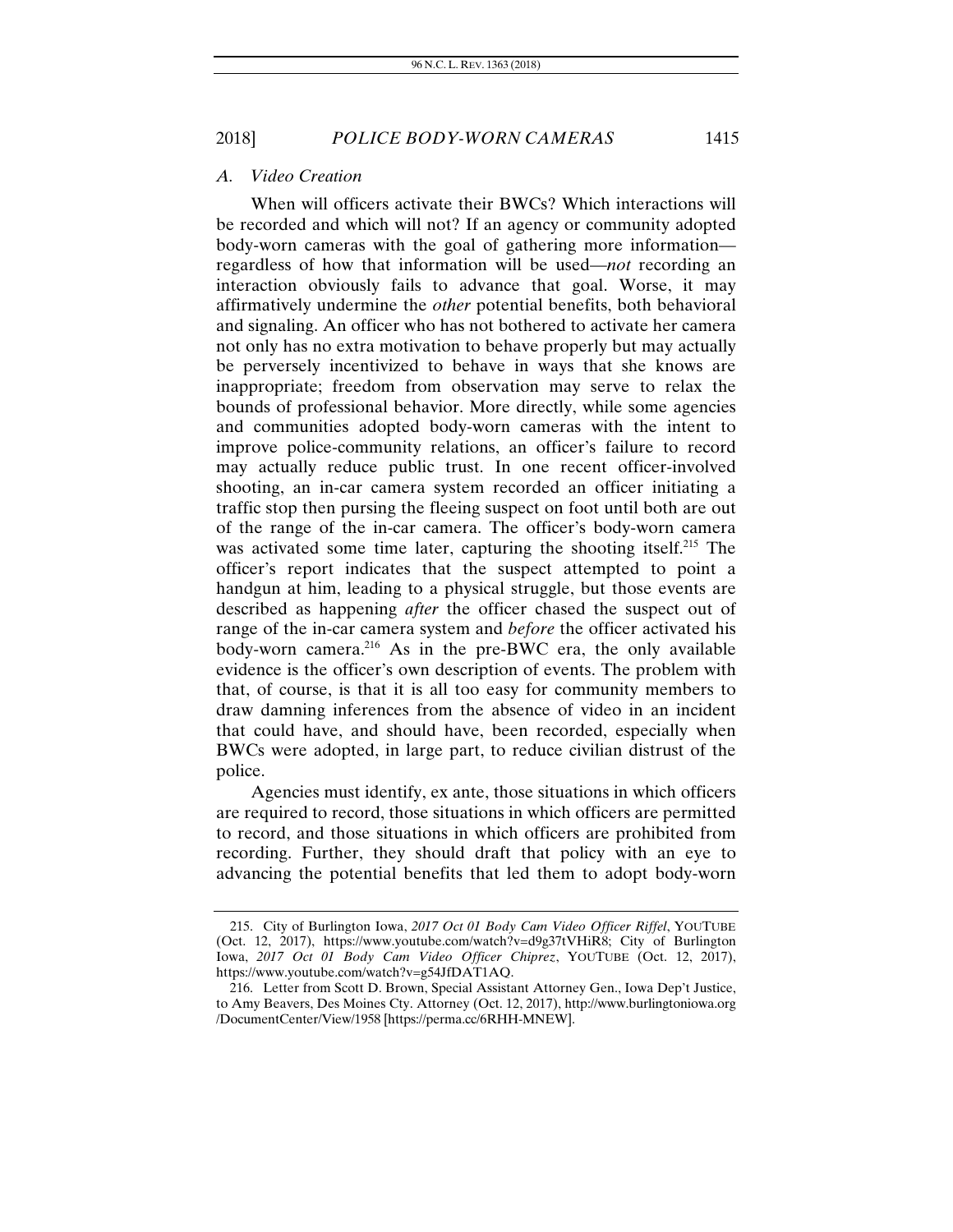### *A. Video Creation*

When will officers activate their BWCs? Which interactions will be recorded and which will not? If an agency or community adopted body-worn cameras with the goal of gathering more information—regardless of how that information will be used—*not* recording an interaction obviously fails to advance that goal. Worse, it may affirmatively undermine the *other* potential benefits, both behavioral and signaling. An officer who has not bothered to activate her camera not only has no extra motivation to behave properly but may actually be perversely incentivized to behave in ways that she knows are inappropriate; freedom from observation may serve to relax the bounds of professional behavior. More directly, while some agencies and communities adopted body-worn cameras with the intent to improve police-community relations, an officer's failure to record may actually reduce public trust. In one recent officer-involved shooting, an in-car camera system recorded an officer initiating a traffic stop then pursing the fleeing suspect on foot until both are out of the range of the in-car camera. The officer's body-worn camera was activated some time later, capturing the shooting itself.[215] The officer's report indicates that the suspect attempted to point a handgun at him, leading to a physical struggle, but those events are described as happening *after* the officer chased the suspect out of range of the in-car camera system and *before* the officer activated his body-worn camera.[216] As in the pre-BWC era, the only available evidence is the officer's own description of events. The problem with that, of course, is that it is all too easy for community members to draw damning inferences from the absence of video in an incident that could have, and should have, been recorded, especially when BWCs were adopted, in large part, to reduce civilian distrust of the police.

Agencies must identify, ex ante, those situations in which officers are required to record, those situations in which officers are permitted to record, and those situations in which officers are prohibited from recording. Further, they should draft that policy with an eye to advancing the potential benefits that led them to adopt body-worn

---

215. City of Burlington Iowa, *2017 Oct 01 Body Cam Video Officer Riffel*, YOUTUBE (Oct. 12, 2017), https://www.youtube.com/watch?v=d9g37tVHiR8; City of Burlington Iowa, *2017 Oct 01 Body Cam Video Officer Chiprez*, YOUTUBE (Oct. 12, 2017), https://www.youtube.com/watch?v=g54JfDAT1AQ.

216. Letter from Scott D. Brown, Special Assistant Attorney Gen., Iowa Dep't Justice, to Amy Beavers, Des Moines Cty. Attorney (Oct. 12, 2017), http://www.burlingtoniowa.org/DocumentCenter/View/1958 [https://perma.cc/6RHH-MNEW].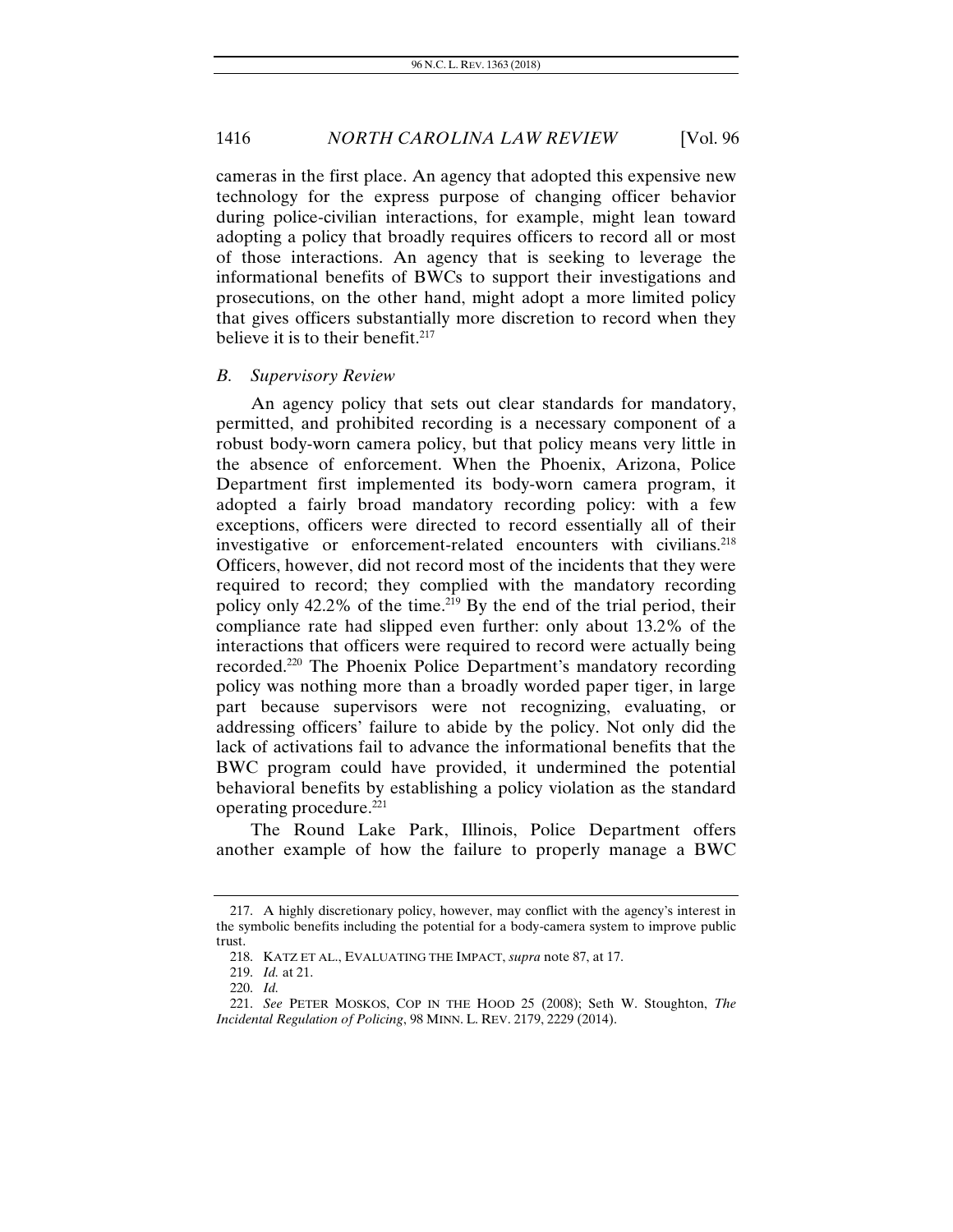cameras in the first place. An agency that adopted this expensive new technology for the express purpose of changing officer behavior during police-civilian interactions, for example, might lean toward adopting a policy that broadly requires officers to record all or most of those interactions. An agency that is seeking to leverage the informational benefits of BWCs to support their investigations and prosecutions, on the other hand, might adopt a more limited policy that gives officers substantially more discretion to record when they believe it is to their benefit.[217]

### *B. Supervisory Review*

An agency policy that sets out clear standards for mandatory, permitted, and prohibited recording is a necessary component of a robust body-worn camera policy, but that policy means very little in the absence of enforcement. When the Phoenix, Arizona, Police Department first implemented its body-worn camera program, it adopted a fairly broad mandatory recording policy: with a few exceptions, officers were directed to record essentially all of their investigative or enforcement-related encounters with civilians.[218] Officers, however, did not record most of the incidents that they were required to record; they complied with the mandatory recording policy only 42.2% of the time.[219] By the end of the trial period, their compliance rate had slipped even further: only about 13.2% of the interactions that officers were required to record were actually being recorded.[220] The Phoenix Police Department's mandatory recording policy was nothing more than a broadly worded paper tiger, in large part because supervisors were not recognizing, evaluating, or addressing officers' failure to abide by the policy. Not only did the lack of activations fail to advance the informational benefits that the BWC program could have provided, it undermined the potential behavioral benefits by establishing a policy violation as the standard operating procedure.[221]

The Round Lake Park, Illinois, Police Department offers another example of how the failure to properly manage a BWC

---

217. A highly discretionary policy, however, may conflict with the agency's interest in the symbolic benefits including the potential for a body-camera system to improve public trust.

218. KATZ ET AL., EVALUATING THE IMPACT, *supra* note 87, at 17.

219. *Id.* at 21.

220. *Id.*

221. *See* PETER MOSKOS, COP IN THE HOOD 25 (2008); Seth W. Stoughton, *The Incidental Regulation of Policing*, 98 MINN. L. REV. 2179, 2229 (2014).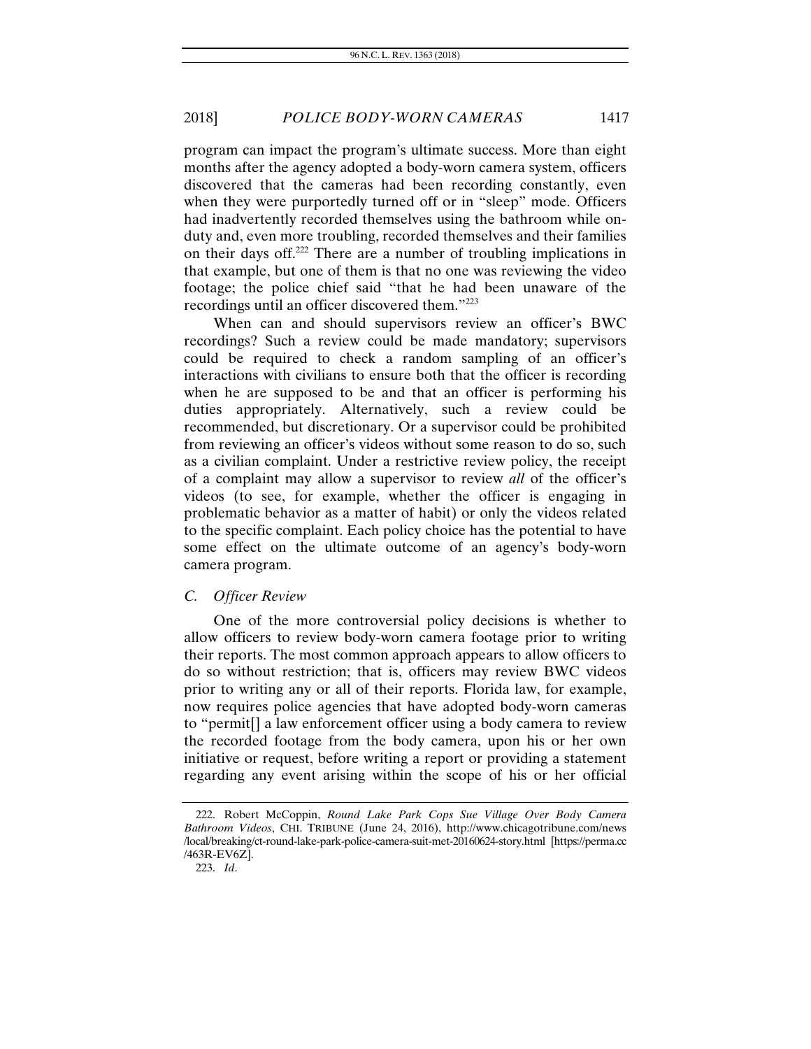program can impact the program's ultimate success. More than eight months after the agency adopted a body-worn camera system, officers discovered that the cameras had been recording constantly, even when they were purportedly turned off or in "sleep" mode. Officers had inadvertently recorded themselves using the bathroom while on-duty and, even more troubling, recorded themselves and their families on their days off.[222] There are a number of troubling implications in that example, but one of them is that no one was reviewing the video footage; the police chief said "that he had been unaware of the recordings until an officer discovered them."[223]

When can and should supervisors review an officer's BWC recordings? Such a review could be made mandatory; supervisors could be required to check a random sampling of an officer's interactions with civilians to ensure both that the officer is recording when he are supposed to be and that an officer is performing his duties appropriately. Alternatively, such a review could be recommended, but discretionary. Or a supervisor could be prohibited from reviewing an officer's videos without some reason to do so, such as a civilian complaint. Under a restrictive review policy, the receipt of a complaint may allow a supervisor to review *all* of the officer's videos (to see, for example, whether the officer is engaging in problematic behavior as a matter of habit) or only the videos related to the specific complaint. Each policy choice has the potential to have some effect on the ultimate outcome of an agency's body-worn camera program.

### C. *Officer Review*

One of the more controversial policy decisions is whether to allow officers to review body-worn camera footage prior to writing their reports. The most common approach appears to allow officers to do so without restriction; that is, officers may review BWC videos prior to writing any or all of their reports. Florida law, for example, now requires police agencies that have adopted body-worn cameras to "permit[] a law enforcement officer using a body camera to review the recorded footage from the body camera, upon his or her own initiative or request, before writing a report or providing a statement regarding any event arising within the scope of his or her official

---

222. Robert McCoppin, *Round Lake Park Cops Sue Village Over Body Camera Bathroom Videos*, CHI. TRIBUNE (June 24, 2016), http://www.chicagotribune.com/news/local/breaking/ct-round-lake-park-police-camera-suit-met-20160624-story.html [https://perma.cc/463R-EV6Z].

223. *Id*.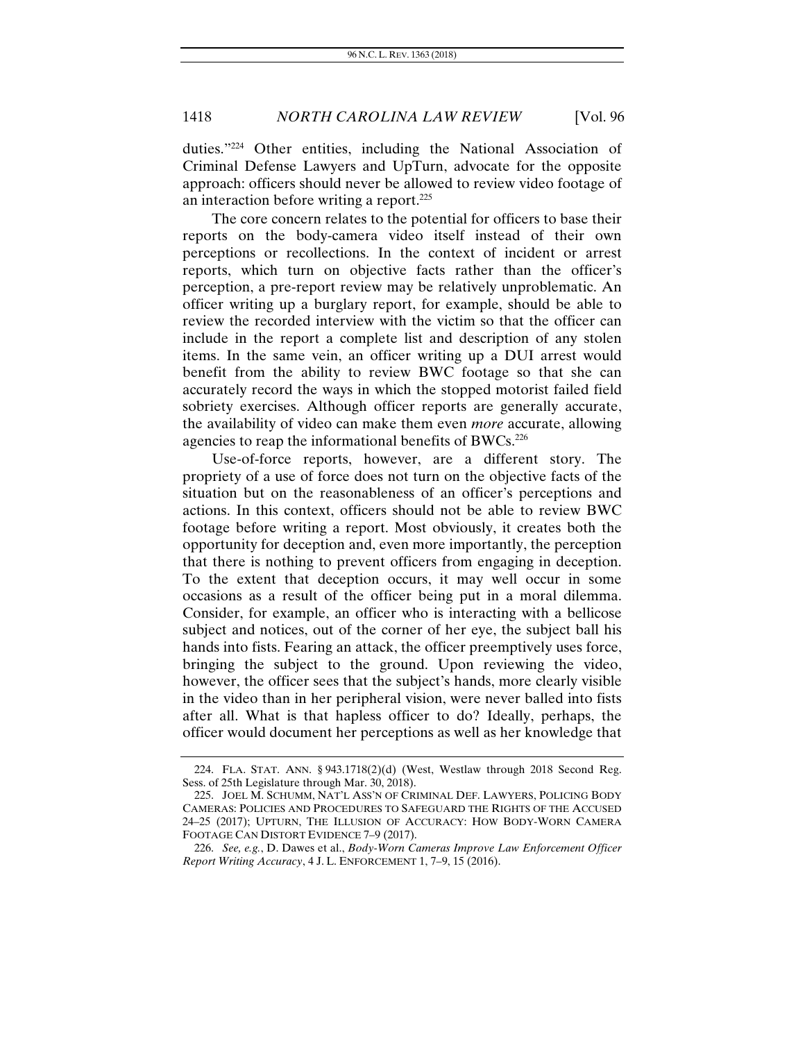duties."[224] Other entities, including the National Association of Criminal Defense Lawyers and UpTurn, advocate for the opposite approach: officers should never be allowed to review video footage of an interaction before writing a report.[225]

The core concern relates to the potential for officers to base their reports on the body-camera video itself instead of their own perceptions or recollections. In the context of incident or arrest reports, which turn on objective facts rather than the officer's perception, a pre-report review may be relatively unproblematic. An officer writing up a burglary report, for example, should be able to review the recorded interview with the victim so that the officer can include in the report a complete list and description of any stolen items. In the same vein, an officer writing up a DUI arrest would benefit from the ability to review BWC footage so that she can accurately record the ways in which the stopped motorist failed field sobriety exercises. Although officer reports are generally accurate, the availability of video can make them even *more* accurate, allowing agencies to reap the informational benefits of BWCs.[226]

Use-of-force reports, however, are a different story. The propriety of a use of force does not turn on the objective facts of the situation but on the reasonableness of an officer's perceptions and actions. In this context, officers should not be able to review BWC footage before writing a report. Most obviously, it creates both the opportunity for deception and, even more importantly, the perception that there is nothing to prevent officers from engaging in deception. To the extent that deception occurs, it may well occur in some occasions as a result of the officer being put in a moral dilemma. Consider, for example, an officer who is interacting with a bellicose subject and notices, out of the corner of her eye, the subject ball his hands into fists. Fearing an attack, the officer preemptively uses force, bringing the subject to the ground. Upon reviewing the video, however, the officer sees that the subject's hands, more clearly visible in the video than in her peripheral vision, were never balled into fists after all. What is that hapless officer to do? Ideally, perhaps, the officer would document her perceptions as well as her knowledge that

---

224. FLA. STAT. ANN. § 943.1718(2)(d) (West, Westlaw through 2018 Second Reg. Sess. of 25th Legislature through Mar. 30, 2018).

225. JOEL M. SCHUMM, NAT'L ASS'N OF CRIMINAL DEF. LAWYERS, POLICING BODY CAMERAS: POLICIES AND PROCEDURES TO SAFEGUARD THE RIGHTS OF THE ACCUSED 24–25 (2017); UPTURN, THE ILLUSION OF ACCURACY: HOW BODY-WORN CAMERA FOOTAGE CAN DISTORT EVIDENCE 7–9 (2017).

226. *See, e.g.*, D. Dawes et al., *Body-Worn Cameras Improve Law Enforcement Officer Report Writing Accuracy*, 4 J. L. ENFORCEMENT 1, 7–9, 15 (2016).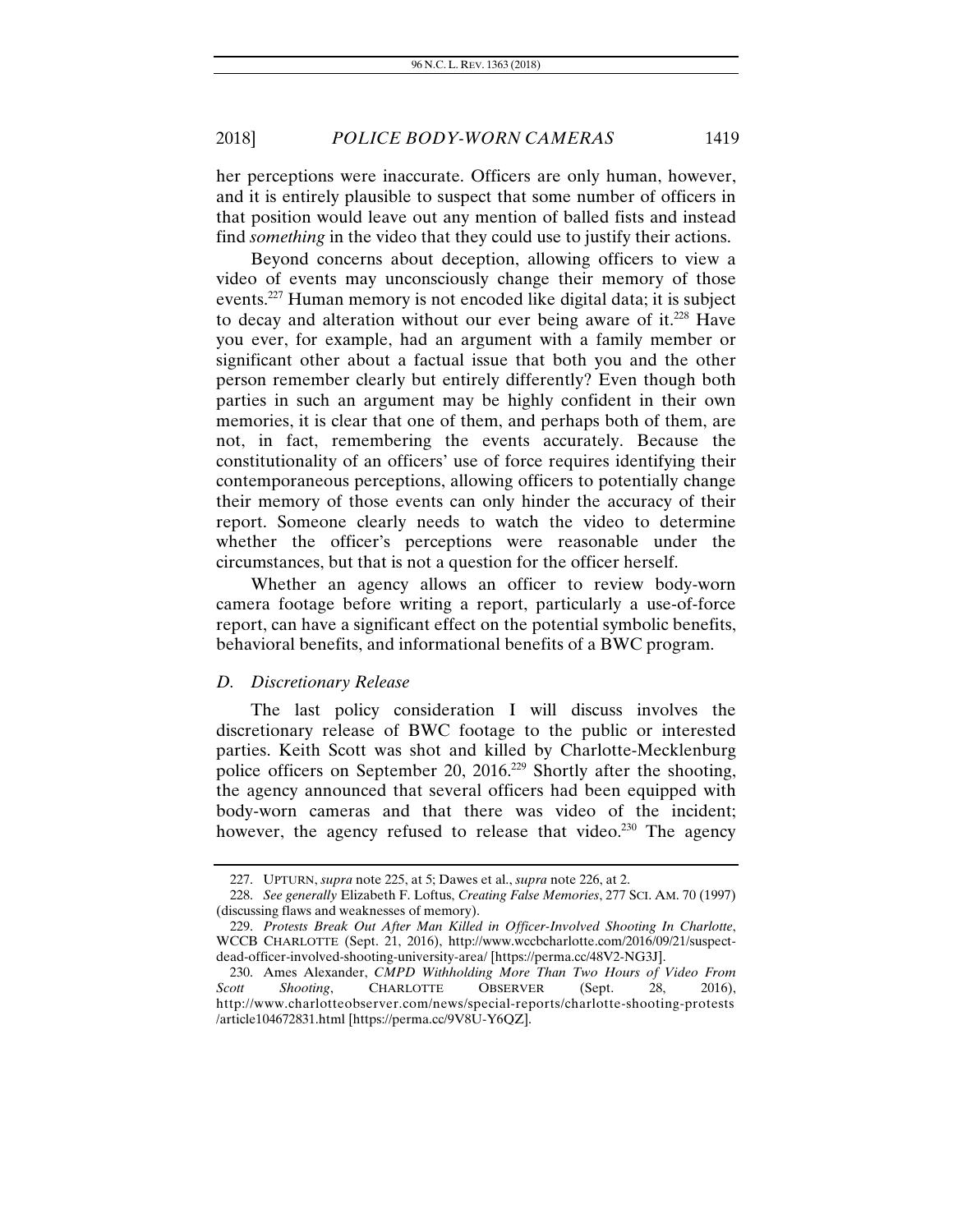her perceptions were inaccurate. Officers are only human, however, and it is entirely plausible to suspect that some number of officers in that position would leave out any mention of balled fists and instead find *something* in the video that they could use to justify their actions.

Beyond concerns about deception, allowing officers to view a video of events may unconsciously change their memory of those events.[227] Human memory is not encoded like digital data; it is subject to decay and alteration without our ever being aware of it.[228] Have you ever, for example, had an argument with a family member or significant other about a factual issue that both you and the other person remember clearly but entirely differently? Even though both parties in such an argument may be highly confident in their own memories, it is clear that one of them, and perhaps both of them, are not, in fact, remembering the events accurately. Because the constitutionality of an officers' use of force requires identifying their contemporaneous perceptions, allowing officers to potentially change their memory of those events can only hinder the accuracy of their report. Someone clearly needs to watch the video to determine whether the officer's perceptions were reasonable under the circumstances, but that is not a question for the officer herself.

Whether an agency allows an officer to review body-worn camera footage before writing a report, particularly a use-of-force report, can have a significant effect on the potential symbolic benefits, behavioral benefits, and informational benefits of a BWC program.

### *D. Discretionary Release*

The last policy consideration I will discuss involves the discretionary release of BWC footage to the public or interested parties. Keith Scott was shot and killed by Charlotte-Mecklenburg police officers on September 20, 2016.[229] Shortly after the shooting, the agency announced that several officers had been equipped with body-worn cameras and that there was video of the incident; however, the agency refused to release that video.[230] The agency

---

227. UPTURN, *supra* note 225, at 5; Dawes et al., *supra* note 226, at 2.

228. *See generally* Elizabeth F. Loftus, *Creating False Memories*, 277 SCI. AM. 70 (1997) (discussing flaws and weaknesses of memory).

229. *Protests Break Out After Man Killed in Officer-Involved Shooting In Charlotte*, WCCB CHARLOTTE (Sept. 21, 2016), http://www.wccbcharlotte.com/2016/09/21/suspect-dead-officer-involved-shooting-university-area/ [https://perma.cc/48V2-NG3J].

230. Ames Alexander, *CMPD Withholding More Than Two Hours of Video From Scott Shooting*, CHARLOTTE OBSERVER (Sept. 28, 2016), http://www.charlotteobserver.com/news/special-reports/charlotte-shooting-protests/article104672831.html [https://perma.cc/9V8U-Y6QZ].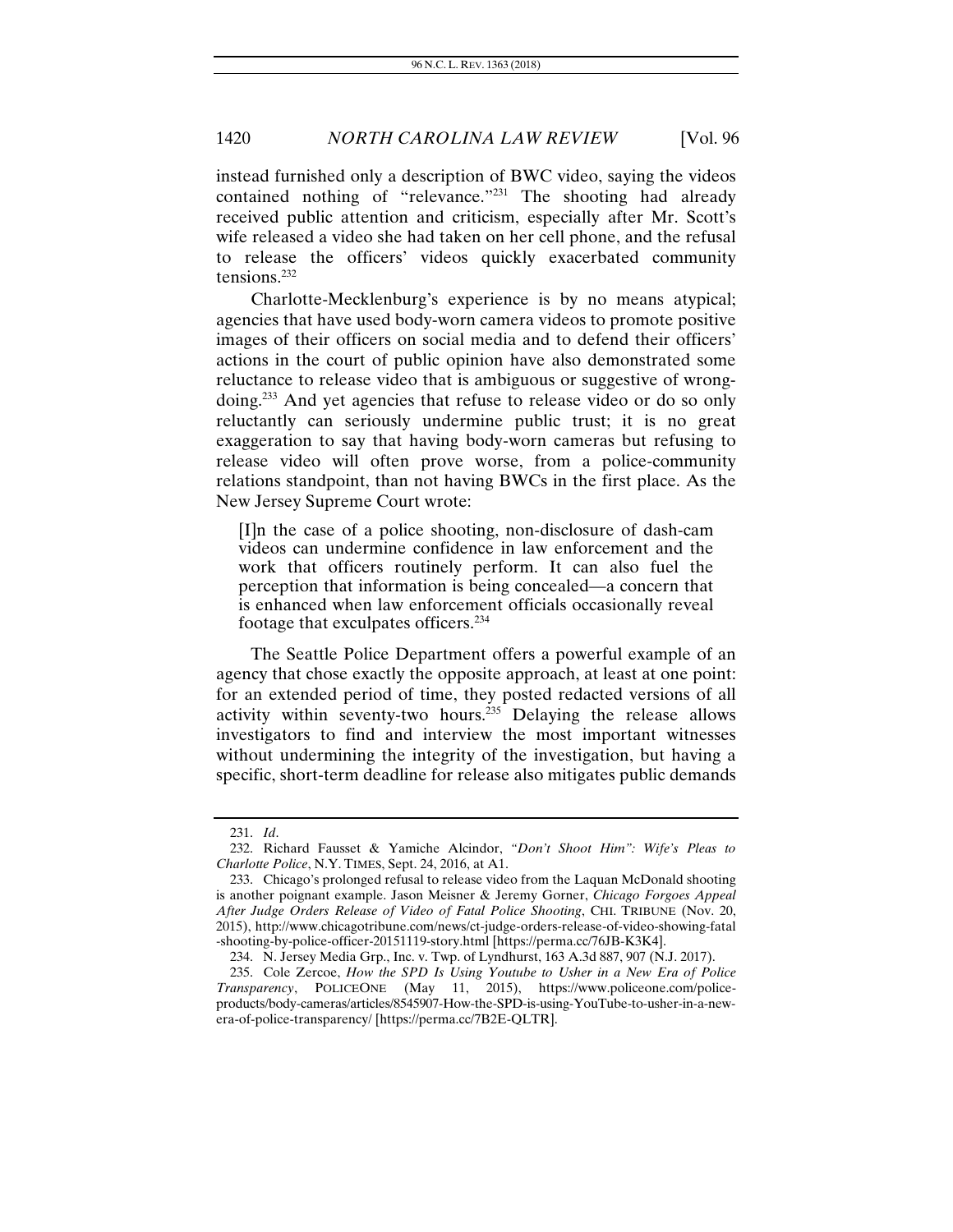instead furnished only a description of BWC video, saying the videos contained nothing of "relevance."[231] The shooting had already received public attention and criticism, especially after Mr. Scott's wife released a video she had taken on her cell phone, and the refusal to release the officers' videos quickly exacerbated community tensions.[232]

Charlotte-Mecklenburg's experience is by no means atypical; agencies that have used body-worn camera videos to promote positive images of their officers on social media and to defend their officers' actions in the court of public opinion have also demonstrated some reluctance to release video that is ambiguous or suggestive of wrong-doing.[233] And yet agencies that refuse to release video or do so only reluctantly can seriously undermine public trust; it is no great exaggeration to say that having body-worn cameras but refusing to release video will often prove worse, from a police-community relations standpoint, than not having BWCs in the first place. As the New Jersey Supreme Court wrote:

> [I]n the case of a police shooting, non-disclosure of dash-cam videos can undermine confidence in law enforcement and the work that officers routinely perform. It can also fuel the perception that information is being concealed—a concern that is enhanced when law enforcement officials occasionally reveal footage that exculpates officers.[234]

The Seattle Police Department offers a powerful example of an agency that chose exactly the opposite approach, at least at one point: for an extended period of time, they posted redacted versions of all activity within seventy-two hours.[235] Delaying the release allows investigators to find and interview the most important witnesses without undermining the integrity of the investigation, but having a specific, short-term deadline for release also mitigates public demands

---

231. *Id*.

232. Richard Fausset & Yamiche Alcindor, *"Don't Shoot Him": Wife's Pleas to Charlotte Police*, N.Y. TIMES, Sept. 24, 2016, at A1.

233. Chicago's prolonged refusal to release video from the Laquan McDonald shooting is another poignant example. Jason Meisner & Jeremy Gorner, *Chicago Forgoes Appeal After Judge Orders Release of Video of Fatal Police Shooting*, CHI. TRIBUNE (Nov. 20, 2015), http://www.chicagotribune.com/news/ct-judge-orders-release-of-video-showing-fatal-shooting-by-police-officer-20151119-story.html [https://perma.cc/76JB-K3K4].

234. N. Jersey Media Grp., Inc. v. Twp. of Lyndhurst, 163 A.3d 887, 907 (N.J. 2017).

235. Cole Zercoe, *How the SPD Is Using Youtube to Usher in a New Era of Police Transparency*, POLICEONE (May 11, 2015), https://www.policeone.com/police-products/body-cameras/articles/8545907-How-the-SPD-is-using-YouTube-to-usher-in-a-new-era-of-police-transparency/ [https://perma.cc/7B2E-QLTR].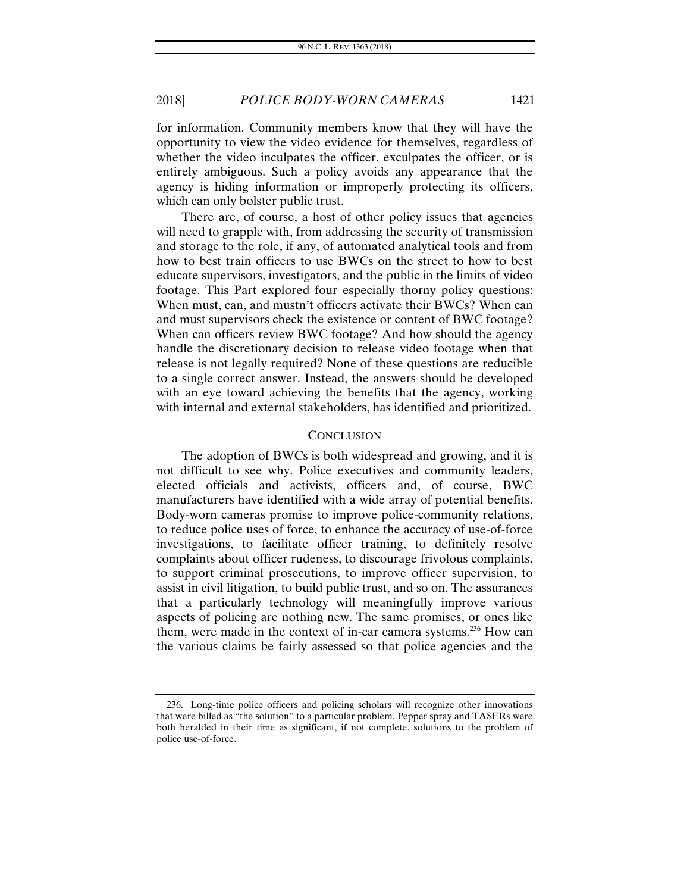for information. Community members know that they will have the opportunity to view the video evidence for themselves, regardless of whether the video inculpates the officer, exculpates the officer, or is entirely ambiguous. Such a policy avoids any appearance that the agency is hiding information or improperly protecting its officers, which can only bolster public trust.

There are, of course, a host of other policy issues that agencies will need to grapple with, from addressing the security of transmission and storage to the role, if any, of automated analytical tools and from how to best train officers to use BWCs on the street to how to best educate supervisors, investigators, and the public in the limits of video footage. This Part explored four especially thorny policy questions: When must, can, and mustn't officers activate their BWCs? When can and must supervisors check the existence or content of BWC footage? When can officers review BWC footage? And how should the agency handle the discretionary decision to release video footage when that release is not legally required? None of these questions are reducible to a single correct answer. Instead, the answers should be developed with an eye toward achieving the benefits that the agency, working with internal and external stakeholders, has identified and prioritized.

## CONCLUSION

The adoption of BWCs is both widespread and growing, and it is not difficult to see why. Police executives and community leaders, elected officials and activists, officers and, of course, BWC manufacturers have identified with a wide array of potential benefits. Body-worn cameras promise to improve police-community relations, to reduce police uses of force, to enhance the accuracy of use-of-force investigations, to facilitate officer training, to definitely resolve complaints about officer rudeness, to discourage frivolous complaints, to support criminal prosecutions, to improve officer supervision, to assist in civil litigation, to build public trust, and so on. The assurances that a particularly technology will meaningfully improve various aspects of policing are nothing new. The same promises, or ones like them, were made in the context of in-car camera systems.[236] How can the various claims be fairly assessed so that police agencies and the

236. Long-time police officers and policing scholars will recognize other innovations that were billed as "the solution" to a particular problem. Pepper spray and TASERs were both heralded in their time as significant, if not complete, solutions to the problem of police use-of-force.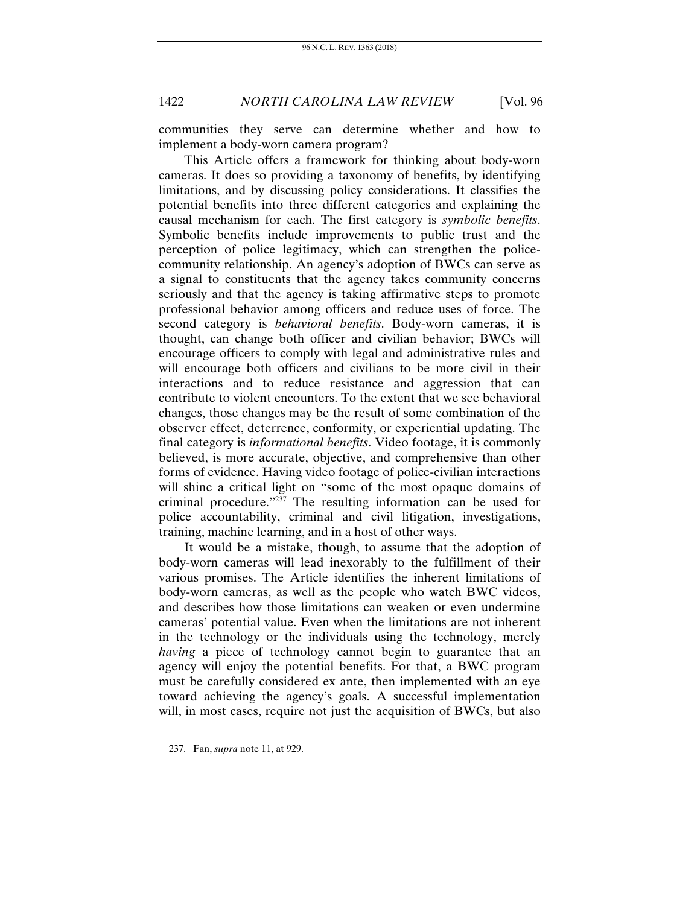communities they serve can determine whether and how to implement a body-worn camera program?

This Article offers a framework for thinking about body-worn cameras. It does so providing a taxonomy of benefits, by identifying limitations, and by discussing policy considerations. It classifies the potential benefits into three different categories and explaining the causal mechanism for each. The first category is *symbolic benefits*. Symbolic benefits include improvements to public trust and the perception of police legitimacy, which can strengthen the police-community relationship. An agency's adoption of BWCs can serve as a signal to constituents that the agency takes community concerns seriously and that the agency is taking affirmative steps to promote professional behavior among officers and reduce uses of force. The second category is *behavioral benefits*. Body-worn cameras, it is thought, can change both officer and civilian behavior; BWCs will encourage officers to comply with legal and administrative rules and will encourage both officers and civilians to be more civil in their interactions and to reduce resistance and aggression that can contribute to violent encounters. To the extent that we see behavioral changes, those changes may be the result of some combination of the observer effect, deterrence, conformity, or experiential updating. The final category is *informational benefits*. Video footage, it is commonly believed, is more accurate, objective, and comprehensive than other forms of evidence. Having video footage of police-civilian interactions will shine a critical light on "some of the most opaque domains of criminal procedure."[237] The resulting information can be used for police accountability, criminal and civil litigation, investigations, training, machine learning, and in a host of other ways.

It would be a mistake, though, to assume that the adoption of body-worn cameras will lead inexorably to the fulfillment of their various promises. The Article identifies the inherent limitations of body-worn cameras, as well as the people who watch BWC videos, and describes how those limitations can weaken or even undermine cameras' potential value. Even when the limitations are not inherent in the technology or the individuals using the technology, merely *having* a piece of technology cannot begin to guarantee that an agency will enjoy the potential benefits. For that, a BWC program must be carefully considered ex ante, then implemented with an eye toward achieving the agency's goals. A successful implementation will, in most cases, require not just the acquisition of BWCs, but also

237. Fan, *supra* note 11, at 929.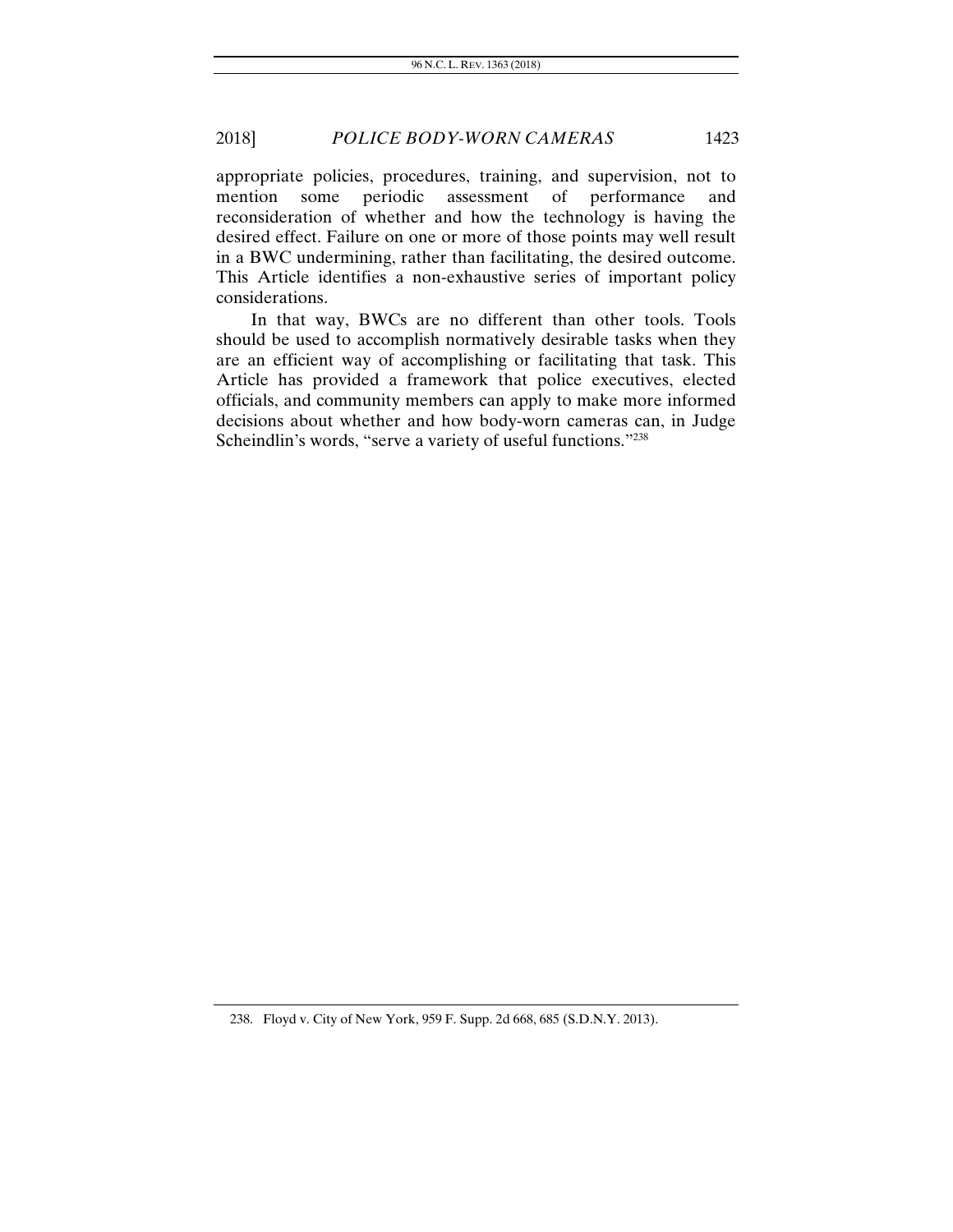appropriate policies, procedures, training, and supervision, not to mention some periodic assessment of performance and reconsideration of whether and how the technology is having the desired effect. Failure on one or more of those points may well result in a BWC undermining, rather than facilitating, the desired outcome. This Article identifies a non-exhaustive series of important policy considerations.

In that way, BWCs are no different than other tools. Tools should be used to accomplish normatively desirable tasks when they are an efficient way of accomplishing or facilitating that task. This Article has provided a framework that police executives, elected officials, and community members can apply to make more informed decisions about whether and how body-worn cameras can, in Judge Scheindlin's words, "serve a variety of useful functions."[238]

---

238. Floyd v. City of New York, 959 F. Supp. 2d 668, 685 (S.D.N.Y. 2013).